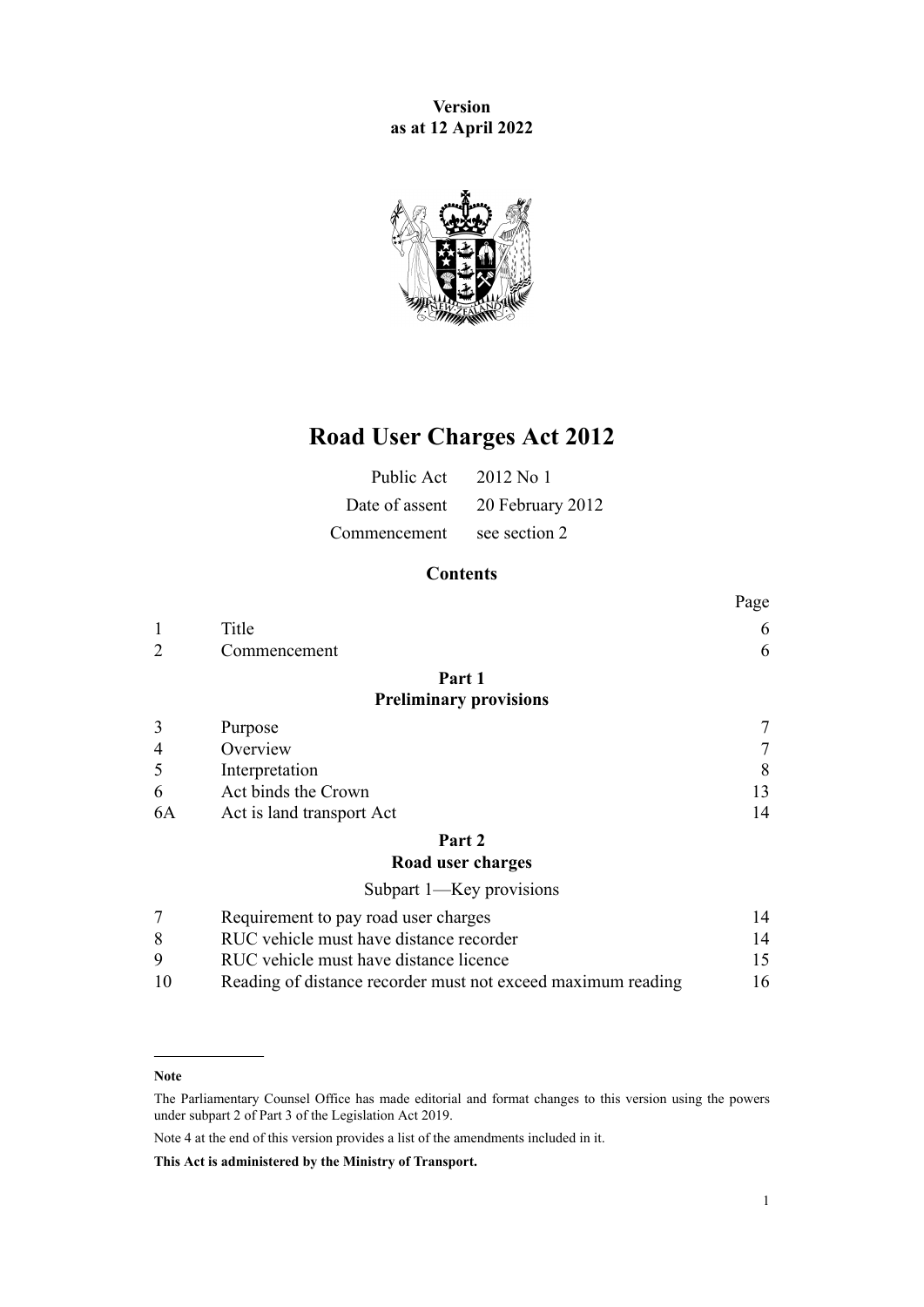**Version**
**as at 12 April 2022**

# Road User Charges Act 2012

| | |
|---|---|
| Public Act | 2012 No 1 |
| Date of assent | 20 February 2012 |
| Commencement | see section 2 |

## Contents

| | | Page |
|---|---|---|
| 1 | Title | 6 |
| 2 | Commencement | 6 |
| | **Part 1** **Preliminary provisions** | |
| 3 | Purpose | 7 |
| 4 | Overview | 7 |
| 5 | Interpretation | 8 |
| 6 | Act binds the Crown | 13 |
| 6A | Act is land transport Act | 14 |
| | **Part 2** **Road user charges** | |
| | Subpart 1—Key provisions | |
| 7 | Requirement to pay road user charges | 14 |
| 8 | RUC vehicle must have distance recorder | 14 |
| 9 | RUC vehicle must have distance licence | 15 |
| 10 | Reading of distance recorder must not exceed maximum reading | 16 |

**Note**

The Parliamentary Counsel Office has made editorial and format changes to this version using the powers under subpart 2 of Part 3 of the Legislation Act 2019.

Note 4 at the end of this version provides a list of the amendments included in it.

**This Act is administered by the Ministry of Transport.**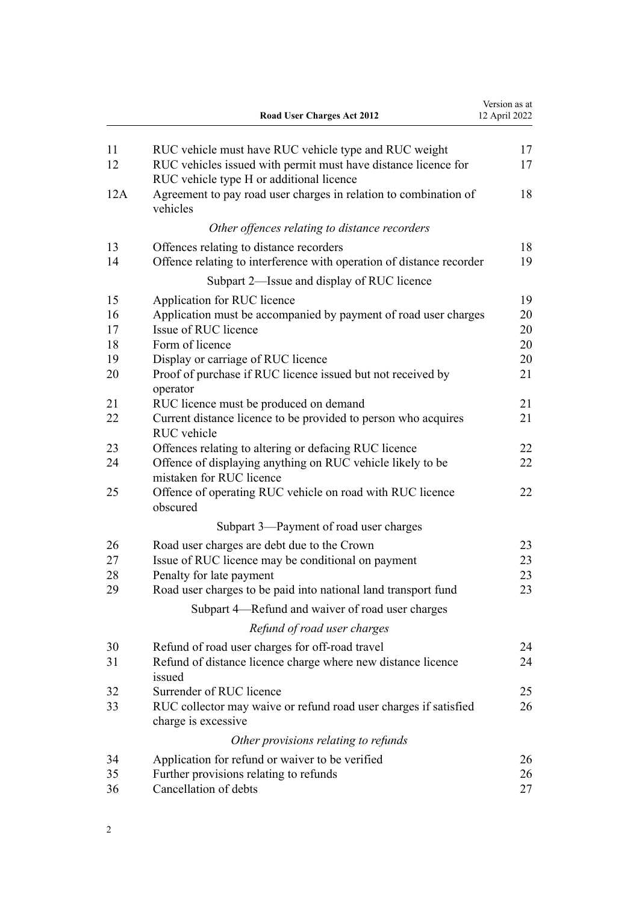| | | |
|---|---|---|
| 11 | RUC vehicle must have RUC vehicle type and RUC weight | 17 |
| 12 | RUC vehicles issued with permit must have distance licence for RUC vehicle type H or additional licence | 17 |
| 12A | Agreement to pay road user charges in relation to combination of vehicles | 18 |
| | *Other offences relating to distance recorders* | |
| 13 | Offences relating to distance recorders | 18 |
| 14 | Offence relating to interference with operation of distance recorder | 19 |
| | Subpart 2—Issue and display of RUC licence | |
| 15 | Application for RUC licence | 19 |
| 16 | Application must be accompanied by payment of road user charges | 20 |
| 17 | Issue of RUC licence | 20 |
| 18 | Form of licence | 20 |
| 19 | Display or carriage of RUC licence | 20 |
| 20 | Proof of purchase if RUC licence issued but not received by operator | 21 |
| 21 | RUC licence must be produced on demand | 21 |
| 22 | Current distance licence to be provided to person who acquires RUC vehicle | 21 |
| 23 | Offences relating to altering or defacing RUC licence | 22 |
| 24 | Offence of displaying anything on RUC vehicle likely to be mistaken for RUC licence | 22 |
| 25 | Offence of operating RUC vehicle on road with RUC licence obscured | 22 |
| | Subpart 3—Payment of road user charges | |
| 26 | Road user charges are debt due to the Crown | 23 |
| 27 | Issue of RUC licence may be conditional on payment | 23 |
| 28 | Penalty for late payment | 23 |
| 29 | Road user charges to be paid into national land transport fund | 23 |
| | Subpart 4—Refund and waiver of road user charges | |
| | *Refund of road user charges* | |
| 30 | Refund of road user charges for off-road travel | 24 |
| 31 | Refund of distance licence charge where new distance licence issued | 24 |
| 32 | Surrender of RUC licence | 25 |
| 33 | RUC collector may waive or refund road user charges if satisfied charge is excessive | 26 |
| | *Other provisions relating to refunds* | |
| 34 | Application for refund or waiver to be verified | 26 |
| 35 | Further provisions relating to refunds | 26 |
| 36 | Cancellation of debts | 27 |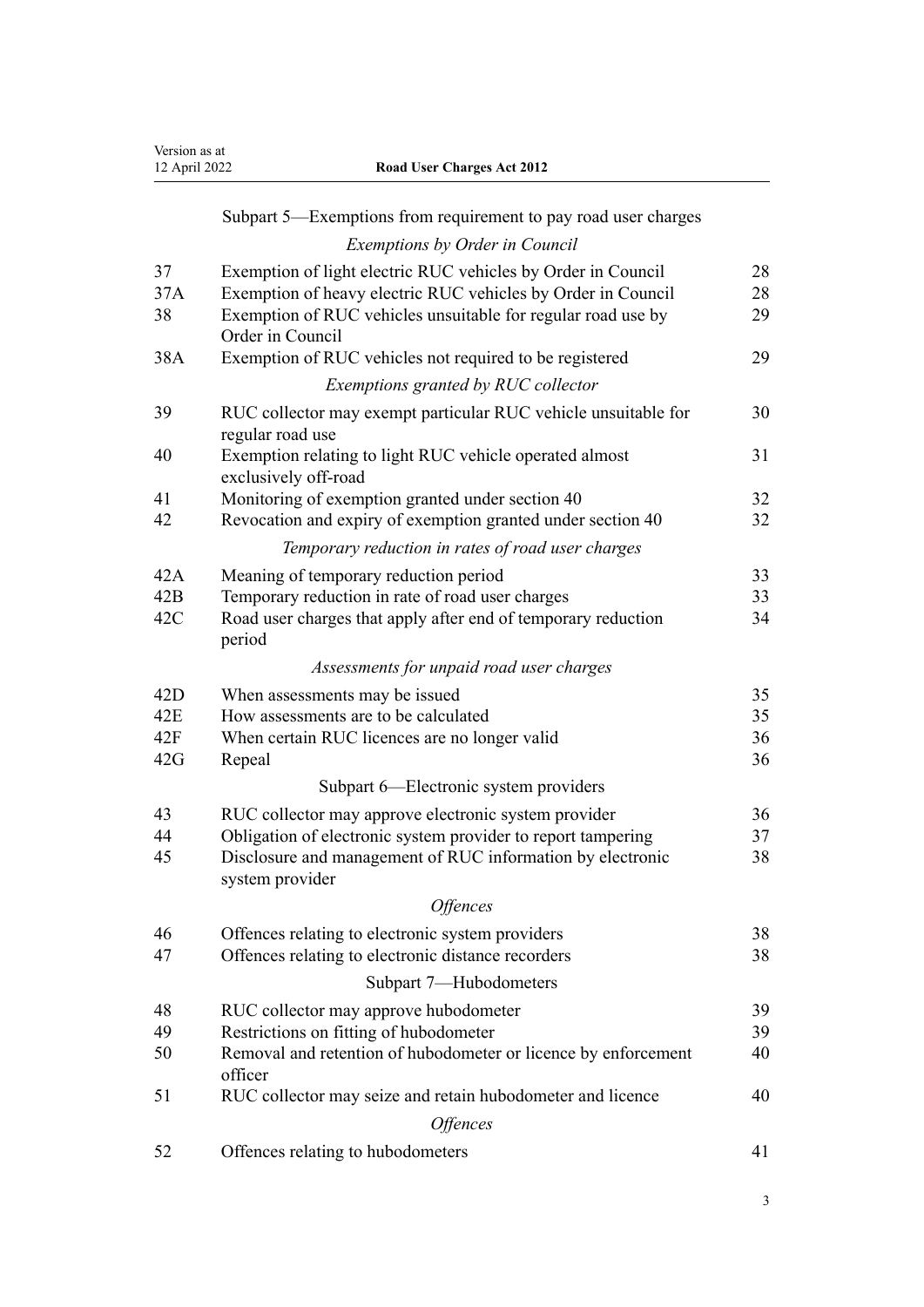Subpart 5—Exemptions from requirement to pay road user charges

*Exemptions by Order in Council*

| | | |
|---|---|---|
| 37 | Exemption of light electric RUC vehicles by Order in Council | 28 |
| 37A | Exemption of heavy electric RUC vehicles by Order in Council | 28 |
| 38 | Exemption of RUC vehicles unsuitable for regular road use by Order in Council | 29 |
| 38A | Exemption of RUC vehicles not required to be registered | 29 |

*Exemptions granted by RUC collector*

| | | |
|---|---|---|
| 39 | RUC collector may exempt particular RUC vehicle unsuitable for regular road use | 30 |
| 40 | Exemption relating to light RUC vehicle operated almost exclusively off-road | 31 |
| 41 | Monitoring of exemption granted under section 40 | 32 |
| 42 | Revocation and expiry of exemption granted under section 40 | 32 |

*Temporary reduction in rates of road user charges*

| | | |
|---|---|---|
| 42A | Meaning of temporary reduction period | 33 |
| 42B | Temporary reduction in rate of road user charges | 33 |
| 42C | Road user charges that apply after end of temporary reduction period | 34 |

*Assessments for unpaid road user charges*

| | | |
|---|---|---|
| 42D | When assessments may be issued | 35 |
| 42E | How assessments are to be calculated | 35 |
| 42F | When certain RUC licences are no longer valid | 36 |
| 42G | Repeal | 36 |

Subpart 6—Electronic system providers

| | | |
|---|---|---|
| 43 | RUC collector may approve electronic system provider | 36 |
| 44 | Obligation of electronic system provider to report tampering | 37 |
| 45 | Disclosure and management of RUC information by electronic system provider | 38 |

*Offences*

| | | |
|---|---|---|
| 46 | Offences relating to electronic system providers | 38 |
| 47 | Offences relating to electronic distance recorders | 38 |

Subpart 7—Hubodometers

| | | |
|---|---|---|
| 48 | RUC collector may approve hubodometer | 39 |
| 49 | Restrictions on fitting of hubodometer | 39 |
| 50 | Removal and retention of hubodometer or licence by enforcement officer | 40 |
| 51 | RUC collector may seize and retain hubodometer and licence | 40 |

*Offences*

| | | |
|---|---|---|
| 52 | Offences relating to hubodometers | 41 |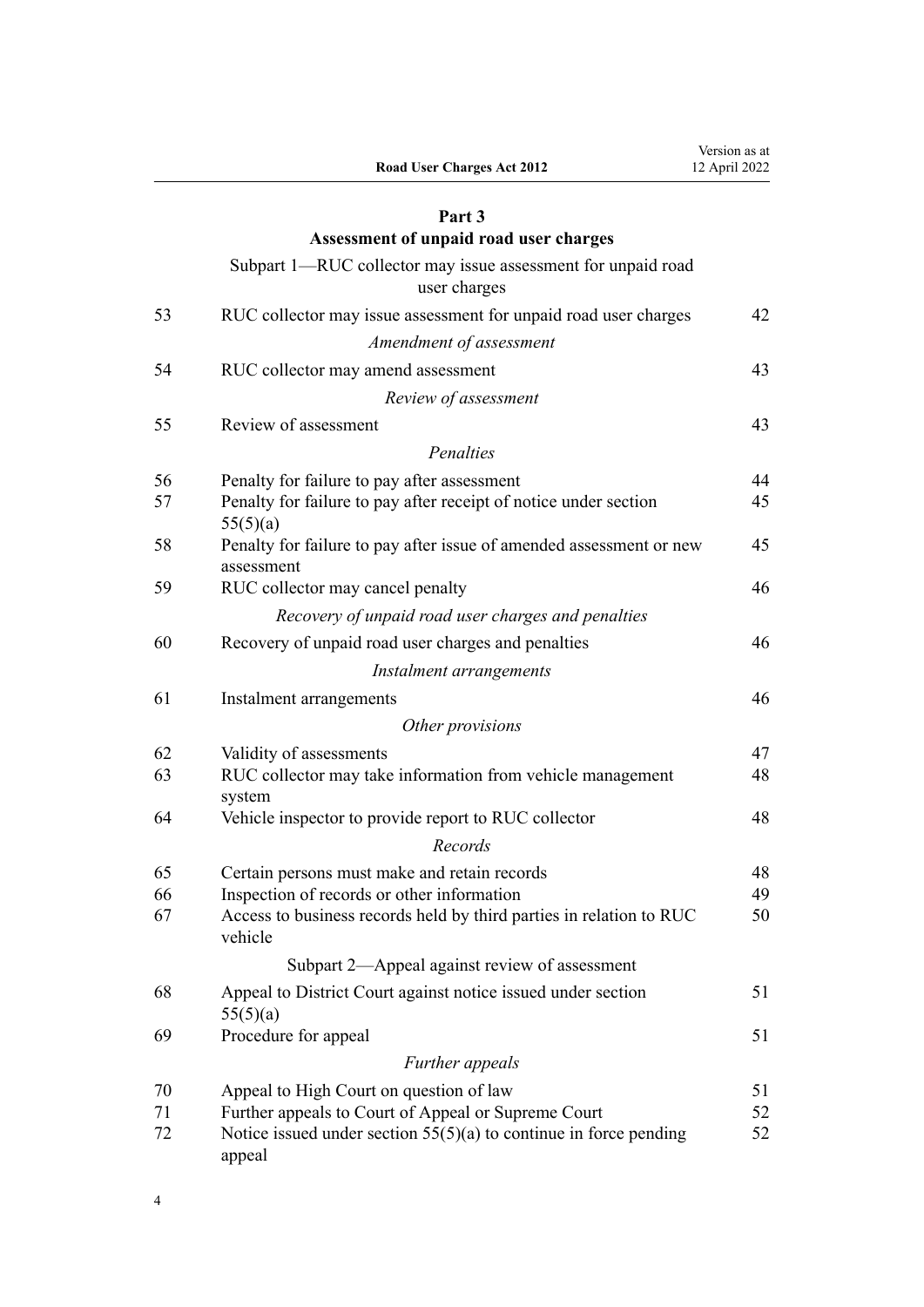## Part 3
## Assessment of unpaid road user charges

Subpart 1—RUC collector may issue assessment for unpaid road user charges

| | | |
|---|---|---|
| 53 | RUC collector may issue assessment for unpaid road user charges | 42 |
| | *Amendment of assessment* | |
| 54 | RUC collector may amend assessment | 43 |
| | *Review of assessment* | |
| 55 | Review of assessment | 43 |
| | *Penalties* | |
| 56 | Penalty for failure to pay after assessment | 44 |
| 57 | Penalty for failure to pay after receipt of notice under section 55(5)(a) | 45 |
| 58 | Penalty for failure to pay after issue of amended assessment or new assessment | 45 |
| 59 | RUC collector may cancel penalty | 46 |
| | *Recovery of unpaid road user charges and penalties* | |
| 60 | Recovery of unpaid road user charges and penalties | 46 |
| | *Instalment arrangements* | |
| 61 | Instalment arrangements | 46 |
| | *Other provisions* | |
| 62 | Validity of assessments | 47 |
| 63 | RUC collector may take information from vehicle management system | 48 |
| 64 | Vehicle inspector to provide report to RUC collector | 48 |
| | *Records* | |
| 65 | Certain persons must make and retain records | 48 |
| 66 | Inspection of records or other information | 49 |
| 67 | Access to business records held by third parties in relation to RUC vehicle | 50 |
| | Subpart 2—Appeal against review of assessment | |
| 68 | Appeal to District Court against notice issued under section 55(5)(a) | 51 |
| 69 | Procedure for appeal | 51 |
| | *Further appeals* | |
| 70 | Appeal to High Court on question of law | 51 |
| 71 | Further appeals to Court of Appeal or Supreme Court | 52 |
| 72 | Notice issued under section 55(5)(a) to continue in force pending appeal | 52 |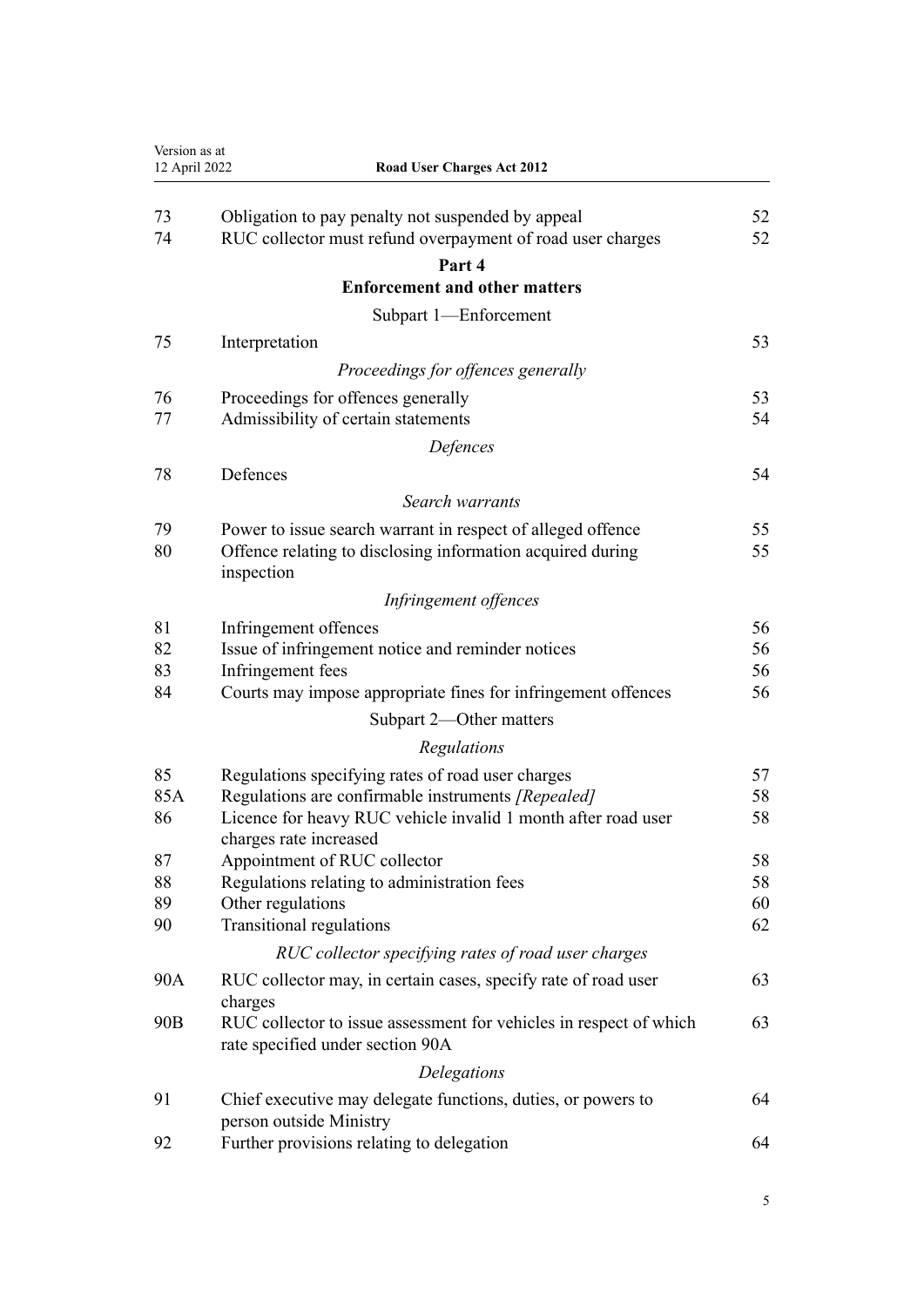| | | |
|---|---|---|
| 73 | Obligation to pay penalty not suspended by appeal | 52 |
| 74 | RUC collector must refund overpayment of road user charges | 52 |

**Part 4**
**Enforcement and other matters**

Subpart 1—Enforcement

| | | |
|---|---|---|
| 75 | Interpretation | 53 |

*Proceedings for offences generally*

| | | |
|---|---|---|
| 76 | Proceedings for offences generally | 53 |
| 77 | Admissibility of certain statements | 54 |

*Defences*

| | | |
|---|---|---|
| 78 | Defences | 54 |

*Search warrants*

| | | |
|---|---|---|
| 79 | Power to issue search warrant in respect of alleged offence | 55 |
| 80 | Offence relating to disclosing information acquired during inspection | 55 |

*Infringement offences*

| | | |
|---|---|---|
| 81 | Infringement offences | 56 |
| 82 | Issue of infringement notice and reminder notices | 56 |
| 83 | Infringement fees | 56 |
| 84 | Courts may impose appropriate fines for infringement offences | 56 |

Subpart 2—Other matters

*Regulations*

| | | |
|---|---|---|
| 85 | Regulations specifying rates of road user charges | 57 |
| 85A | Regulations are confirmable instruments *[Repealed]* | 58 |
| 86 | Licence for heavy RUC vehicle invalid 1 month after road user charges rate increased | 58 |
| 87 | Appointment of RUC collector | 58 |
| 88 | Regulations relating to administration fees | 58 |
| 89 | Other regulations | 60 |
| 90 | Transitional regulations | 62 |

*RUC collector specifying rates of road user charges*

| | | |
|---|---|---|
| 90A | RUC collector may, in certain cases, specify rate of road user charges | 63 |
| 90B | RUC collector to issue assessment for vehicles in respect of which rate specified under section 90A | 63 |

*Delegations*

| | | |
|---|---|---|
| 91 | Chief executive may delegate functions, duties, or powers to person outside Ministry | 64 |
| 92 | Further provisions relating to delegation | 64 |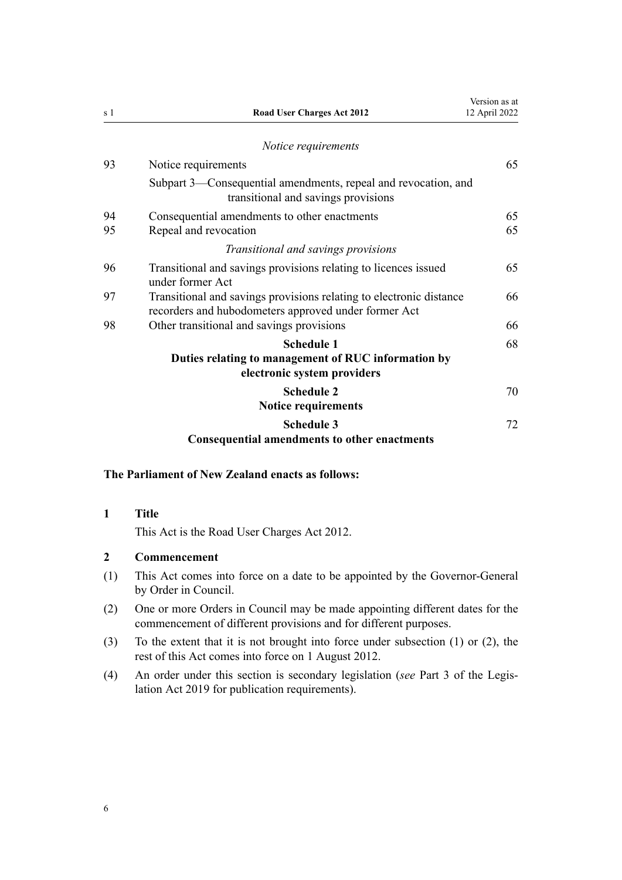*Notice requirements*

| | | |
|---|---|---|
| 93 | Notice requirements | 65 |
| | Subpart 3—Consequential amendments, repeal and revocation, and transitional and savings provisions | |
| 94 | Consequential amendments to other enactments | 65 |
| 95 | Repeal and revocation | 65 |
| | *Transitional and savings provisions* | |
| 96 | Transitional and savings provisions relating to licences issued under former Act | 65 |
| 97 | Transitional and savings provisions relating to electronic distance recorders and hubodometers approved under former Act | 66 |
| 98 | Other transitional and savings provisions | 66 |
| | **Schedule 1** **Duties relating to management of RUC information by electronic system providers** | 68 |
| | **Schedule 2** **Notice requirements** | 70 |
| | **Schedule 3** **Consequential amendments to other enactments** | 72 |

**The Parliament of New Zealand enacts as follows:**

### 1 Title

This Act is the Road User Charges Act 2012.

### 2 Commencement

(1) This Act comes into force on a date to be appointed by the Governor-General by Order in Council.

(2) One or more Orders in Council may be made appointing different dates for the commencement of different provisions and for different purposes.

(3) To the extent that it is not brought into force under subsection (1) or (2), the rest of this Act comes into force on 1 August 2012.

(4) An order under this section is secondary legislation (*see* Part 3 of the Legislation Act 2019 for publication requirements).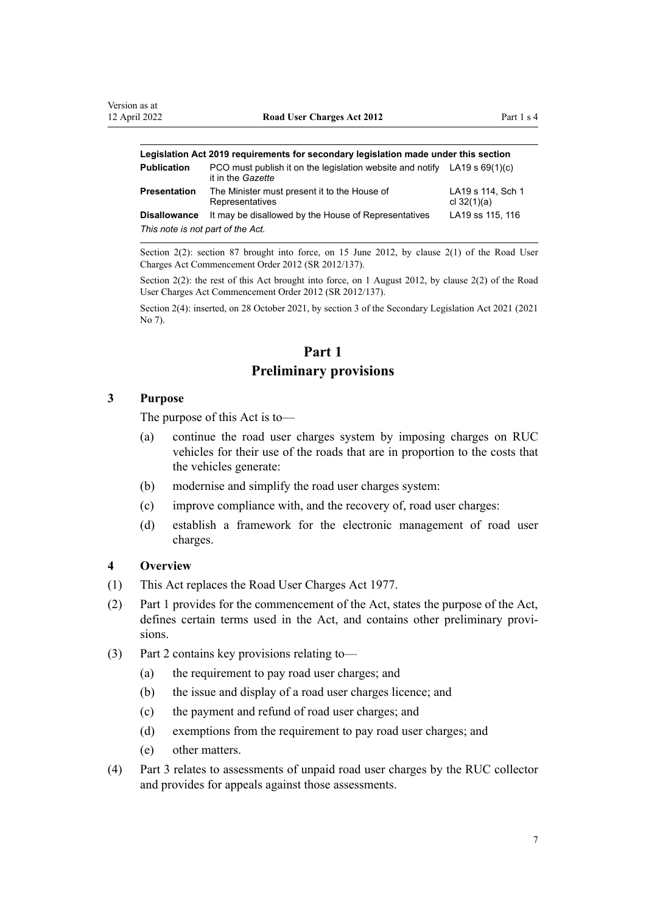| Legislation Act 2019 requirements for secondary legislation made under this section | | |
|---|---|---|
| **Publication** | PCO must publish it on the legislation website and notify it in the *Gazette* | LA19 s 69(1)(c) |
| **Presentation** | The Minister must present it to the House of Representatives | LA19 s 114, Sch 1 cl 32(1)(a) |
| **Disallowance** | It may be disallowed by the House of Representatives | LA19 ss 115, 116 |
| *This note is not part of the Act.* | | |

Section 2(2): section 87 brought into force, on 15 June 2012, by clause 2(1) of the Road User Charges Act Commencement Order 2012 (SR 2012/137).

Section 2(2): the rest of this Act brought into force, on 1 August 2012, by clause 2(2) of the Road User Charges Act Commencement Order 2012 (SR 2012/137).

Section 2(4): inserted, on 28 October 2021, by section 3 of the Secondary Legislation Act 2021 (2021 No 7).

# Part 1
# Preliminary provisions

### 3 Purpose

The purpose of this Act is to—

(a) continue the road user charges system by imposing charges on RUC vehicles for their use of the roads that are in proportion to the costs that the vehicles generate:

(b) modernise and simplify the road user charges system:

(c) improve compliance with, and the recovery of, road user charges:

(d) establish a framework for the electronic management of road user charges.

### 4 Overview

(1) This Act replaces the Road User Charges Act 1977.

(2) Part 1 provides for the commencement of the Act, states the purpose of the Act, defines certain terms used in the Act, and contains other preliminary provisions.

(3) Part 2 contains key provisions relating to—

(a) the requirement to pay road user charges; and

(b) the issue and display of a road user charges licence; and

(c) the payment and refund of road user charges; and

(d) exemptions from the requirement to pay road user charges; and

(e) other matters.

(4) Part 3 relates to assessments of unpaid road user charges by the RUC collector and provides for appeals against those assessments.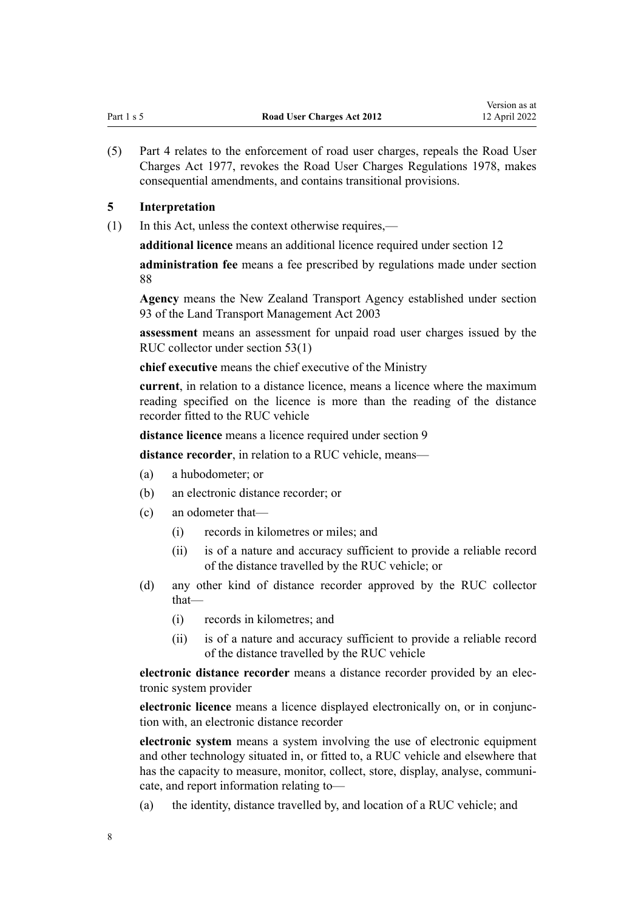(5) Part 4 relates to the enforcement of road user charges, repeals the Road User Charges Act 1977, revokes the Road User Charges Regulations 1978, makes consequential amendments, and contains transitional provisions.

### 5 Interpretation

(1) In this Act, unless the context otherwise requires,—

**additional licence** means an additional licence required under section 12

**administration fee** means a fee prescribed by regulations made under section 88

**Agency** means the New Zealand Transport Agency established under section 93 of the Land Transport Management Act 2003

**assessment** means an assessment for unpaid road user charges issued by the RUC collector under section 53(1)

**chief executive** means the chief executive of the Ministry

**current**, in relation to a distance licence, means a licence where the maximum reading specified on the licence is more than the reading of the distance recorder fitted to the RUC vehicle

**distance licence** means a licence required under section 9

**distance recorder**, in relation to a RUC vehicle, means—

- (a) a hubodometer; or
- (b) an electronic distance recorder; or
- (c) an odometer that—
  - (i) records in kilometres or miles; and
  - (ii) is of a nature and accuracy sufficient to provide a reliable record of the distance travelled by the RUC vehicle; or
- (d) any other kind of distance recorder approved by the RUC collector that—
  - (i) records in kilometres; and
  - (ii) is of a nature and accuracy sufficient to provide a reliable record of the distance travelled by the RUC vehicle

**electronic distance recorder** means a distance recorder provided by an electronic system provider

**electronic licence** means a licence displayed electronically on, or in conjunction with, an electronic distance recorder

**electronic system** means a system involving the use of electronic equipment and other technology situated in, or fitted to, a RUC vehicle and elsewhere that has the capacity to measure, monitor, collect, store, display, analyse, communicate, and report information relating to—

- (a) the identity, distance travelled by, and location of a RUC vehicle; and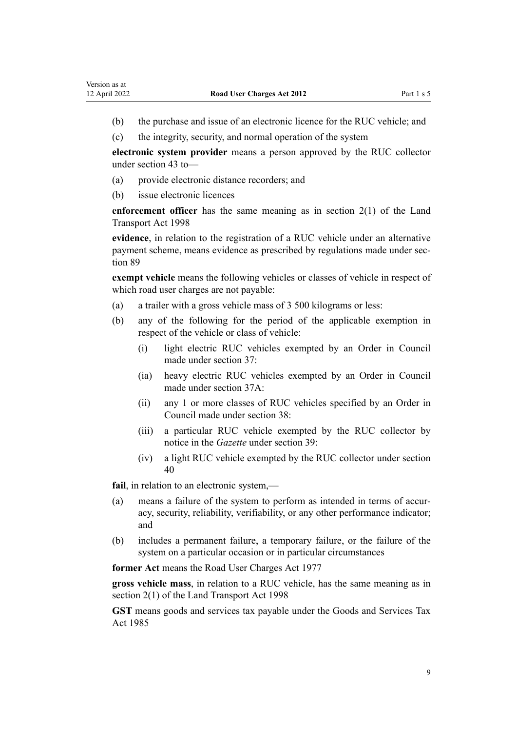(b) the purchase and issue of an electronic licence for the RUC vehicle; and

(c) the integrity, security, and normal operation of the system

**electronic system provider** means a person approved by the RUC collector under section 43 to—

(a) provide electronic distance recorders; and

(b) issue electronic licences

**enforcement officer** has the same meaning as in section 2(1) of the Land Transport Act 1998

**evidence**, in relation to the registration of a RUC vehicle under an alternative payment scheme, means evidence as prescribed by regulations made under section 89

**exempt vehicle** means the following vehicles or classes of vehicle in respect of which road user charges are not payable:

(a) a trailer with a gross vehicle mass of 3 500 kilograms or less:

(b) any of the following for the period of the applicable exemption in respect of the vehicle or class of vehicle:

  (i) light electric RUC vehicles exempted by an Order in Council made under section 37:

  (ia) heavy electric RUC vehicles exempted by an Order in Council made under section 37A:

  (ii) any 1 or more classes of RUC vehicles specified by an Order in Council made under section 38:

  (iii) a particular RUC vehicle exempted by the RUC collector by notice in the *Gazette* under section 39:

  (iv) a light RUC vehicle exempted by the RUC collector under section 40

**fail**, in relation to an electronic system,—

(a) means a failure of the system to perform as intended in terms of accuracy, security, reliability, verifiability, or any other performance indicator; and

(b) includes a permanent failure, a temporary failure, or the failure of the system on a particular occasion or in particular circumstances

**former Act** means the Road User Charges Act 1977

**gross vehicle mass**, in relation to a RUC vehicle, has the same meaning as in section 2(1) of the Land Transport Act 1998

**GST** means goods and services tax payable under the Goods and Services Tax Act 1985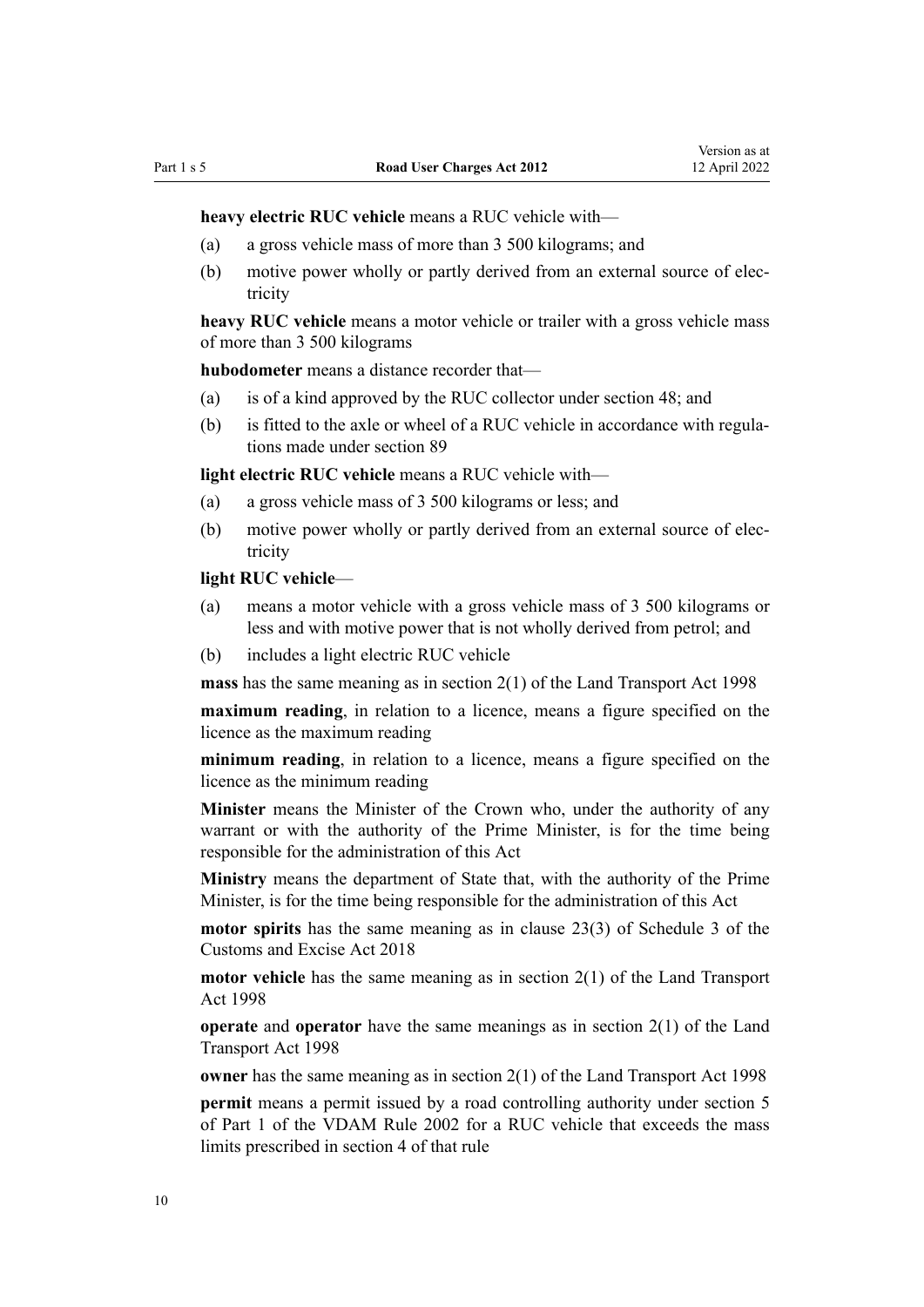**heavy electric RUC vehicle** means a RUC vehicle with—

(a) a gross vehicle mass of more than 3 500 kilograms; and

(b) motive power wholly or partly derived from an external source of electricity

**heavy RUC vehicle** means a motor vehicle or trailer with a gross vehicle mass of more than 3 500 kilograms

**hubodometer** means a distance recorder that—

(a) is of a kind approved by the RUC collector under section 48; and

(b) is fitted to the axle or wheel of a RUC vehicle in accordance with regulations made under section 89

**light electric RUC vehicle** means a RUC vehicle with—

(a) a gross vehicle mass of 3 500 kilograms or less; and

(b) motive power wholly or partly derived from an external source of electricity

**light RUC vehicle**—

(a) means a motor vehicle with a gross vehicle mass of 3 500 kilograms or less and with motive power that is not wholly derived from petrol; and

(b) includes a light electric RUC vehicle

**mass** has the same meaning as in section 2(1) of the Land Transport Act 1998

**maximum reading**, in relation to a licence, means a figure specified on the licence as the maximum reading

**minimum reading**, in relation to a licence, means a figure specified on the licence as the minimum reading

**Minister** means the Minister of the Crown who, under the authority of any warrant or with the authority of the Prime Minister, is for the time being responsible for the administration of this Act

**Ministry** means the department of State that, with the authority of the Prime Minister, is for the time being responsible for the administration of this Act

**motor spirits** has the same meaning as in clause 23(3) of Schedule 3 of the Customs and Excise Act 2018

**motor vehicle** has the same meaning as in section 2(1) of the Land Transport Act 1998

**operate** and **operator** have the same meanings as in section 2(1) of the Land Transport Act 1998

**owner** has the same meaning as in section 2(1) of the Land Transport Act 1998

**permit** means a permit issued by a road controlling authority under section 5 of Part 1 of the VDAM Rule 2002 for a RUC vehicle that exceeds the mass limits prescribed in section 4 of that rule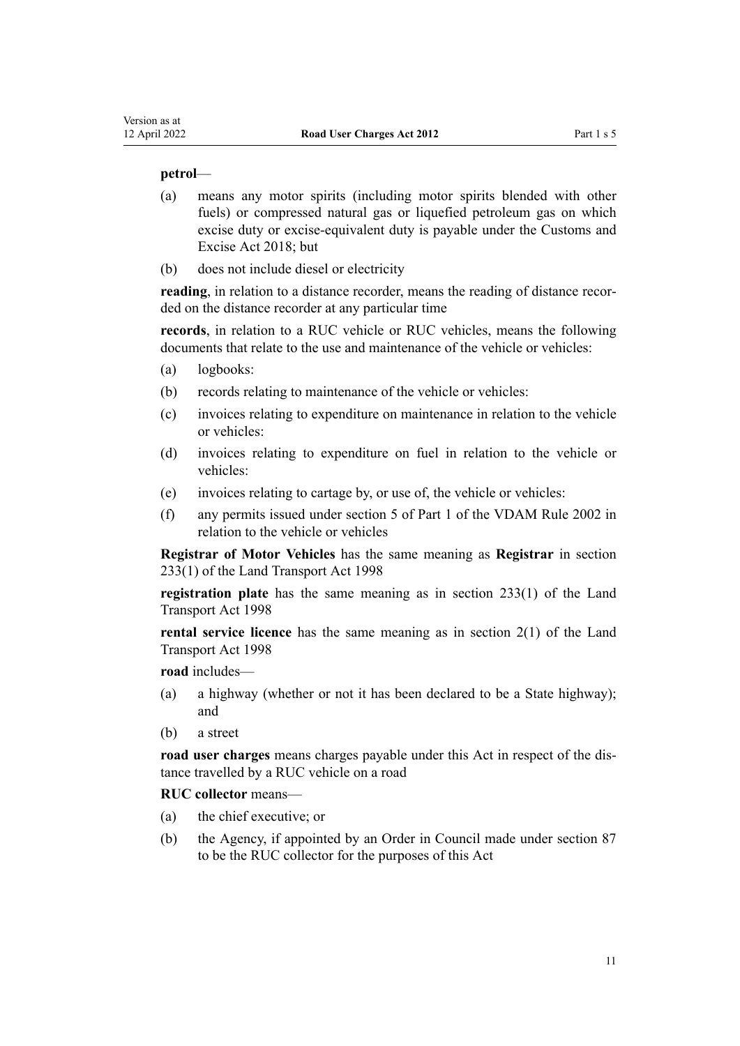**petrol**—

(a) means any motor spirits (including motor spirits blended with other fuels) or compressed natural gas or liquefied petroleum gas on which excise duty or excise-equivalent duty is payable under the Customs and Excise Act 2018; but

(b) does not include diesel or electricity

**reading**, in relation to a distance recorder, means the reading of distance recorded on the distance recorder at any particular time

**records**, in relation to a RUC vehicle or RUC vehicles, means the following documents that relate to the use and maintenance of the vehicle or vehicles:

(a) logbooks:

(b) records relating to maintenance of the vehicle or vehicles:

(c) invoices relating to expenditure on maintenance in relation to the vehicle or vehicles:

(d) invoices relating to expenditure on fuel in relation to the vehicle or vehicles:

(e) invoices relating to cartage by, or use of, the vehicle or vehicles:

(f) any permits issued under section 5 of Part 1 of the VDAM Rule 2002 in relation to the vehicle or vehicles

**Registrar of Motor Vehicles** has the same meaning as **Registrar** in section 233(1) of the Land Transport Act 1998

**registration plate** has the same meaning as in section 233(1) of the Land Transport Act 1998

**rental service licence** has the same meaning as in section 2(1) of the Land Transport Act 1998

**road** includes—

(a) a highway (whether or not it has been declared to be a State highway); and

(b) a street

**road user charges** means charges payable under this Act in respect of the distance travelled by a RUC vehicle on a road

**RUC collector** means—

(a) the chief executive; or

(b) the Agency, if appointed by an Order in Council made under section 87 to be the RUC collector for the purposes of this Act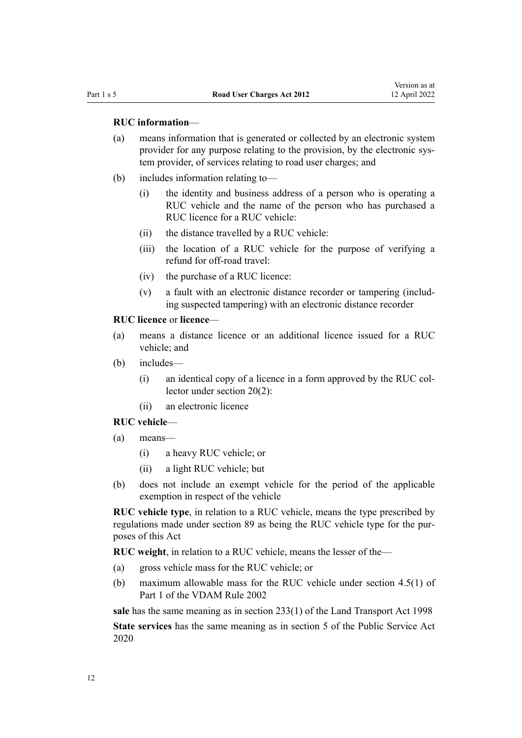**RUC information**—

(a) means information that is generated or collected by an electronic system provider for any purpose relating to the provision, by the electronic system provider, of services relating to road user charges; and

(b) includes information relating to—

  (i) the identity and business address of a person who is operating a RUC vehicle and the name of the person who has purchased a RUC licence for a RUC vehicle:

  (ii) the distance travelled by a RUC vehicle:

  (iii) the location of a RUC vehicle for the purpose of verifying a refund for off-road travel:

  (iv) the purchase of a RUC licence:

  (v) a fault with an electronic distance recorder or tampering (including suspected tampering) with an electronic distance recorder

**RUC licence** or **licence**—

(a) means a distance licence or an additional licence issued for a RUC vehicle; and

(b) includes—

  (i) an identical copy of a licence in a form approved by the RUC collector under section 20(2):

  (ii) an electronic licence

**RUC vehicle**—

(a) means—

  (i) a heavy RUC vehicle; or

  (ii) a light RUC vehicle; but

(b) does not include an exempt vehicle for the period of the applicable exemption in respect of the vehicle

**RUC vehicle type**, in relation to a RUC vehicle, means the type prescribed by regulations made under section 89 as being the RUC vehicle type for the purposes of this Act

**RUC weight**, in relation to a RUC vehicle, means the lesser of the—

(a) gross vehicle mass for the RUC vehicle; or

(b) maximum allowable mass for the RUC vehicle under section 4.5(1) of Part 1 of the VDAM Rule 2002

**sale** has the same meaning as in section 233(1) of the Land Transport Act 1998

**State services** has the same meaning as in section 5 of the Public Service Act 2020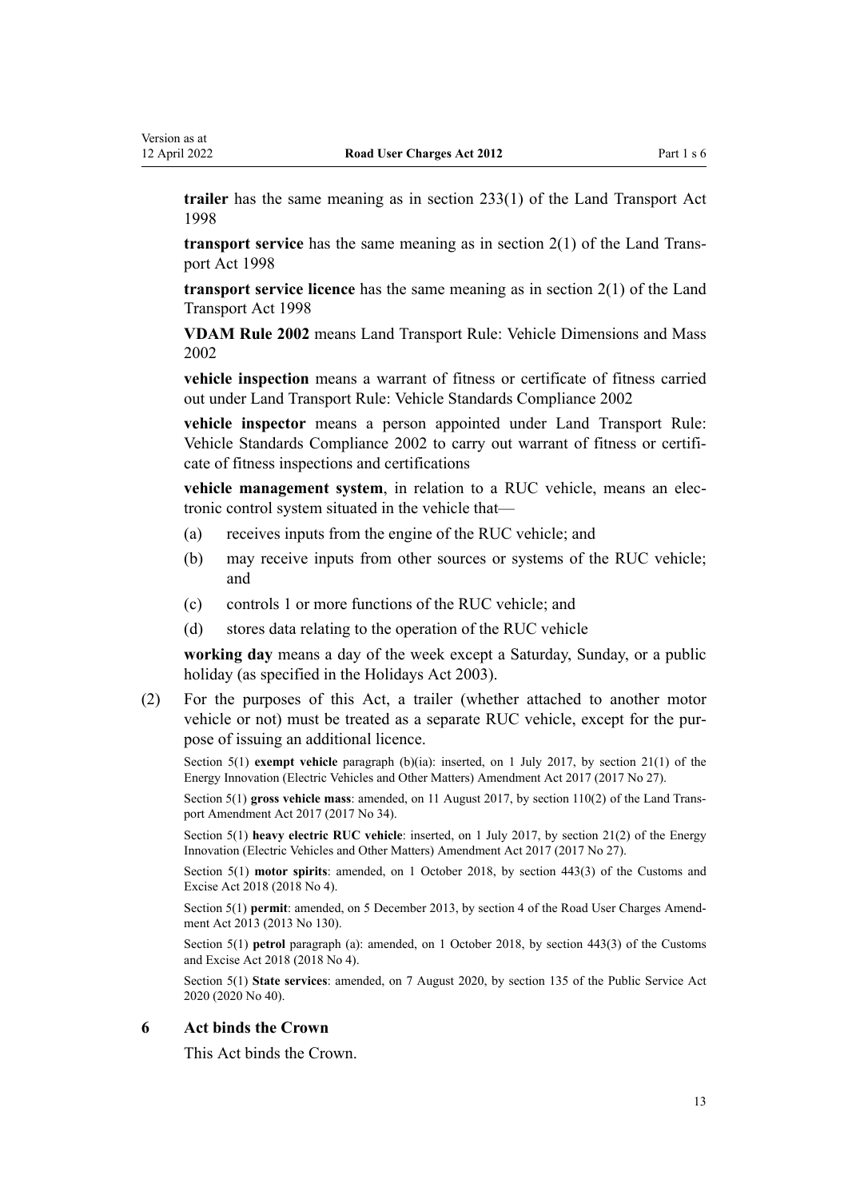**trailer** has the same meaning as in section 233(1) of the Land Transport Act 1998

**transport service** has the same meaning as in section 2(1) of the Land Transport Act 1998

**transport service licence** has the same meaning as in section 2(1) of the Land Transport Act 1998

**VDAM Rule 2002** means Land Transport Rule: Vehicle Dimensions and Mass 2002

**vehicle inspection** means a warrant of fitness or certificate of fitness carried out under Land Transport Rule: Vehicle Standards Compliance 2002

**vehicle inspector** means a person appointed under Land Transport Rule: Vehicle Standards Compliance 2002 to carry out warrant of fitness or certificate of fitness inspections and certifications

**vehicle management system**, in relation to a RUC vehicle, means an electronic control system situated in the vehicle that—

- (a) receives inputs from the engine of the RUC vehicle; and
- (b) may receive inputs from other sources or systems of the RUC vehicle; and
- (c) controls 1 or more functions of the RUC vehicle; and
- (d) stores data relating to the operation of the RUC vehicle

**working day** means a day of the week except a Saturday, Sunday, or a public holiday (as specified in the Holidays Act 2003).

(2) For the purposes of this Act, a trailer (whether attached to another motor vehicle or not) must be treated as a separate RUC vehicle, except for the purpose of issuing an additional licence.

Section 5(1) **exempt vehicle** paragraph (b)(ia): inserted, on 1 July 2017, by section 21(1) of the Energy Innovation (Electric Vehicles and Other Matters) Amendment Act 2017 (2017 No 27).

Section 5(1) **gross vehicle mass**: amended, on 11 August 2017, by section 110(2) of the Land Transport Amendment Act 2017 (2017 No 34).

Section 5(1) **heavy electric RUC vehicle**: inserted, on 1 July 2017, by section 21(2) of the Energy Innovation (Electric Vehicles and Other Matters) Amendment Act 2017 (2017 No 27).

Section 5(1) **motor spirits**: amended, on 1 October 2018, by section 443(3) of the Customs and Excise Act 2018 (2018 No 4).

Section 5(1) **permit**: amended, on 5 December 2013, by section 4 of the Road User Charges Amendment Act 2013 (2013 No 130).

Section 5(1) **petrol** paragraph (a): amended, on 1 October 2018, by section 443(3) of the Customs and Excise Act 2018 (2018 No 4).

Section 5(1) **State services**: amended, on 7 August 2020, by section 135 of the Public Service Act 2020 (2020 No 40).

### 6 Act binds the Crown

This Act binds the Crown.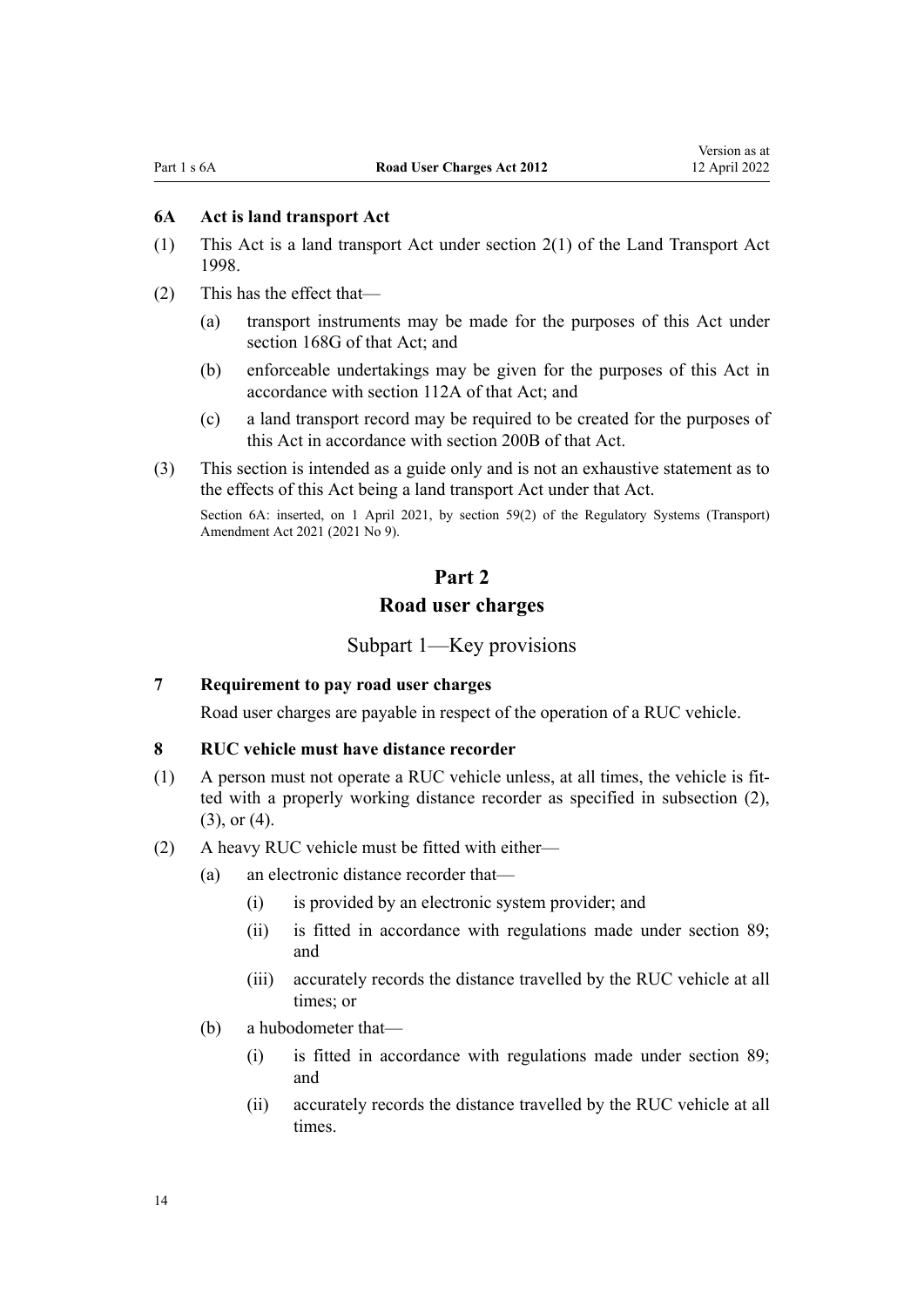### 6A Act is land transport Act

(1) This Act is a land transport Act under section 2(1) of the Land Transport Act 1998.

(2) This has the effect that—

- (a) transport instruments may be made for the purposes of this Act under section 168G of that Act; and
- (b) enforceable undertakings may be given for the purposes of this Act in accordance with section 112A of that Act; and
- (c) a land transport record may be required to be created for the purposes of this Act in accordance with section 200B of that Act.

(3) This section is intended as a guide only and is not an exhaustive statement as to the effects of this Act being a land transport Act under that Act.

Section 6A: inserted, on 1 April 2021, by section 59(2) of the Regulatory Systems (Transport) Amendment Act 2021 (2021 No 9).

# Part 2
# Road user charges

## Subpart 1—Key provisions

### 7 Requirement to pay road user charges

Road user charges are payable in respect of the operation of a RUC vehicle.

### 8 RUC vehicle must have distance recorder

(1) A person must not operate a RUC vehicle unless, at all times, the vehicle is fitted with a properly working distance recorder as specified in subsection (2), (3), or (4).

(2) A heavy RUC vehicle must be fitted with either—

- (a) an electronic distance recorder that—
  - (i) is provided by an electronic system provider; and
  - (ii) is fitted in accordance with regulations made under section 89; and
  - (iii) accurately records the distance travelled by the RUC vehicle at all times; or
- (b) a hubodometer that—
  - (i) is fitted in accordance with regulations made under section 89; and
  - (ii) accurately records the distance travelled by the RUC vehicle at all times.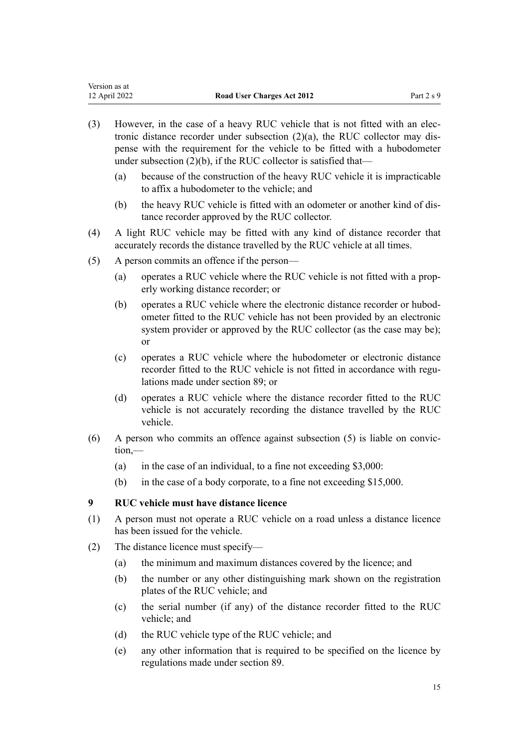(3) However, in the case of a heavy RUC vehicle that is not fitted with an electronic distance recorder under subsection (2)(a), the RUC collector may dispense with the requirement for the vehicle to be fitted with a hubodometer under subsection (2)(b), if the RUC collector is satisfied that—

(a) because of the construction of the heavy RUC vehicle it is impracticable to affix a hubodometer to the vehicle; and

(b) the heavy RUC vehicle is fitted with an odometer or another kind of distance recorder approved by the RUC collector.

(4) A light RUC vehicle may be fitted with any kind of distance recorder that accurately records the distance travelled by the RUC vehicle at all times.

(5) A person commits an offence if the person—

(a) operates a RUC vehicle where the RUC vehicle is not fitted with a properly working distance recorder; or

(b) operates a RUC vehicle where the electronic distance recorder or hubodometer fitted to the RUC vehicle has not been provided by an electronic system provider or approved by the RUC collector (as the case may be); or

(c) operates a RUC vehicle where the hubodometer or electronic distance recorder fitted to the RUC vehicle is not fitted in accordance with regulations made under section 89; or

(d) operates a RUC vehicle where the distance recorder fitted to the RUC vehicle is not accurately recording the distance travelled by the RUC vehicle.

(6) A person who commits an offence against subsection (5) is liable on conviction,—

(a) in the case of an individual, to a fine not exceeding $3,000:

(b) in the case of a body corporate, to a fine not exceeding $15,000.

### 9 RUC vehicle must have distance licence

(1) A person must not operate a RUC vehicle on a road unless a distance licence has been issued for the vehicle.

(2) The distance licence must specify—

(a) the minimum and maximum distances covered by the licence; and

(b) the number or any other distinguishing mark shown on the registration plates of the RUC vehicle; and

(c) the serial number (if any) of the distance recorder fitted to the RUC vehicle; and

(d) the RUC vehicle type of the RUC vehicle; and

(e) any other information that is required to be specified on the licence by regulations made under section 89.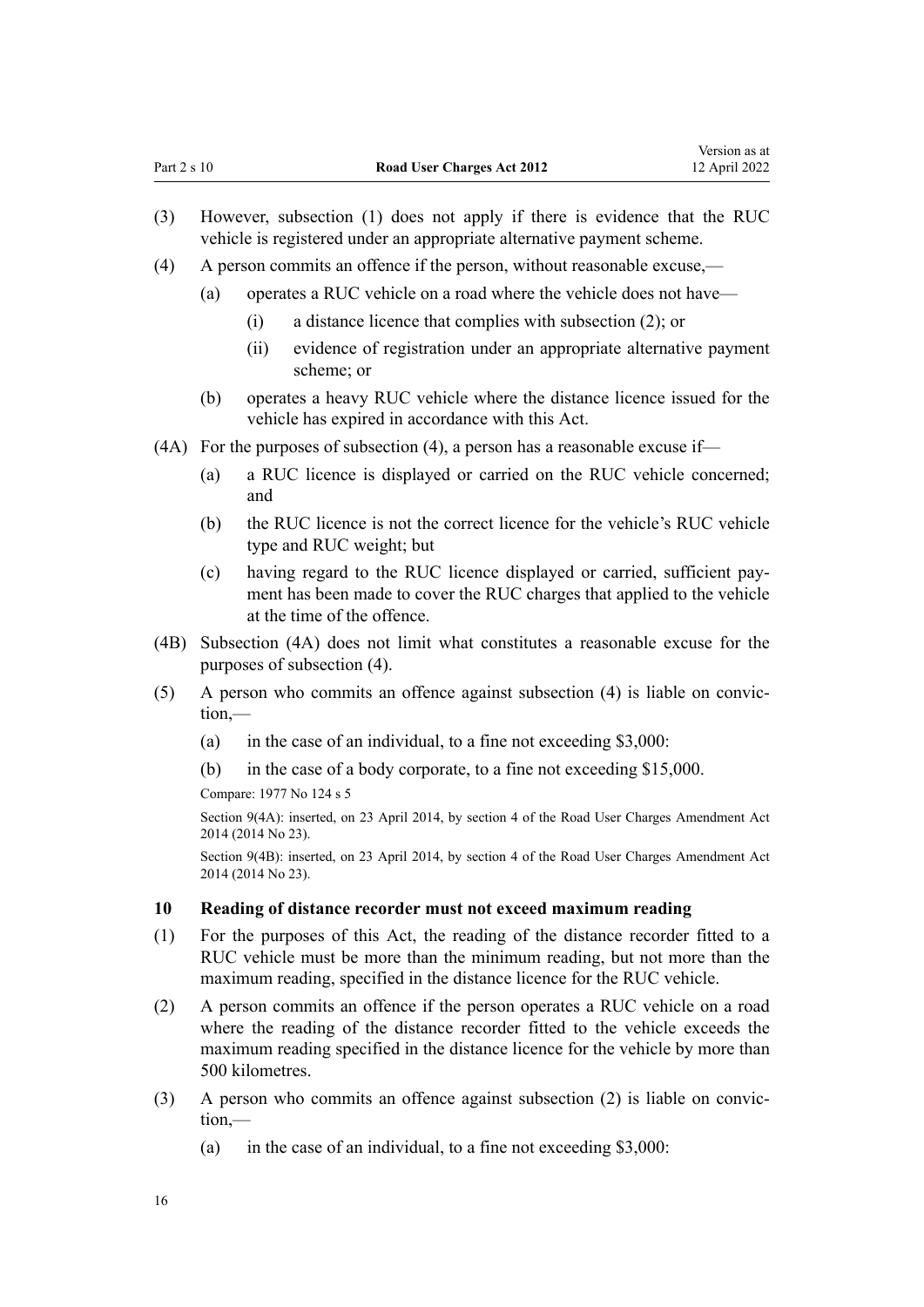(3) However, subsection (1) does not apply if there is evidence that the RUC vehicle is registered under an appropriate alternative payment scheme.

(4) A person commits an offence if the person, without reasonable excuse,—

- (a) operates a RUC vehicle on a road where the vehicle does not have—
  - (i) a distance licence that complies with subsection (2); or
  - (ii) evidence of registration under an appropriate alternative payment scheme; or
- (b) operates a heavy RUC vehicle where the distance licence issued for the vehicle has expired in accordance with this Act.

(4A) For the purposes of subsection (4), a person has a reasonable excuse if—

- (a) a RUC licence is displayed or carried on the RUC vehicle concerned; and
- (b) the RUC licence is not the correct licence for the vehicle's RUC vehicle type and RUC weight; but
- (c) having regard to the RUC licence displayed or carried, sufficient payment has been made to cover the RUC charges that applied to the vehicle at the time of the offence.

(4B) Subsection (4A) does not limit what constitutes a reasonable excuse for the purposes of subsection (4).

(5) A person who commits an offence against subsection (4) is liable on conviction,—

- (a) in the case of an individual, to a fine not exceeding $3,000:
- (b) in the case of a body corporate, to a fine not exceeding $15,000.

Compare: 1977 No 124 s 5

Section 9(4A): inserted, on 23 April 2014, by section 4 of the Road User Charges Amendment Act 2014 (2014 No 23).

Section 9(4B): inserted, on 23 April 2014, by section 4 of the Road User Charges Amendment Act 2014 (2014 No 23).

### 10 Reading of distance recorder must not exceed maximum reading

(1) For the purposes of this Act, the reading of the distance recorder fitted to a RUC vehicle must be more than the minimum reading, but not more than the maximum reading, specified in the distance licence for the RUC vehicle.

(2) A person commits an offence if the person operates a RUC vehicle on a road where the reading of the distance recorder fitted to the vehicle exceeds the maximum reading specified in the distance licence for the vehicle by more than 500 kilometres.

(3) A person who commits an offence against subsection (2) is liable on conviction,—

- (a) in the case of an individual, to a fine not exceeding $3,000: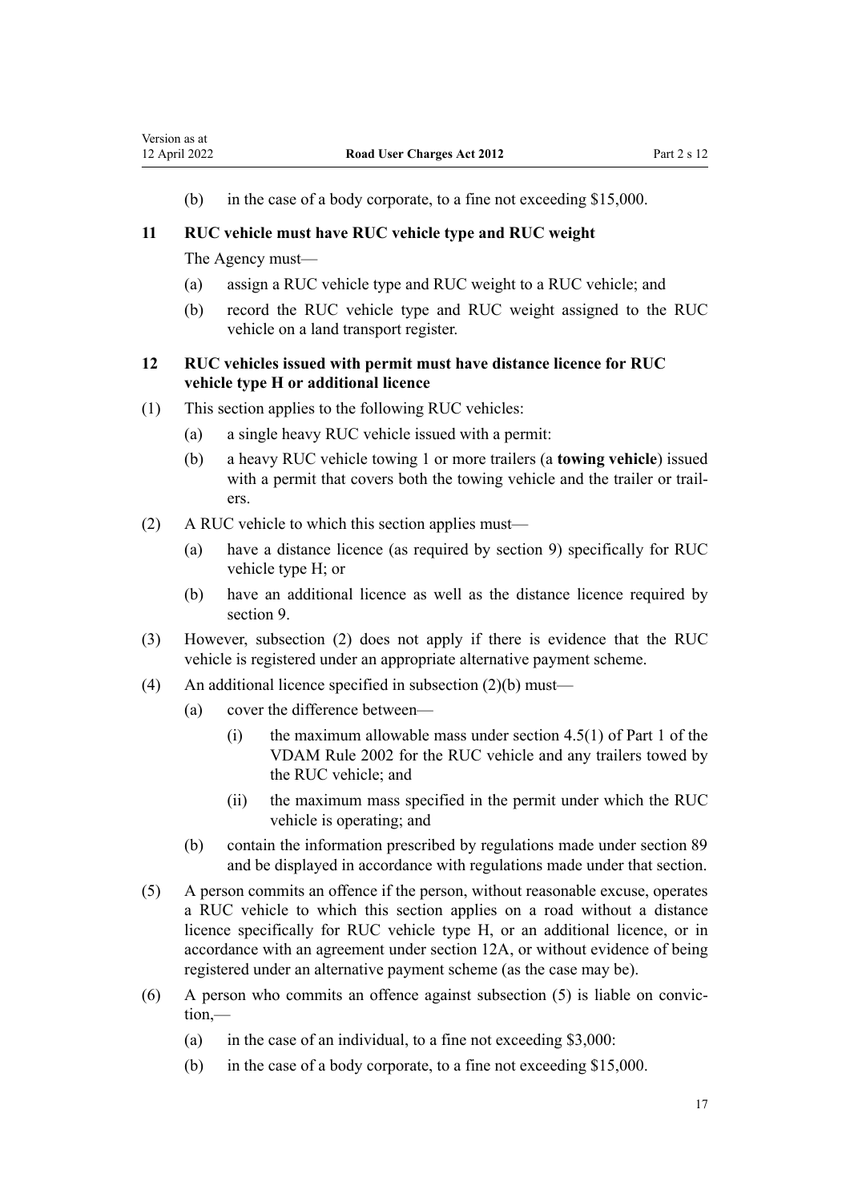(b) in the case of a body corporate, to a fine not exceeding $15,000.

### 11 RUC vehicle must have RUC vehicle type and RUC weight

The Agency must—

(a) assign a RUC vehicle type and RUC weight to a RUC vehicle; and

(b) record the RUC vehicle type and RUC weight assigned to the RUC vehicle on a land transport register.

### 12 RUC vehicles issued with permit must have distance licence for RUC vehicle type H or additional licence

(1) This section applies to the following RUC vehicles:

(a) a single heavy RUC vehicle issued with a permit:

(b) a heavy RUC vehicle towing 1 or more trailers (a **towing vehicle**) issued with a permit that covers both the towing vehicle and the trailer or trailers.

(2) A RUC vehicle to which this section applies must—

(a) have a distance licence (as required by section 9) specifically for RUC vehicle type H; or

(b) have an additional licence as well as the distance licence required by section 9.

(3) However, subsection (2) does not apply if there is evidence that the RUC vehicle is registered under an appropriate alternative payment scheme.

(4) An additional licence specified in subsection (2)(b) must—

(a) cover the difference between—

(i) the maximum allowable mass under section 4.5(1) of Part 1 of the VDAM Rule 2002 for the RUC vehicle and any trailers towed by the RUC vehicle; and

(ii) the maximum mass specified in the permit under which the RUC vehicle is operating; and

(b) contain the information prescribed by regulations made under section 89 and be displayed in accordance with regulations made under that section.

(5) A person commits an offence if the person, without reasonable excuse, operates a RUC vehicle to which this section applies on a road without a distance licence specifically for RUC vehicle type H, or an additional licence, or in accordance with an agreement under section 12A, or without evidence of being registered under an alternative payment scheme (as the case may be).

(6) A person who commits an offence against subsection (5) is liable on conviction,—

(a) in the case of an individual, to a fine not exceeding $3,000:

(b) in the case of a body corporate, to a fine not exceeding $15,000.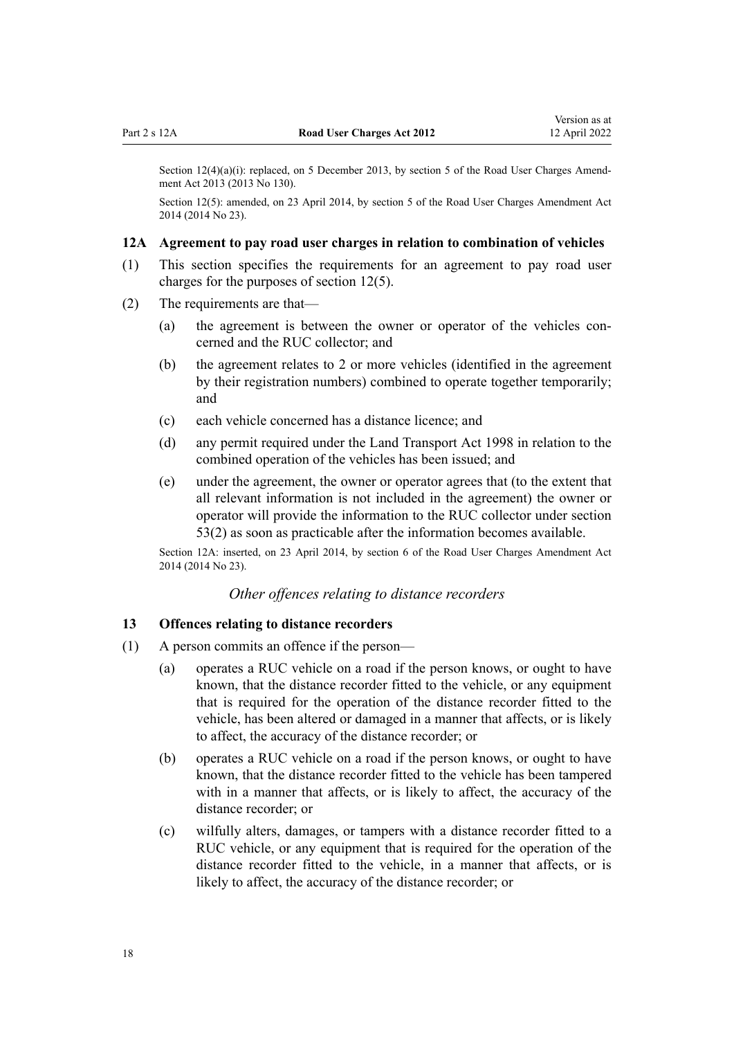Section 12(4)(a)(i): replaced, on 5 December 2013, by section 5 of the Road User Charges Amendment Act 2013 (2013 No 130).

Section 12(5): amended, on 23 April 2014, by section 5 of the Road User Charges Amendment Act 2014 (2014 No 23).

### 12A Agreement to pay road user charges in relation to combination of vehicles

(1) This section specifies the requirements for an agreement to pay road user charges for the purposes of section 12(5).

(2) The requirements are that—

- (a) the agreement is between the owner or operator of the vehicles concerned and the RUC collector; and
- (b) the agreement relates to 2 or more vehicles (identified in the agreement by their registration numbers) combined to operate together temporarily; and
- (c) each vehicle concerned has a distance licence; and
- (d) any permit required under the Land Transport Act 1998 in relation to the combined operation of the vehicles has been issued; and
- (e) under the agreement, the owner or operator agrees that (to the extent that all relevant information is not included in the agreement) the owner or operator will provide the information to the RUC collector under section 53(2) as soon as practicable after the information becomes available.

Section 12A: inserted, on 23 April 2014, by section 6 of the Road User Charges Amendment Act 2014 (2014 No 23).

*Other offences relating to distance recorders*

### 13 Offences relating to distance recorders

(1) A person commits an offence if the person—

- (a) operates a RUC vehicle on a road if the person knows, or ought to have known, that the distance recorder fitted to the vehicle, or any equipment that is required for the operation of the distance recorder fitted to the vehicle, has been altered or damaged in a manner that affects, or is likely to affect, the accuracy of the distance recorder; or
- (b) operates a RUC vehicle on a road if the person knows, or ought to have known, that the distance recorder fitted to the vehicle has been tampered with in a manner that affects, or is likely to affect, the accuracy of the distance recorder; or
- (c) wilfully alters, damages, or tampers with a distance recorder fitted to a RUC vehicle, or any equipment that is required for the operation of the distance recorder fitted to the vehicle, in a manner that affects, or is likely to affect, the accuracy of the distance recorder; or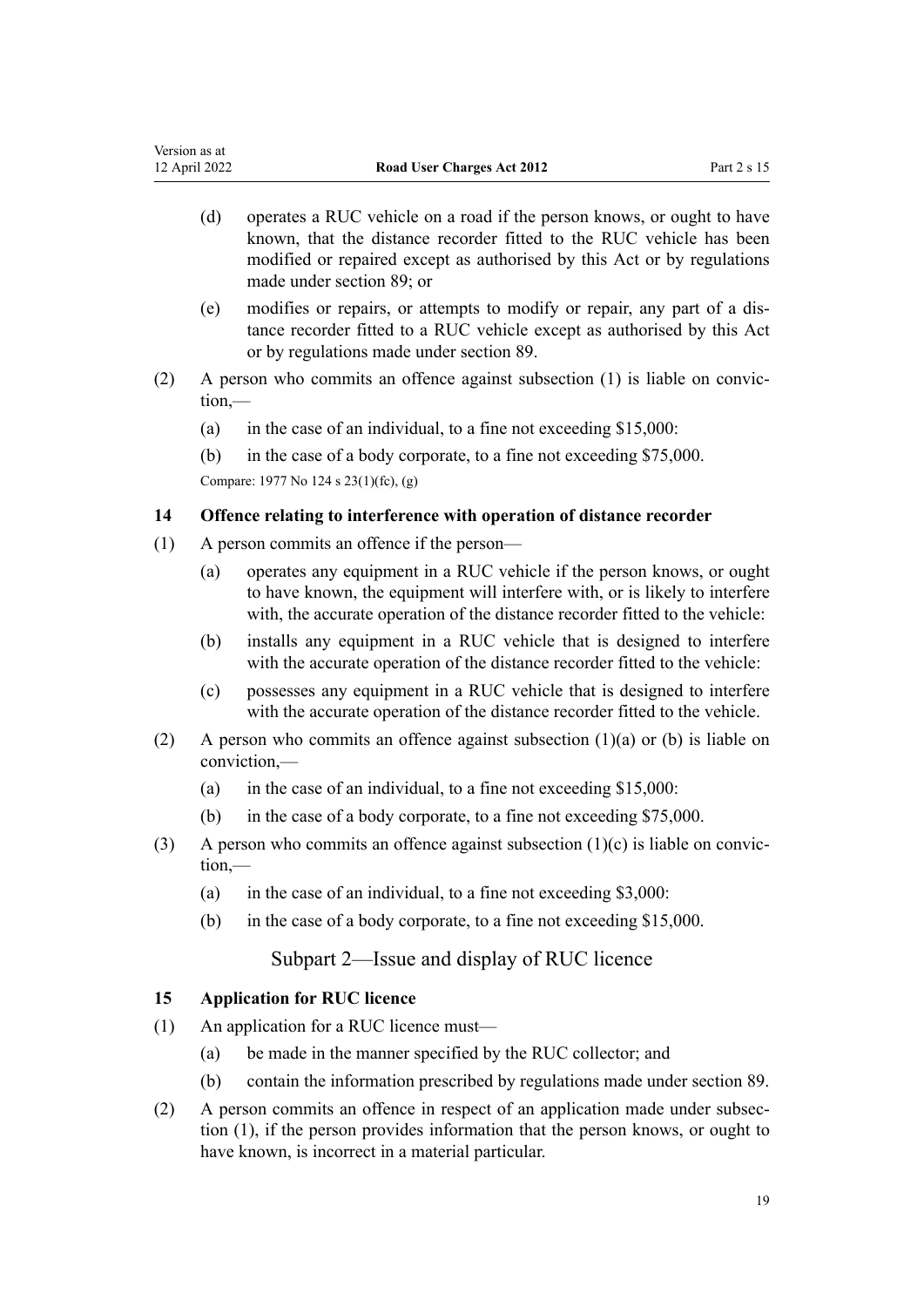(d) operates a RUC vehicle on a road if the person knows, or ought to have known, that the distance recorder fitted to the RUC vehicle has been modified or repaired except as authorised by this Act or by regulations made under section 89; or

(e) modifies or repairs, or attempts to modify or repair, any part of a distance recorder fitted to a RUC vehicle except as authorised by this Act or by regulations made under section 89.

(2) A person who commits an offence against subsection (1) is liable on conviction,—

(a) in the case of an individual, to a fine not exceeding $15,000:

(b) in the case of a body corporate, to a fine not exceeding $75,000.

Compare: 1977 No 124 s 23(1)(fc), (g)

### 14 Offence relating to interference with operation of distance recorder

(1) A person commits an offence if the person—

(a) operates any equipment in a RUC vehicle if the person knows, or ought to have known, the equipment will interfere with, or is likely to interfere with, the accurate operation of the distance recorder fitted to the vehicle:

(b) installs any equipment in a RUC vehicle that is designed to interfere with the accurate operation of the distance recorder fitted to the vehicle:

(c) possesses any equipment in a RUC vehicle that is designed to interfere with the accurate operation of the distance recorder fitted to the vehicle.

(2) A person who commits an offence against subsection (1)(a) or (b) is liable on conviction,—

(a) in the case of an individual, to a fine not exceeding $15,000:

(b) in the case of a body corporate, to a fine not exceeding $75,000.

(3) A person who commits an offence against subsection (1)(c) is liable on conviction,—

(a) in the case of an individual, to a fine not exceeding $3,000:

(b) in the case of a body corporate, to a fine not exceeding $15,000.

## Subpart 2—Issue and display of RUC licence

### 15 Application for RUC licence

(1) An application for a RUC licence must—

(a) be made in the manner specified by the RUC collector; and

(b) contain the information prescribed by regulations made under section 89.

(2) A person commits an offence in respect of an application made under subsection (1), if the person provides information that the person knows, or ought to have known, is incorrect in a material particular.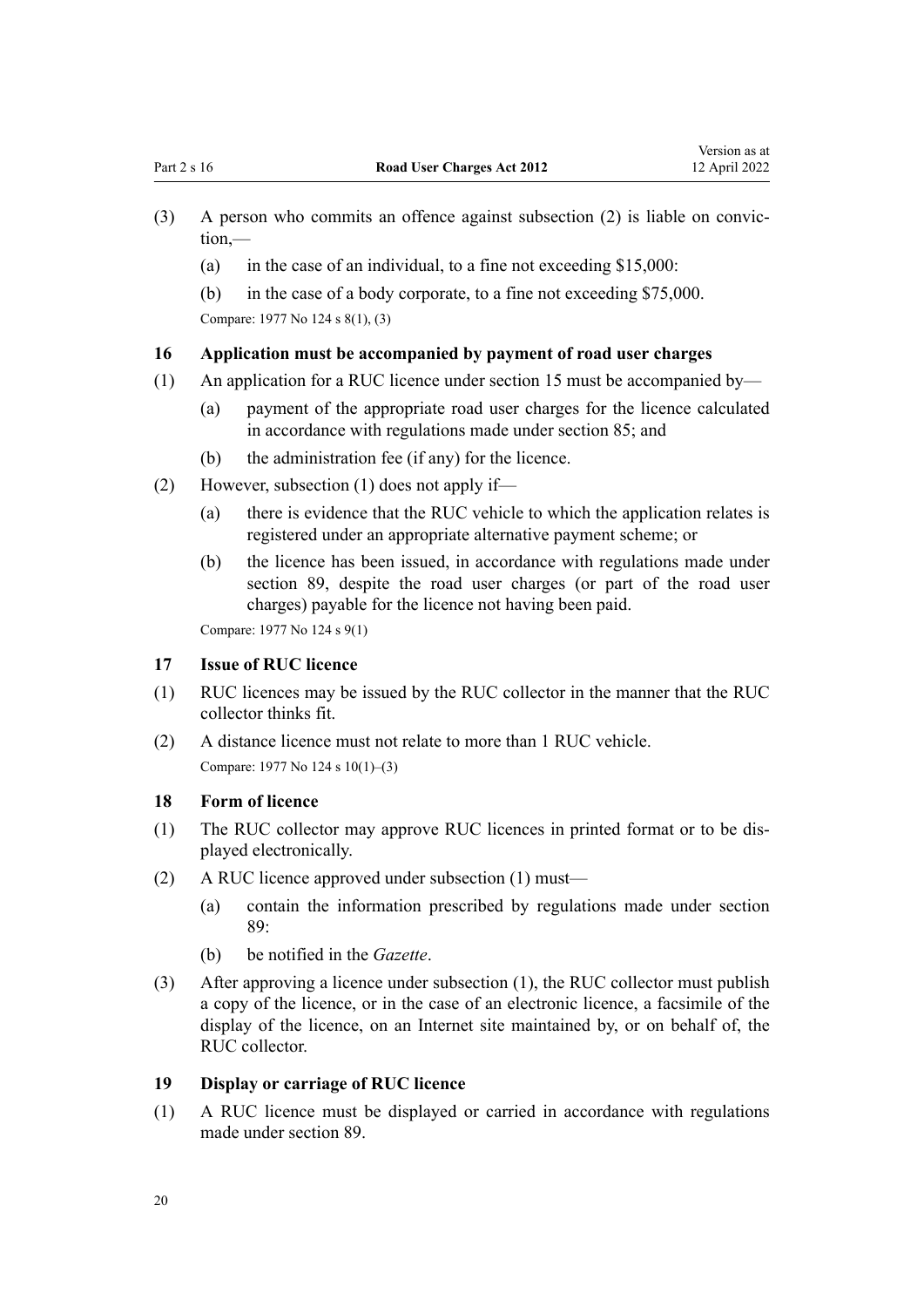(3) A person who commits an offence against subsection (2) is liable on conviction,—

(a) in the case of an individual, to a fine not exceeding $15,000:

(b) in the case of a body corporate, to a fine not exceeding $75,000.

Compare: 1977 No 124 s 8(1), (3)

### 16 Application must be accompanied by payment of road user charges

(1) An application for a RUC licence under section 15 must be accompanied by—

(a) payment of the appropriate road user charges for the licence calculated in accordance with regulations made under section 85; and

(b) the administration fee (if any) for the licence.

(2) However, subsection (1) does not apply if—

(a) there is evidence that the RUC vehicle to which the application relates is registered under an appropriate alternative payment scheme; or

(b) the licence has been issued, in accordance with regulations made under section 89, despite the road user charges (or part of the road user charges) payable for the licence not having been paid.

Compare: 1977 No 124 s 9(1)

### 17 Issue of RUC licence

(1) RUC licences may be issued by the RUC collector in the manner that the RUC collector thinks fit.

(2) A distance licence must not relate to more than 1 RUC vehicle.

Compare: 1977 No 124 s 10(1)–(3)

### 18 Form of licence

(1) The RUC collector may approve RUC licences in printed format or to be displayed electronically.

(2) A RUC licence approved under subsection (1) must—

(a) contain the information prescribed by regulations made under section 89:

(b) be notified in the *Gazette*.

(3) After approving a licence under subsection (1), the RUC collector must publish a copy of the licence, or in the case of an electronic licence, a facsimile of the display of the licence, on an Internet site maintained by, or on behalf of, the RUC collector.

### 19 Display or carriage of RUC licence

(1) A RUC licence must be displayed or carried in accordance with regulations made under section 89.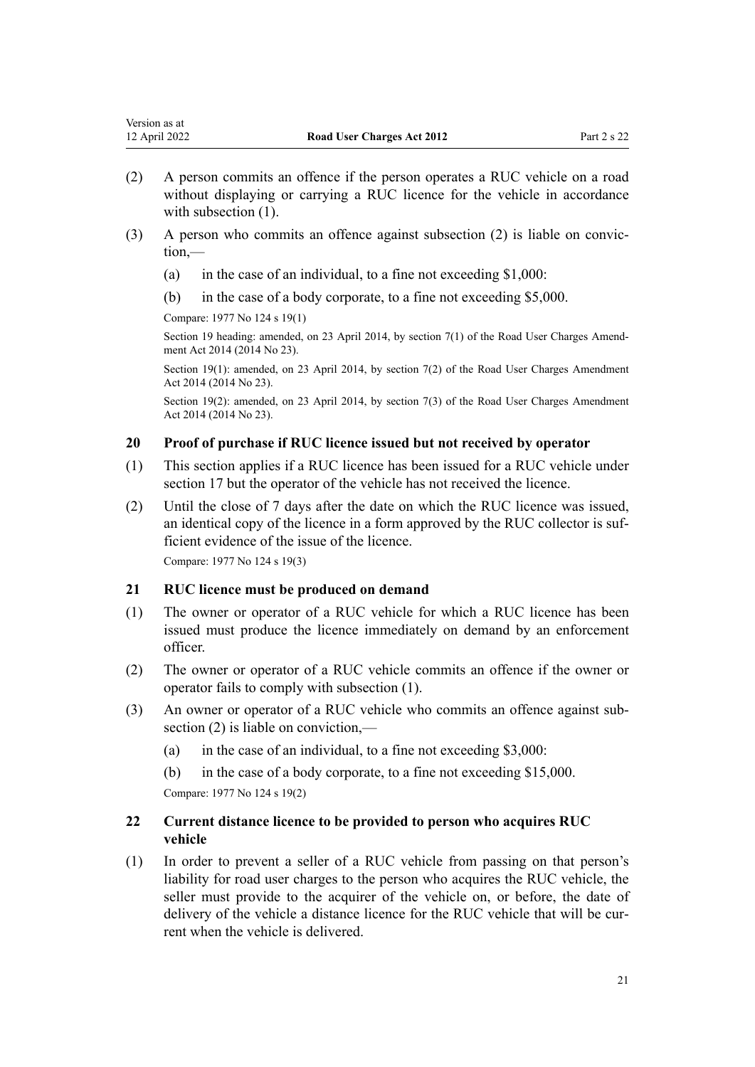(2) A person commits an offence if the person operates a RUC vehicle on a road without displaying or carrying a RUC licence for the vehicle in accordance with subsection (1).

(3) A person who commits an offence against subsection (2) is liable on conviction,—

(a) in the case of an individual, to a fine not exceeding $1,000:

(b) in the case of a body corporate, to a fine not exceeding $5,000.

Compare: 1977 No 124 s 19(1)

Section 19 heading: amended, on 23 April 2014, by section 7(1) of the Road User Charges Amendment Act 2014 (2014 No 23).

Section 19(1): amended, on 23 April 2014, by section 7(2) of the Road User Charges Amendment Act 2014 (2014 No 23).

Section 19(2): amended, on 23 April 2014, by section 7(3) of the Road User Charges Amendment Act 2014 (2014 No 23).

### 20 Proof of purchase if RUC licence issued but not received by operator

(1) This section applies if a RUC licence has been issued for a RUC vehicle under section 17 but the operator of the vehicle has not received the licence.

(2) Until the close of 7 days after the date on which the RUC licence was issued, an identical copy of the licence in a form approved by the RUC collector is sufficient evidence of the issue of the licence.

Compare: 1977 No 124 s 19(3)

### 21 RUC licence must be produced on demand

(1) The owner or operator of a RUC vehicle for which a RUC licence has been issued must produce the licence immediately on demand by an enforcement officer.

(2) The owner or operator of a RUC vehicle commits an offence if the owner or operator fails to comply with subsection (1).

(3) An owner or operator of a RUC vehicle who commits an offence against subsection (2) is liable on conviction,—

(a) in the case of an individual, to a fine not exceeding $3,000:

(b) in the case of a body corporate, to a fine not exceeding $15,000.

Compare: 1977 No 124 s 19(2)

### 22 Current distance licence to be provided to person who acquires RUC vehicle

(1) In order to prevent a seller of a RUC vehicle from passing on that person's liability for road user charges to the person who acquires the RUC vehicle, the seller must provide to the acquirer of the vehicle on, or before, the date of delivery of the vehicle a distance licence for the RUC vehicle that will be current when the vehicle is delivered.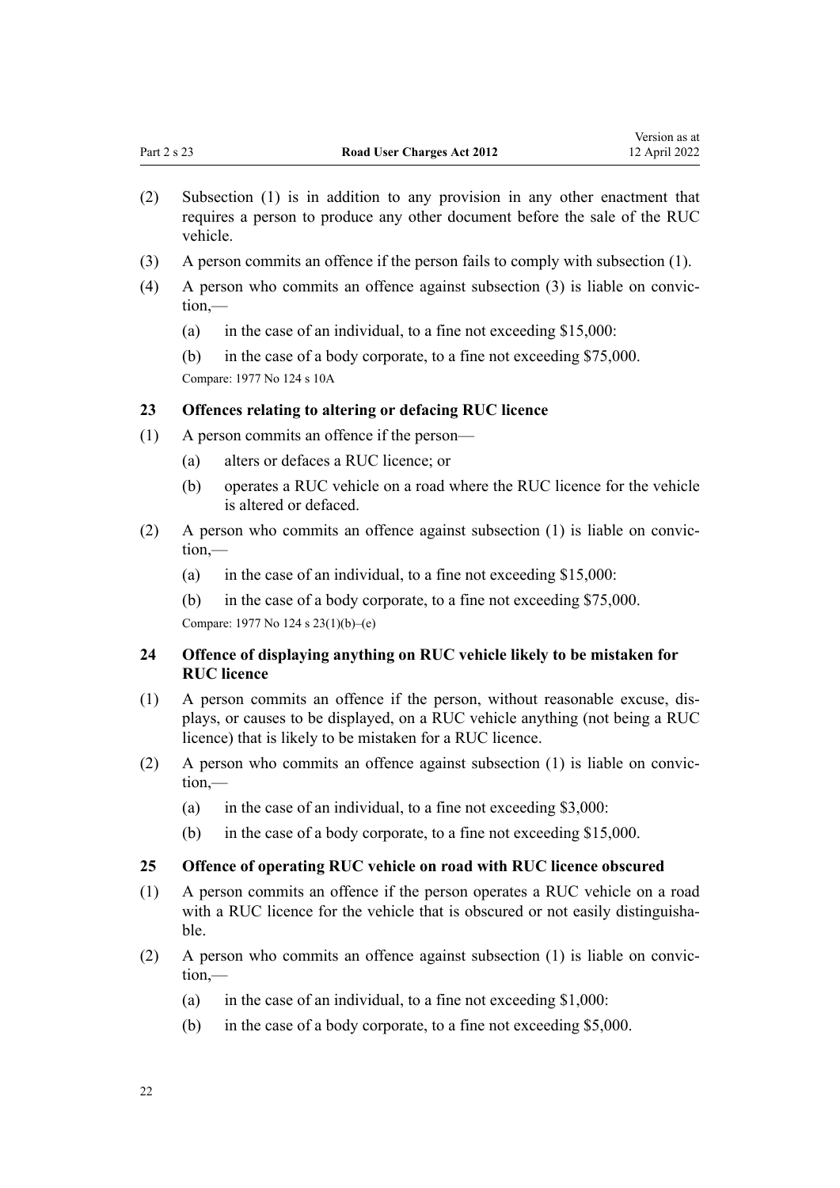(2) Subsection (1) is in addition to any provision in any other enactment that requires a person to produce any other document before the sale of the RUC vehicle.

(3) A person commits an offence if the person fails to comply with subsection (1).

(4) A person who commits an offence against subsection (3) is liable on conviction,—

 (a) in the case of an individual, to a fine not exceeding $15,000:

 (b) in the case of a body corporate, to a fine not exceeding $75,000.

Compare: 1977 No 124 s 10A

### 23 Offences relating to altering or defacing RUC licence

(1) A person commits an offence if the person—

 (a) alters or defaces a RUC licence; or

 (b) operates a RUC vehicle on a road where the RUC licence for the vehicle is altered or defaced.

(2) A person who commits an offence against subsection (1) is liable on conviction,—

 (a) in the case of an individual, to a fine not exceeding $15,000:

 (b) in the case of a body corporate, to a fine not exceeding $75,000.

Compare: 1977 No 124 s 23(1)(b)–(e)

### 24 Offence of displaying anything on RUC vehicle likely to be mistaken for RUC licence

(1) A person commits an offence if the person, without reasonable excuse, displays, or causes to be displayed, on a RUC vehicle anything (not being a RUC licence) that is likely to be mistaken for a RUC licence.

(2) A person who commits an offence against subsection (1) is liable on conviction,—

 (a) in the case of an individual, to a fine not exceeding $3,000:

 (b) in the case of a body corporate, to a fine not exceeding $15,000.

### 25 Offence of operating RUC vehicle on road with RUC licence obscured

(1) A person commits an offence if the person operates a RUC vehicle on a road with a RUC licence for the vehicle that is obscured or not easily distinguishable.

(2) A person who commits an offence against subsection (1) is liable on conviction,—

 (a) in the case of an individual, to a fine not exceeding $1,000:

 (b) in the case of a body corporate, to a fine not exceeding $5,000.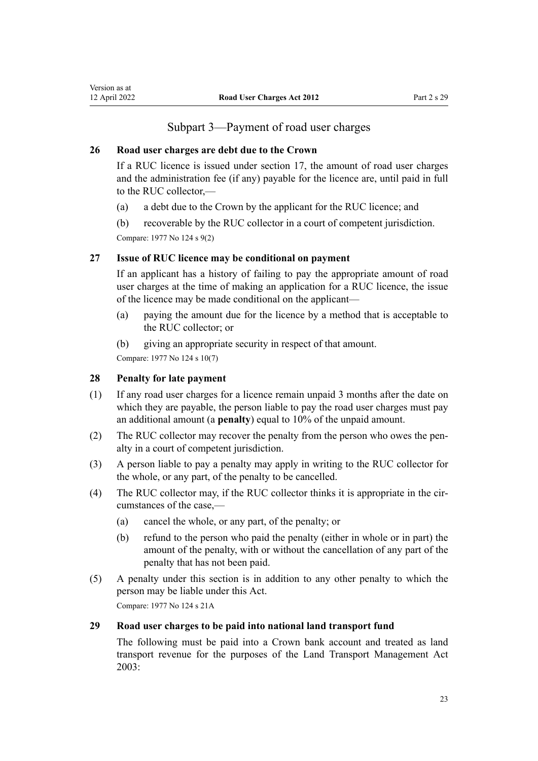## Subpart 3—Payment of road user charges

### 26 Road user charges are debt due to the Crown

If a RUC licence is issued under section 17, the amount of road user charges and the administration fee (if any) payable for the licence are, until paid in full to the RUC collector,—

(a) a debt due to the Crown by the applicant for the RUC licence; and

(b) recoverable by the RUC collector in a court of competent jurisdiction.

Compare: 1977 No 124 s 9(2)

### 27 Issue of RUC licence may be conditional on payment

If an applicant has a history of failing to pay the appropriate amount of road user charges at the time of making an application for a RUC licence, the issue of the licence may be made conditional on the applicant—

(a) paying the amount due for the licence by a method that is acceptable to the RUC collector; or

(b) giving an appropriate security in respect of that amount.

Compare: 1977 No 124 s 10(7)

### 28 Penalty for late payment

(1) If any road user charges for a licence remain unpaid 3 months after the date on which they are payable, the person liable to pay the road user charges must pay an additional amount (a **penalty**) equal to 10% of the unpaid amount.

(2) The RUC collector may recover the penalty from the person who owes the penalty in a court of competent jurisdiction.

(3) A person liable to pay a penalty may apply in writing to the RUC collector for the whole, or any part, of the penalty to be cancelled.

(4) The RUC collector may, if the RUC collector thinks it is appropriate in the circumstances of the case,—

(a) cancel the whole, or any part, of the penalty; or

(b) refund to the person who paid the penalty (either in whole or in part) the amount of the penalty, with or without the cancellation of any part of the penalty that has not been paid.

(5) A penalty under this section is in addition to any other penalty to which the person may be liable under this Act.

Compare: 1977 No 124 s 21A

### 29 Road user charges to be paid into national land transport fund

The following must be paid into a Crown bank account and treated as land transport revenue for the purposes of the Land Transport Management Act 2003: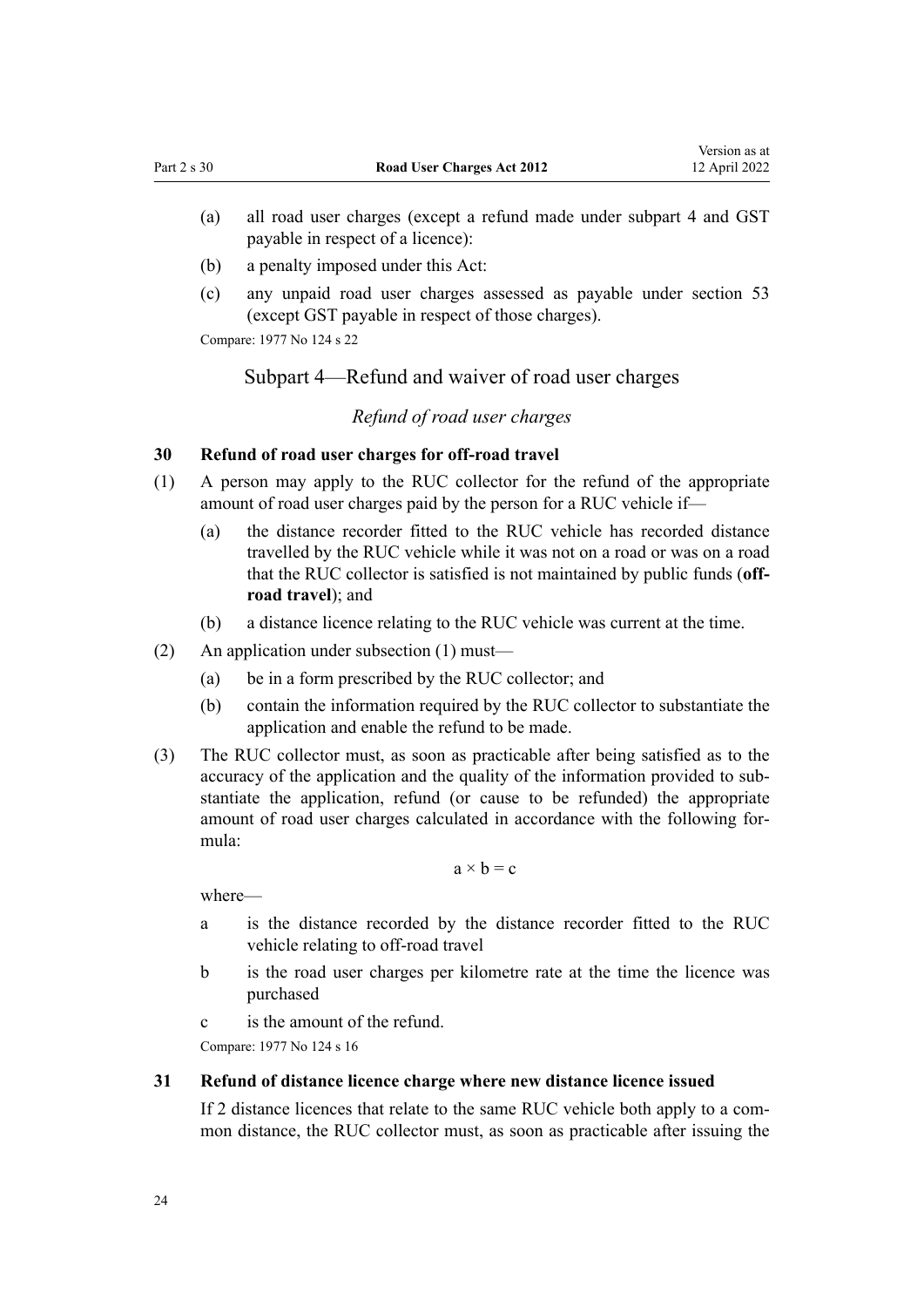(a) all road user charges (except a refund made under subpart 4 and GST payable in respect of a licence):

(b) a penalty imposed under this Act:

(c) any unpaid road user charges assessed as payable under section 53 (except GST payable in respect of those charges).

Compare: 1977 No 124 s 22

## Subpart 4—Refund and waiver of road user charges

### *Refund of road user charges*

#### 30 Refund of road user charges for off-road travel

(1) A person may apply to the RUC collector for the refund of the appropriate amount of road user charges paid by the person for a RUC vehicle if—

   (a) the distance recorder fitted to the RUC vehicle has recorded distance travelled by the RUC vehicle while it was not on a road or was on a road that the RUC collector is satisfied is not maintained by public funds (**off-road travel**); and

   (b) a distance licence relating to the RUC vehicle was current at the time.

(2) An application under subsection (1) must—

   (a) be in a form prescribed by the RUC collector; and

   (b) contain the information required by the RUC collector to substantiate the application and enable the refund to be made.

(3) The RUC collector must, as soon as practicable after being satisfied as to the accuracy of the application and the quality of the information provided to substantiate the application, refund (or cause to be refunded) the appropriate amount of road user charges calculated in accordance with the following formula:

$$a \times b = c$$

where—

   a is the distance recorded by the distance recorder fitted to the RUC vehicle relating to off-road travel

   b is the road user charges per kilometre rate at the time the licence was purchased

   c is the amount of the refund.

Compare: 1977 No 124 s 16

#### 31 Refund of distance licence charge where new distance licence issued

If 2 distance licences that relate to the same RUC vehicle both apply to a common distance, the RUC collector must, as soon as practicable after issuing the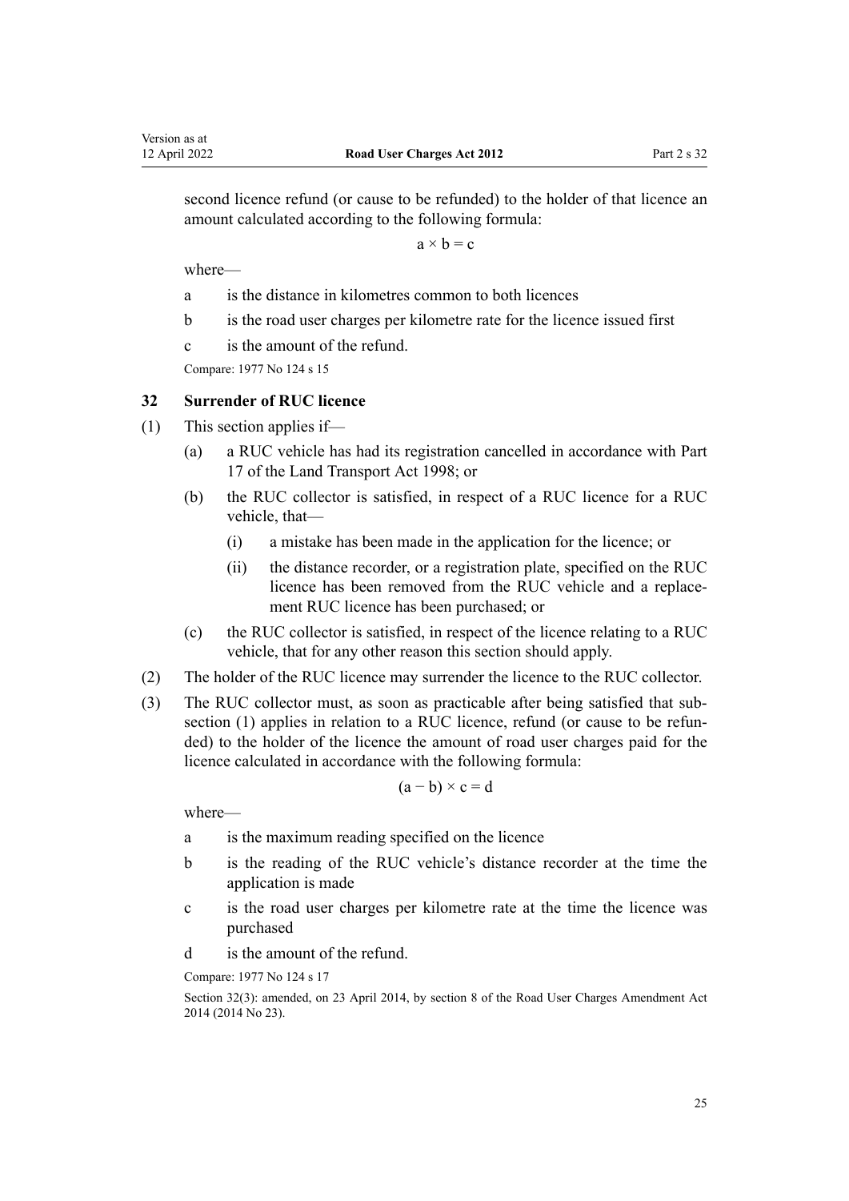second licence refund (or cause to be refunded) to the holder of that licence an amount calculated according to the following formula:

$$a \times b = c$$

where—

a is the distance in kilometres common to both licences

b is the road user charges per kilometre rate for the licence issued first

c is the amount of the refund.

Compare: 1977 No 124 s 15

### 32 Surrender of RUC licence

(1) This section applies if—

(a) a RUC vehicle has had its registration cancelled in accordance with Part 17 of the Land Transport Act 1998; or

(b) the RUC collector is satisfied, in respect of a RUC licence for a RUC vehicle, that—

(i) a mistake has been made in the application for the licence; or

(ii) the distance recorder, or a registration plate, specified on the RUC licence has been removed from the RUC vehicle and a replacement RUC licence has been purchased; or

(c) the RUC collector is satisfied, in respect of the licence relating to a RUC vehicle, that for any other reason this section should apply.

(2) The holder of the RUC licence may surrender the licence to the RUC collector.

(3) The RUC collector must, as soon as practicable after being satisfied that subsection (1) applies in relation to a RUC licence, refund (or cause to be refunded) to the holder of the licence the amount of road user charges paid for the licence calculated in accordance with the following formula:

$$(a - b) \times c = d$$

where—

a is the maximum reading specified on the licence

b is the reading of the RUC vehicle's distance recorder at the time the application is made

c is the road user charges per kilometre rate at the time the licence was purchased

d is the amount of the refund.

Compare: 1977 No 124 s 17

Section 32(3): amended, on 23 April 2014, by section 8 of the Road User Charges Amendment Act 2014 (2014 No 23).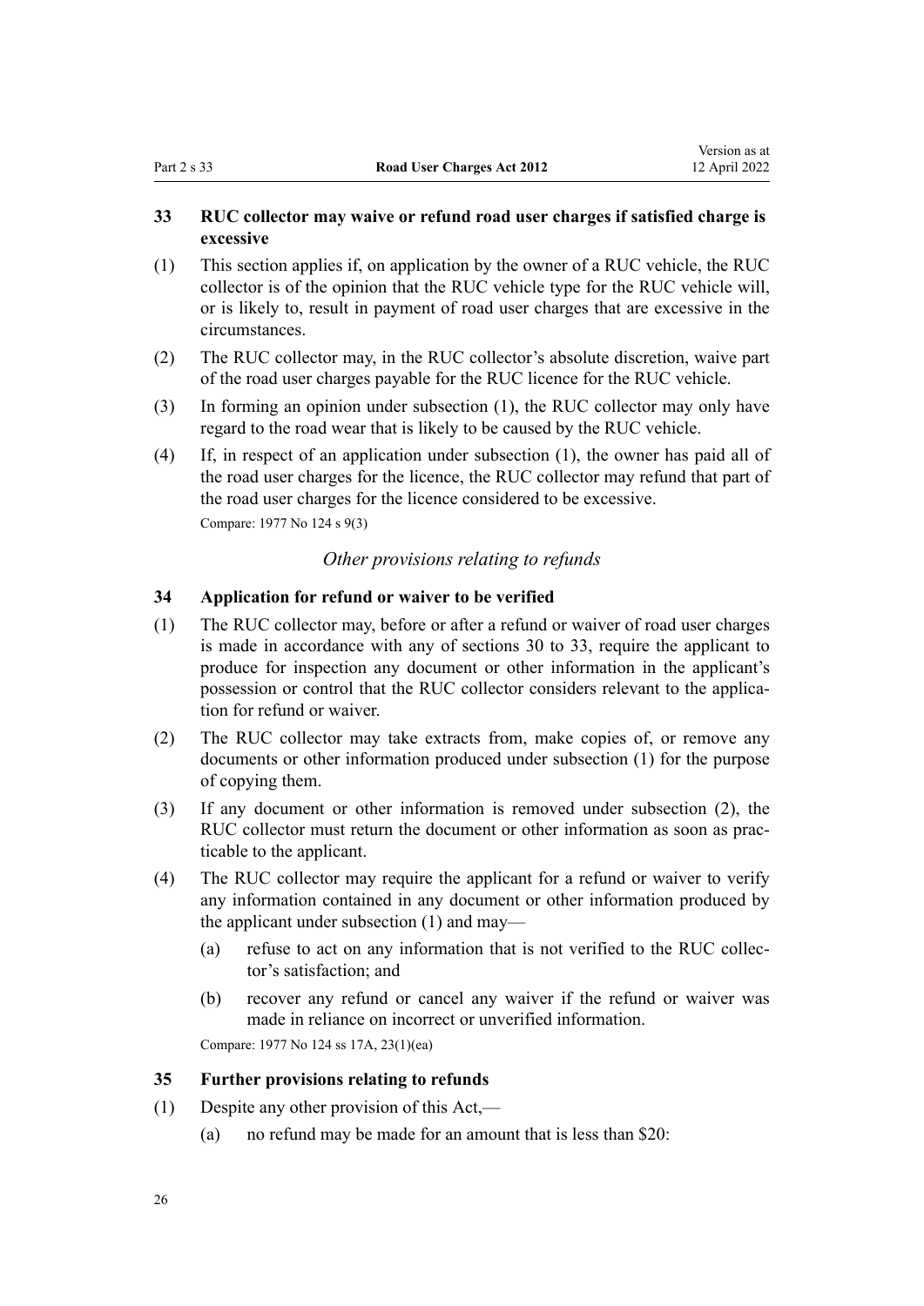### 33 RUC collector may waive or refund road user charges if satisfied charge is excessive

(1) This section applies if, on application by the owner of a RUC vehicle, the RUC collector is of the opinion that the RUC vehicle type for the RUC vehicle will, or is likely to, result in payment of road user charges that are excessive in the circumstances.

(2) The RUC collector may, in the RUC collector's absolute discretion, waive part of the road user charges payable for the RUC licence for the RUC vehicle.

(3) In forming an opinion under subsection (1), the RUC collector may only have regard to the road wear that is likely to be caused by the RUC vehicle.

(4) If, in respect of an application under subsection (1), the owner has paid all of the road user charges for the licence, the RUC collector may refund that part of the road user charges for the licence considered to be excessive.

Compare: 1977 No 124 s 9(3)

*Other provisions relating to refunds*

### 34 Application for refund or waiver to be verified

(1) The RUC collector may, before or after a refund or waiver of road user charges is made in accordance with any of sections 30 to 33, require the applicant to produce for inspection any document or other information in the applicant's possession or control that the RUC collector considers relevant to the application for refund or waiver.

(2) The RUC collector may take extracts from, make copies of, or remove any documents or other information produced under subsection (1) for the purpose of copying them.

(3) If any document or other information is removed under subsection (2), the RUC collector must return the document or other information as soon as practicable to the applicant.

(4) The RUC collector may require the applicant for a refund or waiver to verify any information contained in any document or other information produced by the applicant under subsection (1) and may—

(a) refuse to act on any information that is not verified to the RUC collector's satisfaction; and

(b) recover any refund or cancel any waiver if the refund or waiver was made in reliance on incorrect or unverified information.

Compare: 1977 No 124 ss 17A, 23(1)(ea)

### 35 Further provisions relating to refunds

(1) Despite any other provision of this Act,—

(a) no refund may be made for an amount that is less than $20: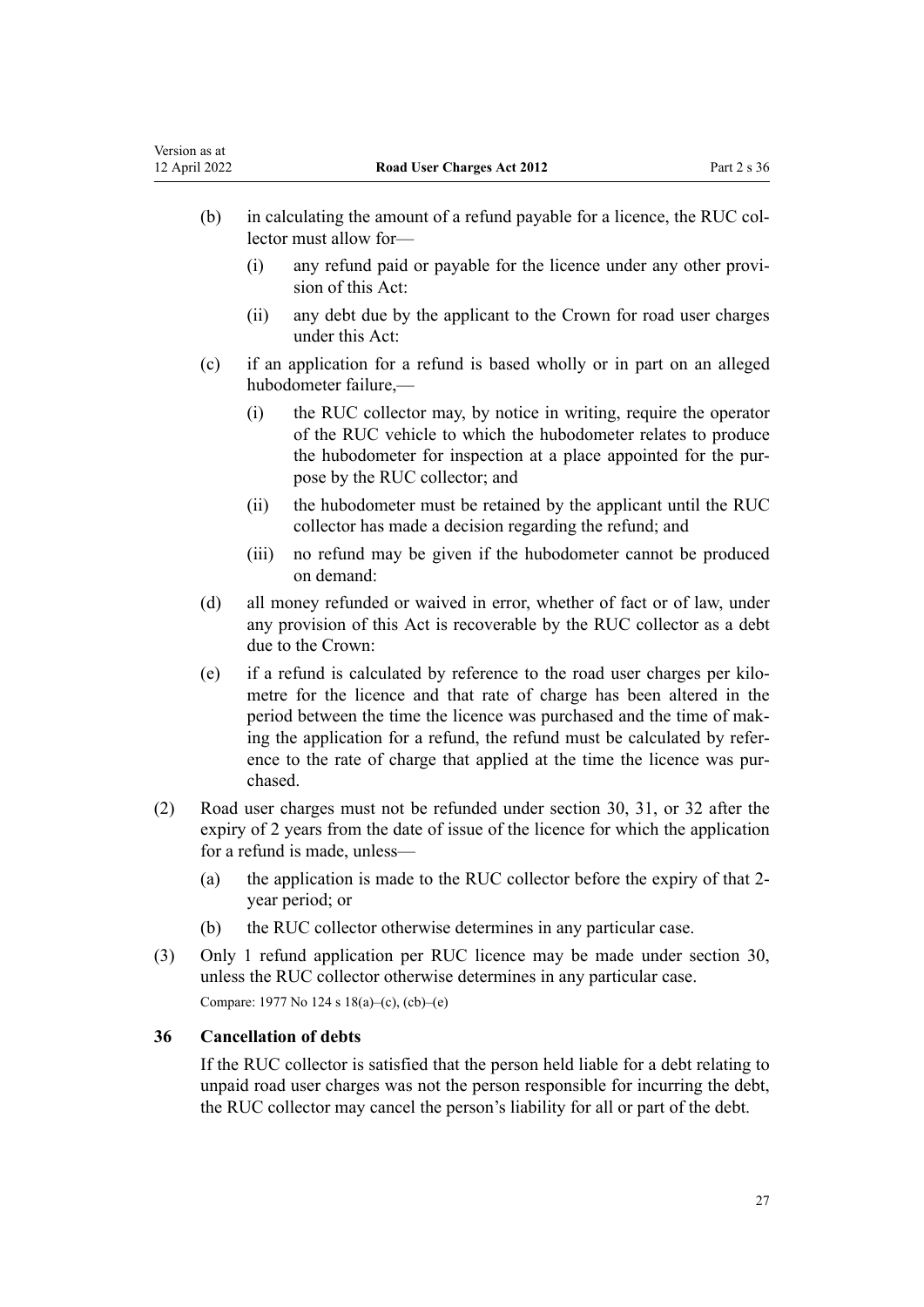(b) in calculating the amount of a refund payable for a licence, the RUC collector must allow for—

  (i) any refund paid or payable for the licence under any other provision of this Act:

  (ii) any debt due by the applicant to the Crown for road user charges under this Act:

(c) if an application for a refund is based wholly or in part on an alleged hubodometer failure,—

  (i) the RUC collector may, by notice in writing, require the operator of the RUC vehicle to which the hubodometer relates to produce the hubodometer for inspection at a place appointed for the purpose by the RUC collector; and

  (ii) the hubodometer must be retained by the applicant until the RUC collector has made a decision regarding the refund; and

  (iii) no refund may be given if the hubodometer cannot be produced on demand:

(d) all money refunded or waived in error, whether of fact or of law, under any provision of this Act is recoverable by the RUC collector as a debt due to the Crown:

(e) if a refund is calculated by reference to the road user charges per kilometre for the licence and that rate of charge has been altered in the period between the time the licence was purchased and the time of making the application for a refund, the refund must be calculated by reference to the rate of charge that applied at the time the licence was purchased.

(2) Road user charges must not be refunded under section 30, 31, or 32 after the expiry of 2 years from the date of issue of the licence for which the application for a refund is made, unless—

  (a) the application is made to the RUC collector before the expiry of that 2-year period; or

  (b) the RUC collector otherwise determines in any particular case.

(3) Only 1 refund application per RUC licence may be made under section 30, unless the RUC collector otherwise determines in any particular case.

Compare: 1977 No 124 s 18(a)–(c), (cb)–(e)

### 36 Cancellation of debts

If the RUC collector is satisfied that the person held liable for a debt relating to unpaid road user charges was not the person responsible for incurring the debt, the RUC collector may cancel the person's liability for all or part of the debt.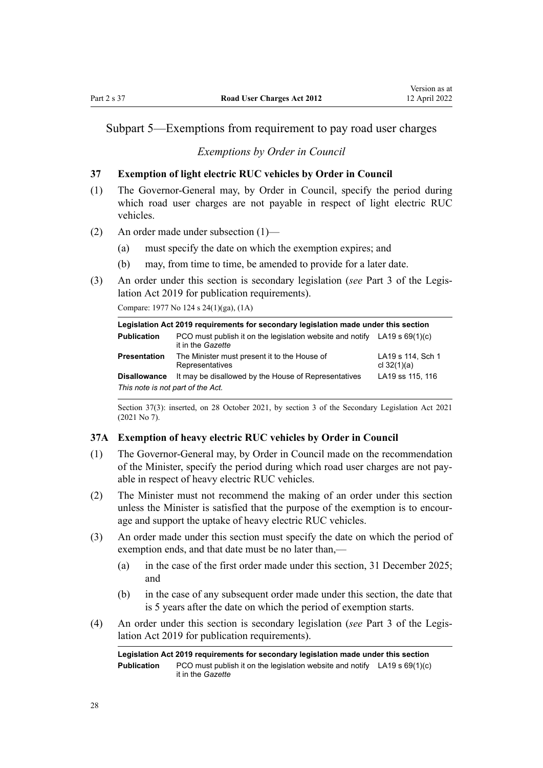## Subpart 5—Exemptions from requirement to pay road user charges

### *Exemptions by Order in Council*

**37 Exemption of light electric RUC vehicles by Order in Council**

(1) The Governor-General may, by Order in Council, specify the period during which road user charges are not payable in respect of light electric RUC vehicles.

(2) An order made under subsection (1)—

(a) must specify the date on which the exemption expires; and

(b) may, from time to time, be amended to provide for a later date.

(3) An order under this section is secondary legislation (*see* Part 3 of the Legislation Act 2019 for publication requirements).

Compare: 1977 No 124 s 24(1)(ga), (1A)

| **Legislation Act 2019 requirements for secondary legislation made under this section** | | |
|---|---|---|
| **Publication** | PCO must publish it on the legislation website and notify it in the *Gazette* | LA19 s 69(1)(c) |
| **Presentation** | The Minister must present it to the House of Representatives | LA19 s 114, Sch 1 cl 32(1)(a) |
| **Disallowance** | It may be disallowed by the House of Representatives | LA19 ss 115, 116 |

*This note is not part of the Act.*

Section 37(3): inserted, on 28 October 2021, by section 3 of the Secondary Legislation Act 2021 (2021 No 7).

**37A Exemption of heavy electric RUC vehicles by Order in Council**

(1) The Governor-General may, by Order in Council made on the recommendation of the Minister, specify the period during which road user charges are not payable in respect of heavy electric RUC vehicles.

(2) The Minister must not recommend the making of an order under this section unless the Minister is satisfied that the purpose of the exemption is to encourage and support the uptake of heavy electric RUC vehicles.

(3) An order made under this section must specify the date on which the period of exemption ends, and that date must be no later than,—

(a) in the case of the first order made under this section, 31 December 2025; and

(b) in the case of any subsequent order made under this section, the date that is 5 years after the date on which the period of exemption starts.

(4) An order under this section is secondary legislation (*see* Part 3 of the Legislation Act 2019 for publication requirements).

| **Legislation Act 2019 requirements for secondary legislation made under this section** | | |
|---|---|---|
| **Publication** | PCO must publish it on the legislation website and notify it in the *Gazette* | LA19 s 69(1)(c) |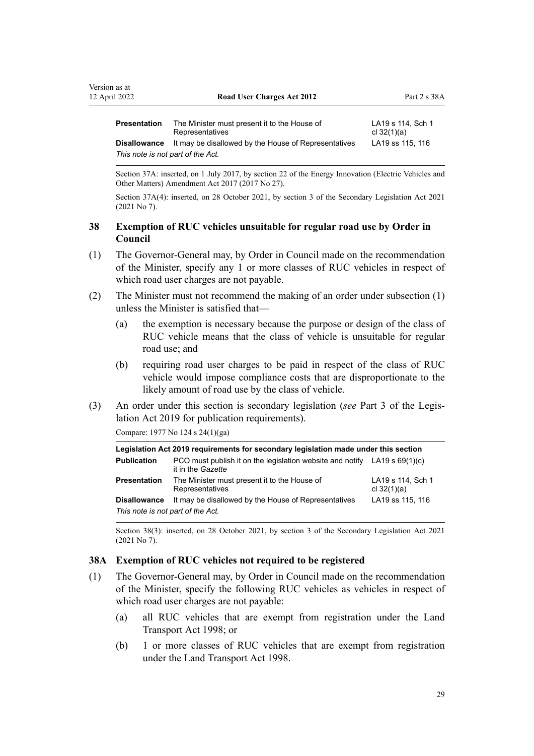| | | |
|---|---|---|
| **Presentation** | The Minister must present it to the House of Representatives | LA19 s 114, Sch 1 cl 32(1)(a) |
| **Disallowance** | It may be disallowed by the House of Representatives | LA19 ss 115, 116 |

*This note is not part of the Act.*

Section 37A: inserted, on 1 July 2017, by section 22 of the Energy Innovation (Electric Vehicles and Other Matters) Amendment Act 2017 (2017 No 27).

Section 37A(4): inserted, on 28 October 2021, by section 3 of the Secondary Legislation Act 2021 (2021 No 7).

### 38 Exemption of RUC vehicles unsuitable for regular road use by Order in Council

(1) The Governor-General may, by Order in Council made on the recommendation of the Minister, specify any 1 or more classes of RUC vehicles in respect of which road user charges are not payable.

(2) The Minister must not recommend the making of an order under subsection (1) unless the Minister is satisfied that—

(a) the exemption is necessary because the purpose or design of the class of RUC vehicle means that the class of vehicle is unsuitable for regular road use; and

(b) requiring road user charges to be paid in respect of the class of RUC vehicle would impose compliance costs that are disproportionate to the likely amount of road use by the class of vehicle.

(3) An order under this section is secondary legislation (*see* Part 3 of the Legislation Act 2019 for publication requirements).

Compare: 1977 No 124 s 24(1)(ga)

| Legislation Act 2019 requirements for secondary legislation made under this section | | |
|---|---|---|
| **Publication** | PCO must publish it on the legislation website and notify it in the *Gazette* | LA19 s 69(1)(c) |
| **Presentation** | The Minister must present it to the House of Representatives | LA19 s 114, Sch 1 cl 32(1)(a) |
| **Disallowance** | It may be disallowed by the House of Representatives | LA19 ss 115, 116 |

*This note is not part of the Act.*

Section 38(3): inserted, on 28 October 2021, by section 3 of the Secondary Legislation Act 2021 (2021 No 7).

### 38A Exemption of RUC vehicles not required to be registered

(1) The Governor-General may, by Order in Council made on the recommendation of the Minister, specify the following RUC vehicles as vehicles in respect of which road user charges are not payable:

(a) all RUC vehicles that are exempt from registration under the Land Transport Act 1998; or

(b) 1 or more classes of RUC vehicles that are exempt from registration under the Land Transport Act 1998.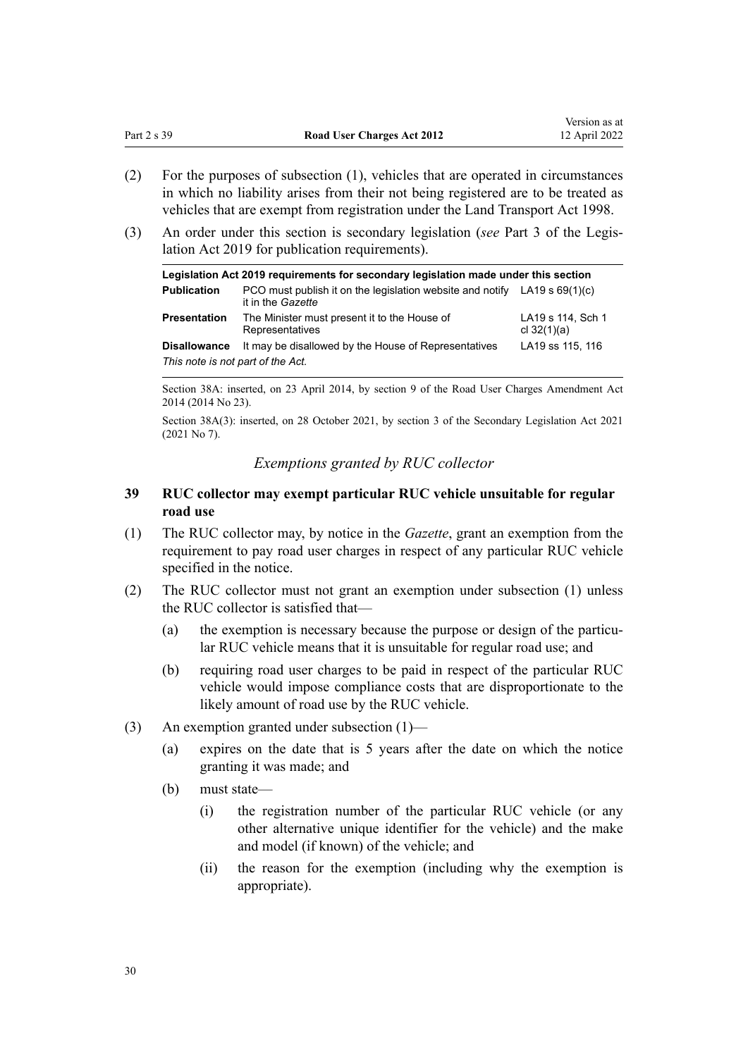(2) For the purposes of subsection (1), vehicles that are operated in circumstances in which no liability arises from their not being registered are to be treated as vehicles that are exempt from registration under the Land Transport Act 1998.

(3) An order under this section is secondary legislation (*see* Part 3 of the Legislation Act 2019 for publication requirements).

| Legislation Act 2019 requirements for secondary legislation made under this section | | |
|---|---|---|
| **Publication** | PCO must publish it on the legislation website and notify it in the *Gazette* | LA19 s 69(1)(c) |
| **Presentation** | The Minister must present it to the House of Representatives | LA19 s 114, Sch 1 cl 32(1)(a) |
| **Disallowance** | It may be disallowed by the House of Representatives | LA19 ss 115, 116 |
| *This note is not part of the Act.* | | |

Section 38A: inserted, on 23 April 2014, by section 9 of the Road User Charges Amendment Act 2014 (2014 No 23).

Section 38A(3): inserted, on 28 October 2021, by section 3 of the Secondary Legislation Act 2021 (2021 No 7).

*Exemptions granted by RUC collector*

### 39 RUC collector may exempt particular RUC vehicle unsuitable for regular road use

(1) The RUC collector may, by notice in the *Gazette*, grant an exemption from the requirement to pay road user charges in respect of any particular RUC vehicle specified in the notice.

(2) The RUC collector must not grant an exemption under subsection (1) unless the RUC collector is satisfied that—

- (a) the exemption is necessary because the purpose or design of the particular RUC vehicle means that it is unsuitable for regular road use; and
- (b) requiring road user charges to be paid in respect of the particular RUC vehicle would impose compliance costs that are disproportionate to the likely amount of road use by the RUC vehicle.

(3) An exemption granted under subsection (1)—

- (a) expires on the date that is 5 years after the date on which the notice granting it was made; and
- (b) must state—
  - (i) the registration number of the particular RUC vehicle (or any other alternative unique identifier for the vehicle) and the make and model (if known) of the vehicle; and
  - (ii) the reason for the exemption (including why the exemption is appropriate).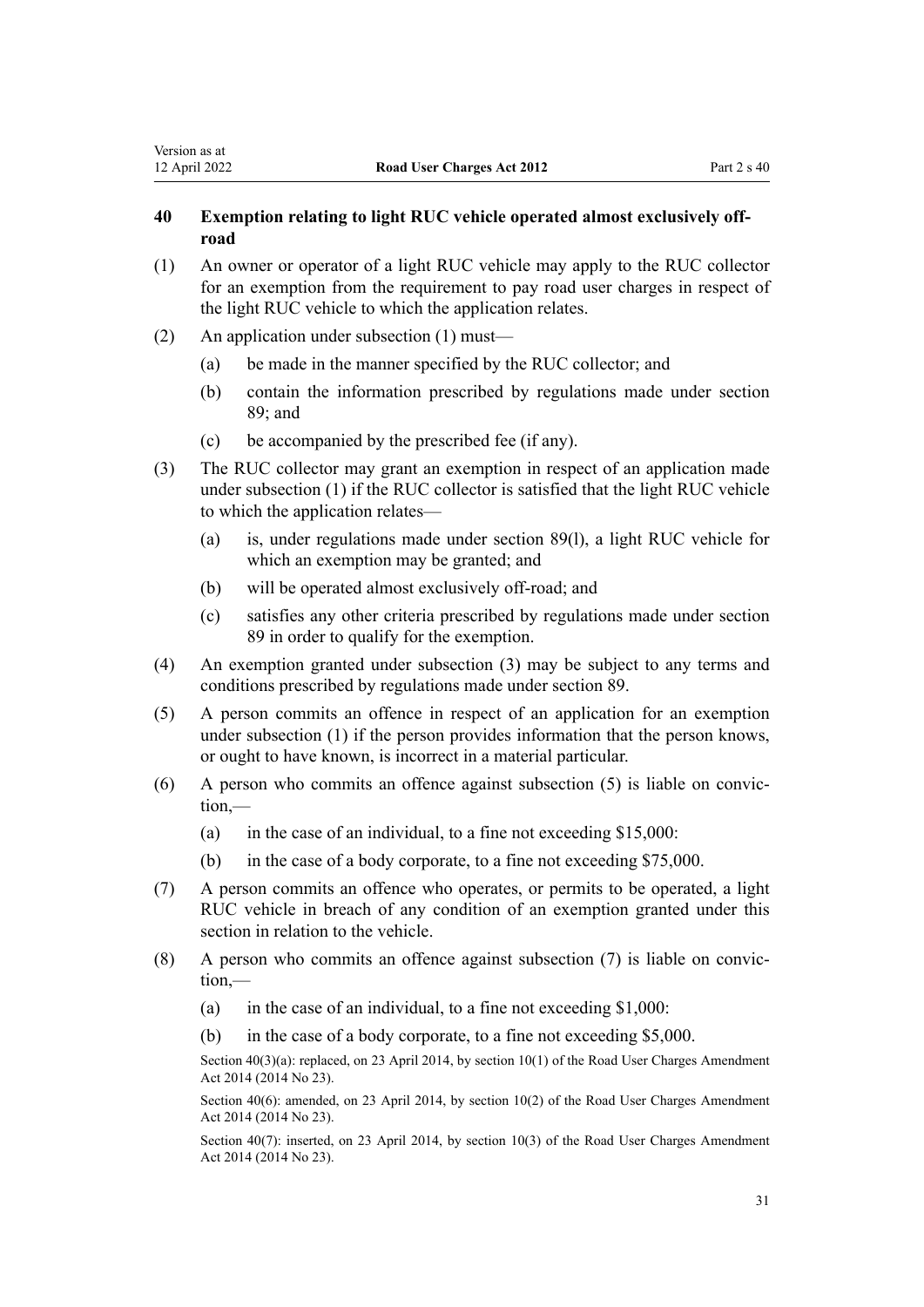## 40 Exemption relating to light RUC vehicle operated almost exclusively off-road

(1) An owner or operator of a light RUC vehicle may apply to the RUC collector for an exemption from the requirement to pay road user charges in respect of the light RUC vehicle to which the application relates.

(2) An application under subsection (1) must—

- (a) be made in the manner specified by the RUC collector; and
- (b) contain the information prescribed by regulations made under section 89; and
- (c) be accompanied by the prescribed fee (if any).

(3) The RUC collector may grant an exemption in respect of an application made under subsection (1) if the RUC collector is satisfied that the light RUC vehicle to which the application relates—

- (a) is, under regulations made under section 89(l), a light RUC vehicle for which an exemption may be granted; and
- (b) will be operated almost exclusively off-road; and
- (c) satisfies any other criteria prescribed by regulations made under section 89 in order to qualify for the exemption.

(4) An exemption granted under subsection (3) may be subject to any terms and conditions prescribed by regulations made under section 89.

(5) A person commits an offence in respect of an application for an exemption under subsection (1) if the person provides information that the person knows, or ought to have known, is incorrect in a material particular.

(6) A person who commits an offence against subsection (5) is liable on conviction,—

- (a) in the case of an individual, to a fine not exceeding $15,000:
- (b) in the case of a body corporate, to a fine not exceeding $75,000.

(7) A person commits an offence who operates, or permits to be operated, a light RUC vehicle in breach of any condition of an exemption granted under this section in relation to the vehicle.

(8) A person who commits an offence against subsection (7) is liable on conviction,—

- (a) in the case of an individual, to a fine not exceeding $1,000:
- (b) in the case of a body corporate, to a fine not exceeding $5,000.

Section 40(3)(a): replaced, on 23 April 2014, by section 10(1) of the Road User Charges Amendment Act 2014 (2014 No 23).

Section 40(6): amended, on 23 April 2014, by section 10(2) of the Road User Charges Amendment Act 2014 (2014 No 23).

Section 40(7): inserted, on 23 April 2014, by section 10(3) of the Road User Charges Amendment Act 2014 (2014 No 23).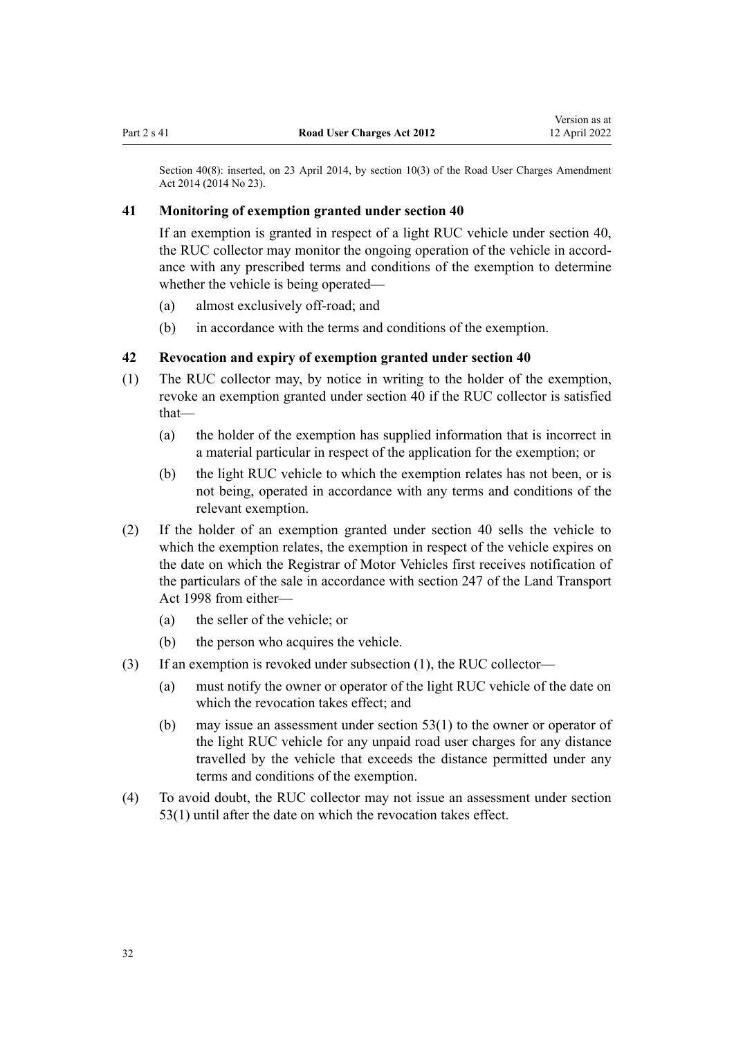Section 40(8): inserted, on 23 April 2014, by section 10(3) of the Road User Charges Amendment Act 2014 (2014 No 23).

### 41 Monitoring of exemption granted under section 40

If an exemption is granted in respect of a light RUC vehicle under section 40, the RUC collector may monitor the ongoing operation of the vehicle in accordance with any prescribed terms and conditions of the exemption to determine whether the vehicle is being operated—

(a) almost exclusively off-road; and

(b) in accordance with the terms and conditions of the exemption.

### 42 Revocation and expiry of exemption granted under section 40

(1) The RUC collector may, by notice in writing to the holder of the exemption, revoke an exemption granted under section 40 if the RUC collector is satisfied that—

(a) the holder of the exemption has supplied information that is incorrect in a material particular in respect of the application for the exemption; or

(b) the light RUC vehicle to which the exemption relates has not been, or is not being, operated in accordance with any terms and conditions of the relevant exemption.

(2) If the holder of an exemption granted under section 40 sells the vehicle to which the exemption relates, the exemption in respect of the vehicle expires on the date on which the Registrar of Motor Vehicles first receives notification of the particulars of the sale in accordance with section 247 of the Land Transport Act 1998 from either—

(a) the seller of the vehicle; or

(b) the person who acquires the vehicle.

(3) If an exemption is revoked under subsection (1), the RUC collector—

(a) must notify the owner or operator of the light RUC vehicle of the date on which the revocation takes effect; and

(b) may issue an assessment under section 53(1) to the owner or operator of the light RUC vehicle for any unpaid road user charges for any distance travelled by the vehicle that exceeds the distance permitted under any terms and conditions of the exemption.

(4) To avoid doubt, the RUC collector may not issue an assessment under section 53(1) until after the date on which the revocation takes effect.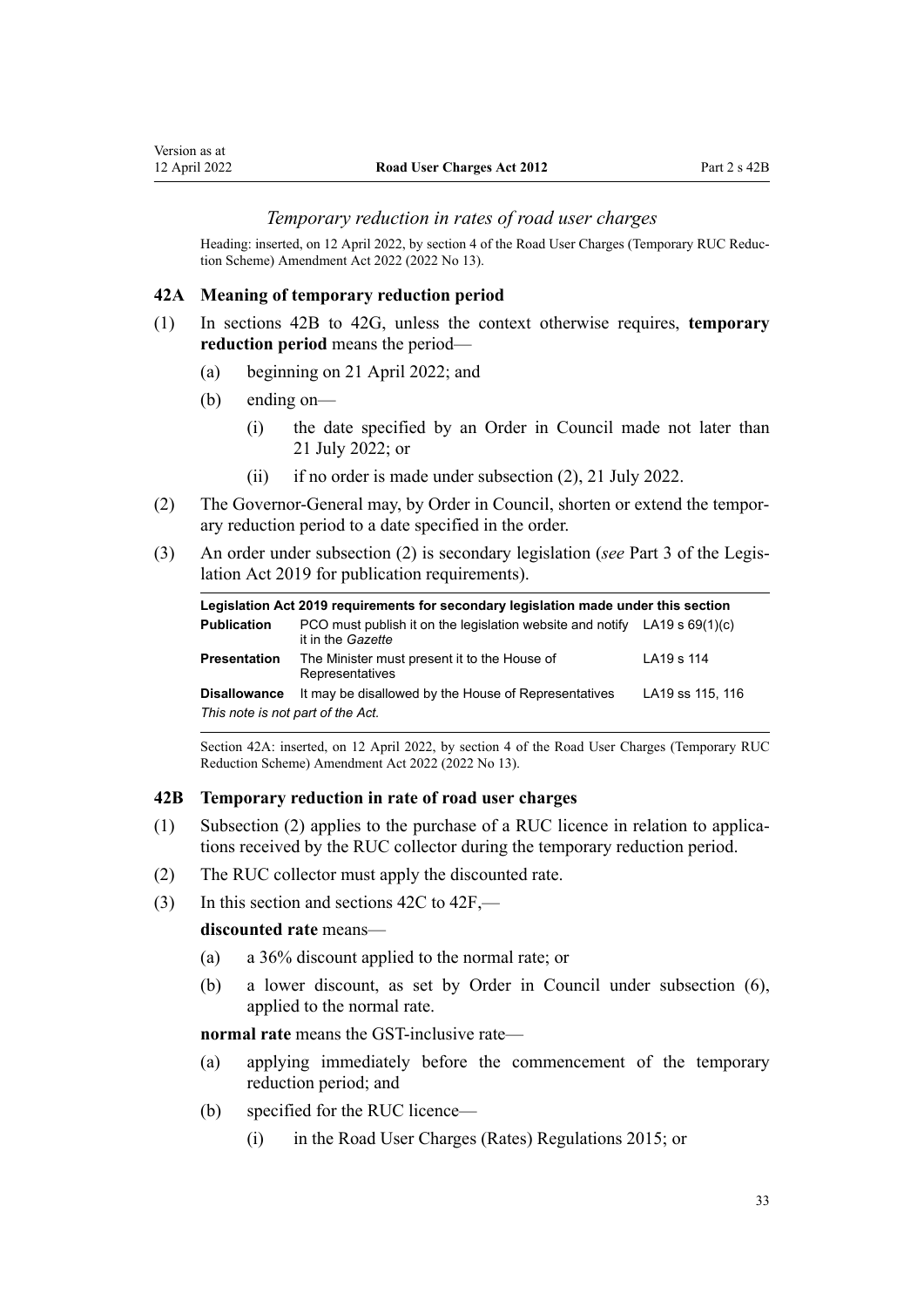### *Temporary reduction in rates of road user charges*

Heading: inserted, on 12 April 2022, by section 4 of the Road User Charges (Temporary RUC Reduction Scheme) Amendment Act 2022 (2022 No 13).

### 42A Meaning of temporary reduction period

(1) In sections 42B to 42G, unless the context otherwise requires, **temporary reduction period** means the period—

- (a) beginning on 21 April 2022; and
- (b) ending on—
  - (i) the date specified by an Order in Council made not later than 21 July 2022; or
  - (ii) if no order is made under subsection (2), 21 July 2022.

(2) The Governor-General may, by Order in Council, shorten or extend the temporary reduction period to a date specified in the order.

(3) An order under subsection (2) is secondary legislation (*see* Part 3 of the Legislation Act 2019 for publication requirements).

| Legislation Act 2019 requirements for secondary legislation made under this section | | |
|---|---|---|
| **Publication** | PCO must publish it on the legislation website and notify it in the *Gazette* | LA19 s 69(1)(c) |
| **Presentation** | The Minister must present it to the House of Representatives | LA19 s 114 |
| **Disallowance** | It may be disallowed by the House of Representatives | LA19 ss 115, 116 |

*This note is not part of the Act.*

Section 42A: inserted, on 12 April 2022, by section 4 of the Road User Charges (Temporary RUC Reduction Scheme) Amendment Act 2022 (2022 No 13).

### 42B Temporary reduction in rate of road user charges

(1) Subsection (2) applies to the purchase of a RUC licence in relation to applications received by the RUC collector during the temporary reduction period.

(2) The RUC collector must apply the discounted rate.

(3) In this section and sections 42C to 42F,—

**discounted rate** means—

- (a) a 36% discount applied to the normal rate; or
- (b) a lower discount, as set by Order in Council under subsection (6), applied to the normal rate.

**normal rate** means the GST-inclusive rate—

- (a) applying immediately before the commencement of the temporary reduction period; and
- (b) specified for the RUC licence—
  - (i) in the Road User Charges (Rates) Regulations 2015; or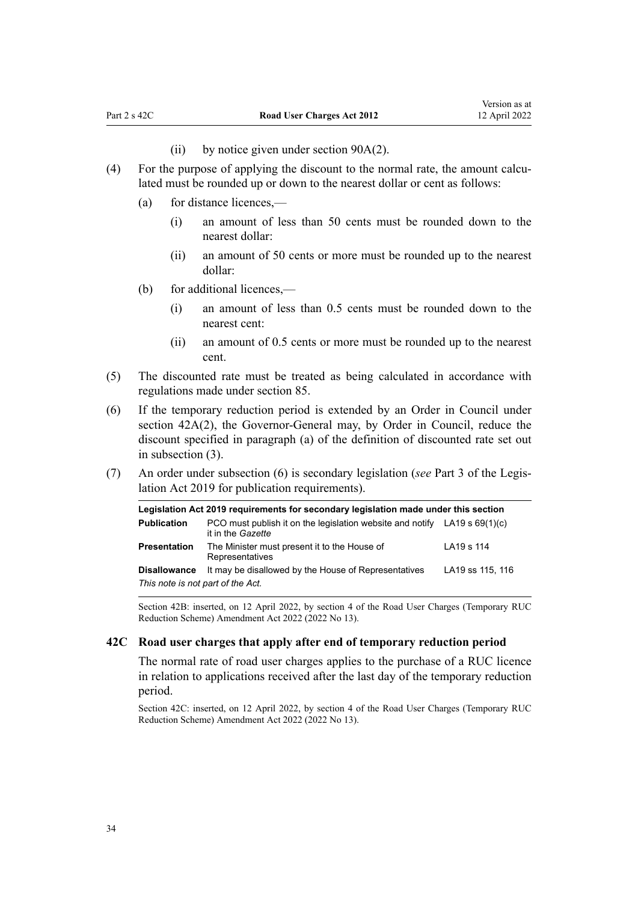(ii) by notice given under section 90A(2).

(4) For the purpose of applying the discount to the normal rate, the amount calculated must be rounded up or down to the nearest dollar or cent as follows:

(a) for distance licences,—

(i) an amount of less than 50 cents must be rounded down to the nearest dollar:

(ii) an amount of 50 cents or more must be rounded up to the nearest dollar:

(b) for additional licences,—

(i) an amount of less than 0.5 cents must be rounded down to the nearest cent:

(ii) an amount of 0.5 cents or more must be rounded up to the nearest cent.

(5) The discounted rate must be treated as being calculated in accordance with regulations made under section 85.

(6) If the temporary reduction period is extended by an Order in Council under section 42A(2), the Governor-General may, by Order in Council, reduce the discount specified in paragraph (a) of the definition of discounted rate set out in subsection (3).

(7) An order under subsection (6) is secondary legislation (*see* Part 3 of the Legislation Act 2019 for publication requirements).

| Legislation Act 2019 requirements for secondary legislation made under this section | | |
|---|---|---|
| **Publication** | PCO must publish it on the legislation website and notify it in the *Gazette* | LA19 s 69(1)(c) |
| **Presentation** | The Minister must present it to the House of Representatives | LA19 s 114 |
| **Disallowance** | It may be disallowed by the House of Representatives | LA19 ss 115, 116 |
| *This note is not part of the Act.* | | |

Section 42B: inserted, on 12 April 2022, by section 4 of the Road User Charges (Temporary RUC Reduction Scheme) Amendment Act 2022 (2022 No 13).

### 42C Road user charges that apply after end of temporary reduction period

The normal rate of road user charges applies to the purchase of a RUC licence in relation to applications received after the last day of the temporary reduction period.

Section 42C: inserted, on 12 April 2022, by section 4 of the Road User Charges (Temporary RUC Reduction Scheme) Amendment Act 2022 (2022 No 13).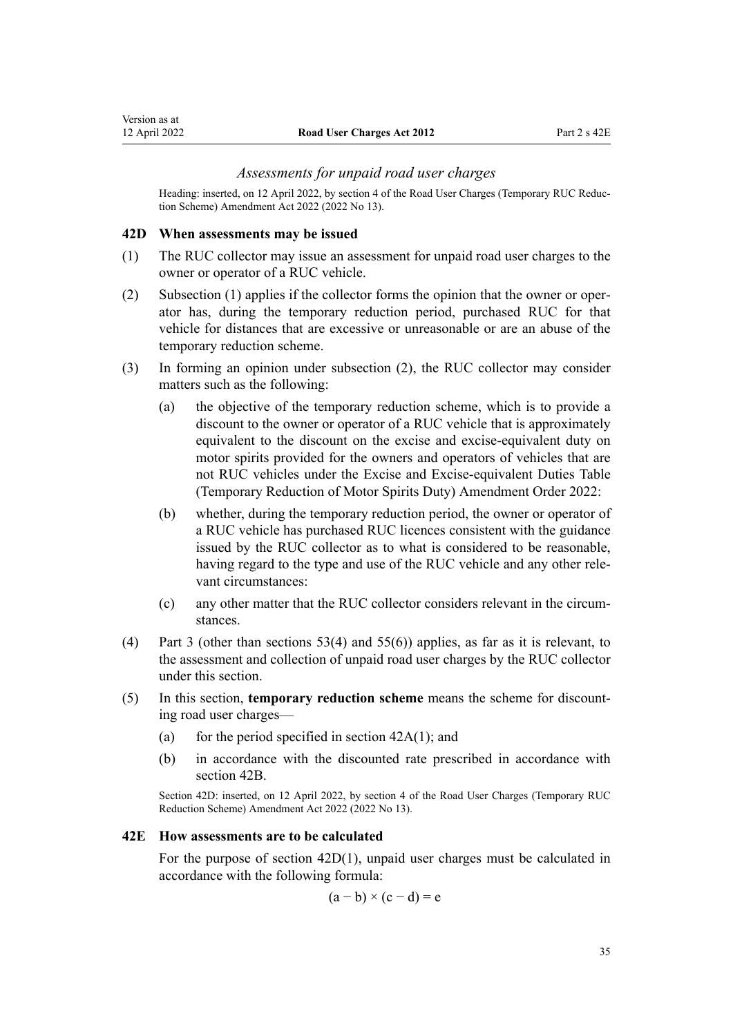### *Assessments for unpaid road user charges*

Heading: inserted, on 12 April 2022, by section 4 of the Road User Charges (Temporary RUC Reduction Scheme) Amendment Act 2022 (2022 No 13).

### 42D When assessments may be issued

(1) The RUC collector may issue an assessment for unpaid road user charges to the owner or operator of a RUC vehicle.

(2) Subsection (1) applies if the collector forms the opinion that the owner or operator has, during the temporary reduction period, purchased RUC for that vehicle for distances that are excessive or unreasonable or are an abuse of the temporary reduction scheme.

(3) In forming an opinion under subsection (2), the RUC collector may consider matters such as the following:

- (a) the objective of the temporary reduction scheme, which is to provide a discount to the owner or operator of a RUC vehicle that is approximately equivalent to the discount on the excise and excise-equivalent duty on motor spirits provided for the owners and operators of vehicles that are not RUC vehicles under the Excise and Excise-equivalent Duties Table (Temporary Reduction of Motor Spirits Duty) Amendment Order 2022:
- (b) whether, during the temporary reduction period, the owner or operator of a RUC vehicle has purchased RUC licences consistent with the guidance issued by the RUC collector as to what is considered to be reasonable, having regard to the type and use of the RUC vehicle and any other relevant circumstances:
- (c) any other matter that the RUC collector considers relevant in the circumstances.

(4) Part 3 (other than sections 53(4) and 55(6)) applies, as far as it is relevant, to the assessment and collection of unpaid road user charges by the RUC collector under this section.

(5) In this section, **temporary reduction scheme** means the scheme for discounting road user charges—

- (a) for the period specified in section 42A(1); and
- (b) in accordance with the discounted rate prescribed in accordance with section 42B.

Section 42D: inserted, on 12 April 2022, by section 4 of the Road User Charges (Temporary RUC Reduction Scheme) Amendment Act 2022 (2022 No 13).

### 42E How assessments are to be calculated

For the purpose of section 42D(1), unpaid user charges must be calculated in accordance with the following formula:

$$(a - b) \times (c - d) = e$$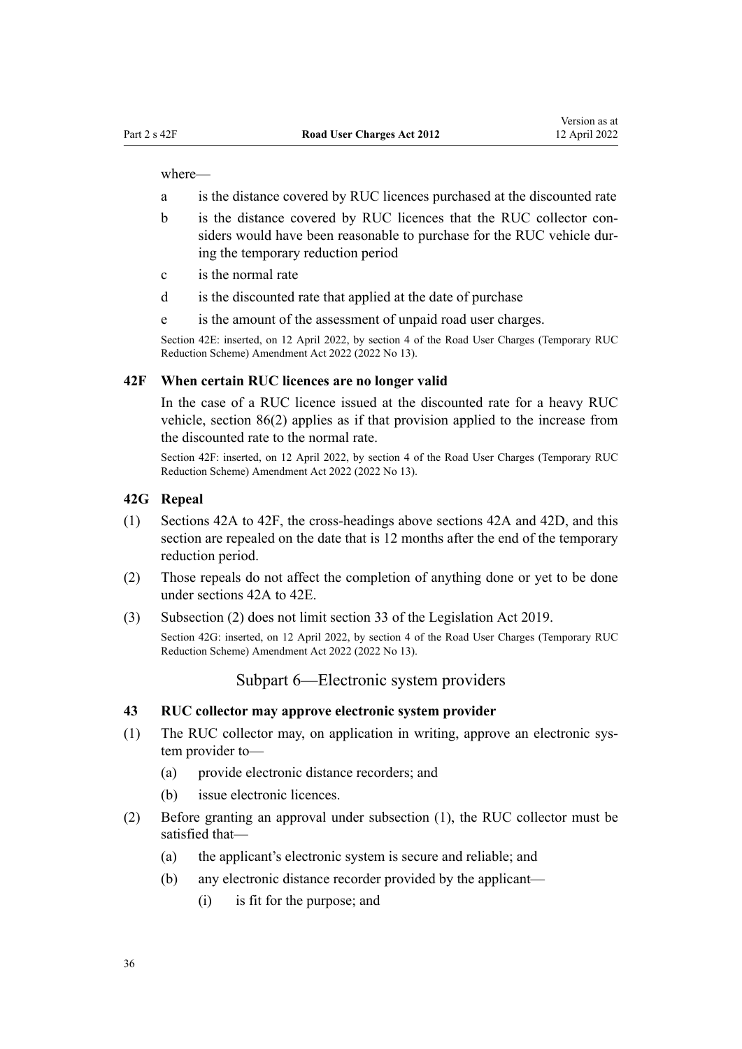where—

a is the distance covered by RUC licences purchased at the discounted rate

b is the distance covered by RUC licences that the RUC collector considers would have been reasonable to purchase for the RUC vehicle during the temporary reduction period

c is the normal rate

d is the discounted rate that applied at the date of purchase

e is the amount of the assessment of unpaid road user charges.

Section 42E: inserted, on 12 April 2022, by section 4 of the Road User Charges (Temporary RUC Reduction Scheme) Amendment Act 2022 (2022 No 13).

### 42F When certain RUC licences are no longer valid

In the case of a RUC licence issued at the discounted rate for a heavy RUC vehicle, section 86(2) applies as if that provision applied to the increase from the discounted rate to the normal rate.

Section 42F: inserted, on 12 April 2022, by section 4 of the Road User Charges (Temporary RUC Reduction Scheme) Amendment Act 2022 (2022 No 13).

### 42G Repeal

(1) Sections 42A to 42F, the cross-headings above sections 42A and 42D, and this section are repealed on the date that is 12 months after the end of the temporary reduction period.

(2) Those repeals do not affect the completion of anything done or yet to be done under sections 42A to 42E.

(3) Subsection (2) does not limit section 33 of the Legislation Act 2019.

Section 42G: inserted, on 12 April 2022, by section 4 of the Road User Charges (Temporary RUC Reduction Scheme) Amendment Act 2022 (2022 No 13).

## Subpart 6—Electronic system providers

### 43 RUC collector may approve electronic system provider

(1) The RUC collector may, on application in writing, approve an electronic system provider to—

(a) provide electronic distance recorders; and

(b) issue electronic licences.

(2) Before granting an approval under subsection (1), the RUC collector must be satisfied that—

(a) the applicant's electronic system is secure and reliable; and

(b) any electronic distance recorder provided by the applicant—

(i) is fit for the purpose; and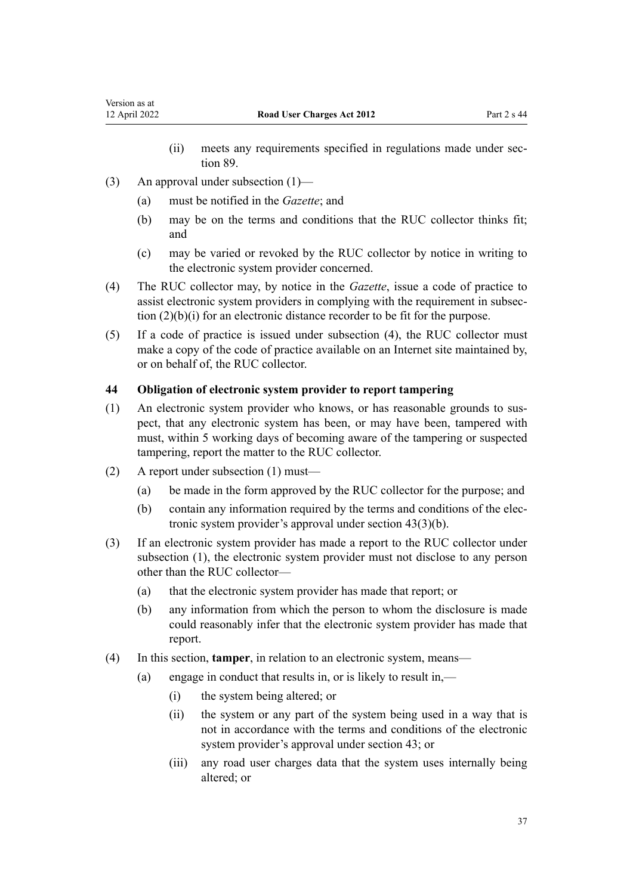(ii) meets any requirements specified in regulations made under section 89.

(3) An approval under subsection (1)—

(a) must be notified in the *Gazette*; and

(b) may be on the terms and conditions that the RUC collector thinks fit; and

(c) may be varied or revoked by the RUC collector by notice in writing to the electronic system provider concerned.

(4) The RUC collector may, by notice in the *Gazette*, issue a code of practice to assist electronic system providers in complying with the requirement in subsection (2)(b)(i) for an electronic distance recorder to be fit for the purpose.

(5) If a code of practice is issued under subsection (4), the RUC collector must make a copy of the code of practice available on an Internet site maintained by, or on behalf of, the RUC collector.

### 44 Obligation of electronic system provider to report tampering

(1) An electronic system provider who knows, or has reasonable grounds to suspect, that any electronic system has been, or may have been, tampered with must, within 5 working days of becoming aware of the tampering or suspected tampering, report the matter to the RUC collector.

(2) A report under subsection (1) must—

(a) be made in the form approved by the RUC collector for the purpose; and

(b) contain any information required by the terms and conditions of the electronic system provider's approval under section 43(3)(b).

(3) If an electronic system provider has made a report to the RUC collector under subsection (1), the electronic system provider must not disclose to any person other than the RUC collector—

(a) that the electronic system provider has made that report; or

(b) any information from which the person to whom the disclosure is made could reasonably infer that the electronic system provider has made that report.

(4) In this section, **tamper**, in relation to an electronic system, means—

(a) engage in conduct that results in, or is likely to result in,—

(i) the system being altered; or

(ii) the system or any part of the system being used in a way that is not in accordance with the terms and conditions of the electronic system provider's approval under section 43; or

(iii) any road user charges data that the system uses internally being altered; or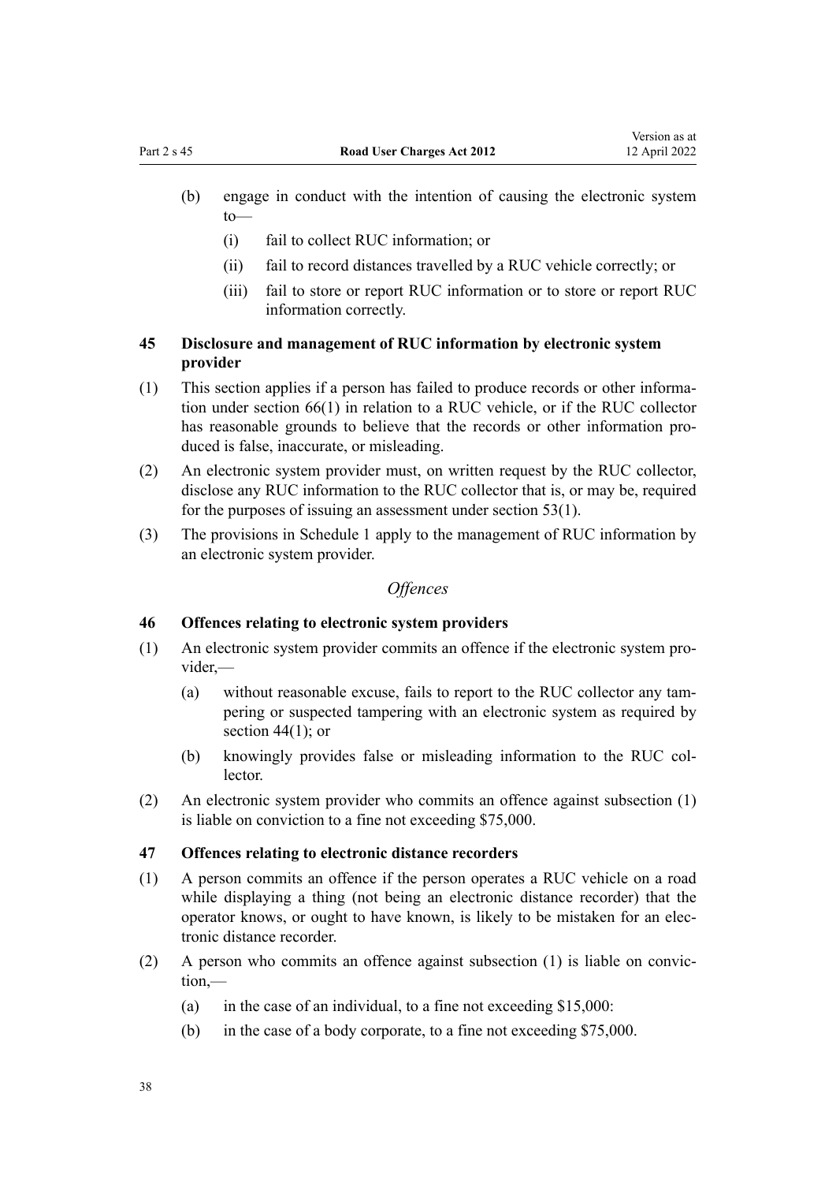(b) engage in conduct with the intention of causing the electronic system to—

  (i) fail to collect RUC information; or

  (ii) fail to record distances travelled by a RUC vehicle correctly; or

  (iii) fail to store or report RUC information or to store or report RUC information correctly.

### 45 Disclosure and management of RUC information by electronic system provider

(1) This section applies if a person has failed to produce records or other information under section 66(1) in relation to a RUC vehicle, or if the RUC collector has reasonable grounds to believe that the records or other information produced is false, inaccurate, or misleading.

(2) An electronic system provider must, on written request by the RUC collector, disclose any RUC information to the RUC collector that is, or may be, required for the purposes of issuing an assessment under section 53(1).

(3) The provisions in Schedule 1 apply to the management of RUC information by an electronic system provider.

## *Offences*

### 46 Offences relating to electronic system providers

(1) An electronic system provider commits an offence if the electronic system provider,—

  (a) without reasonable excuse, fails to report to the RUC collector any tampering or suspected tampering with an electronic system as required by section 44(1); or

  (b) knowingly provides false or misleading information to the RUC collector.

(2) An electronic system provider who commits an offence against subsection (1) is liable on conviction to a fine not exceeding $75,000.

### 47 Offences relating to electronic distance recorders

(1) A person commits an offence if the person operates a RUC vehicle on a road while displaying a thing (not being an electronic distance recorder) that the operator knows, or ought to have known, is likely to be mistaken for an electronic distance recorder.

(2) A person who commits an offence against subsection (1) is liable on conviction,—

  (a) in the case of an individual, to a fine not exceeding $15,000:

  (b) in the case of a body corporate, to a fine not exceeding $75,000.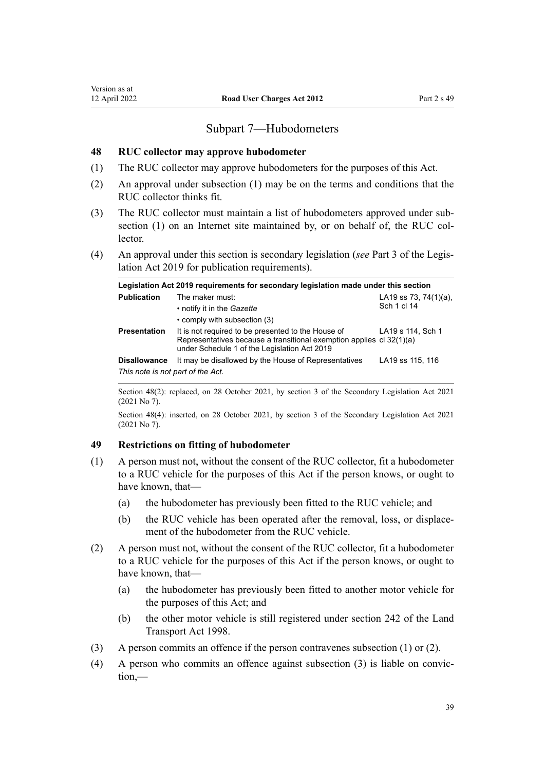## Subpart 7—Hubodometers

### 48 RUC collector may approve hubodometer

(1) The RUC collector may approve hubodometers for the purposes of this Act.

(2) An approval under subsection (1) may be on the terms and conditions that the RUC collector thinks fit.

(3) The RUC collector must maintain a list of hubodometers approved under subsection (1) on an Internet site maintained by, or on behalf of, the RUC collector.

(4) An approval under this section is secondary legislation (*see* Part 3 of the Legislation Act 2019 for publication requirements).

| **Legislation Act 2019 requirements for secondary legislation made under this section** | | |
|---|---|---|
| **Publication** | The maker must:<br>• notify it in the *Gazette*<br>• comply with subsection (3) | LA19 ss 73, 74(1)(a), Sch 1 cl 14 |
| **Presentation** | It is not required to be presented to the House of Representatives because a transitional exemption applies under Schedule 1 of the Legislation Act 2019 | LA19 s 114, Sch 1 cl 32(1)(a) |
| **Disallowance** | It may be disallowed by the House of Representatives | LA19 ss 115, 116 |
| *This note is not part of the Act.* | | |

Section 48(2): replaced, on 28 October 2021, by section 3 of the Secondary Legislation Act 2021 (2021 No 7).

Section 48(4): inserted, on 28 October 2021, by section 3 of the Secondary Legislation Act 2021 (2021 No 7).

### 49 Restrictions on fitting of hubodometer

(1) A person must not, without the consent of the RUC collector, fit a hubodometer to a RUC vehicle for the purposes of this Act if the person knows, or ought to have known, that—

   (a) the hubodometer has previously been fitted to the RUC vehicle; and

   (b) the RUC vehicle has been operated after the removal, loss, or displacement of the hubodometer from the RUC vehicle.

(2) A person must not, without the consent of the RUC collector, fit a hubodometer to a RUC vehicle for the purposes of this Act if the person knows, or ought to have known, that—

   (a) the hubodometer has previously been fitted to another motor vehicle for the purposes of this Act; and

   (b) the other motor vehicle is still registered under section 242 of the Land Transport Act 1998.

(3) A person commits an offence if the person contravenes subsection (1) or (2).

(4) A person who commits an offence against subsection (3) is liable on conviction,—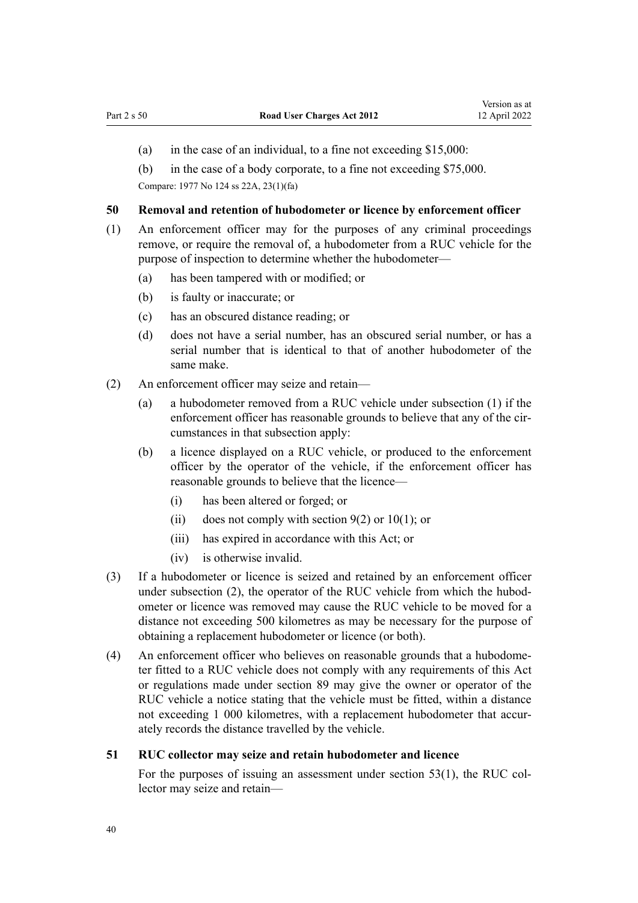(a) in the case of an individual, to a fine not exceeding $15,000:

(b) in the case of a body corporate, to a fine not exceeding $75,000.

Compare: 1977 No 124 ss 22A, 23(1)(fa)

### 50 Removal and retention of hubodometer or licence by enforcement officer

(1) An enforcement officer may for the purposes of any criminal proceedings remove, or require the removal of, a hubodometer from a RUC vehicle for the purpose of inspection to determine whether the hubodometer—

- (a) has been tampered with or modified; or
- (b) is faulty or inaccurate; or
- (c) has an obscured distance reading; or
- (d) does not have a serial number, has an obscured serial number, or has a serial number that is identical to that of another hubodometer of the same make.

(2) An enforcement officer may seize and retain—

- (a) a hubodometer removed from a RUC vehicle under subsection (1) if the enforcement officer has reasonable grounds to believe that any of the circumstances in that subsection apply:
- (b) a licence displayed on a RUC vehicle, or produced to the enforcement officer by the operator of the vehicle, if the enforcement officer has reasonable grounds to believe that the licence—
  - (i) has been altered or forged; or
  - (ii) does not comply with section 9(2) or 10(1); or
  - (iii) has expired in accordance with this Act; or
  - (iv) is otherwise invalid.

(3) If a hubodometer or licence is seized and retained by an enforcement officer under subsection (2), the operator of the RUC vehicle from which the hubodometer or licence was removed may cause the RUC vehicle to be moved for a distance not exceeding 500 kilometres as may be necessary for the purpose of obtaining a replacement hubodometer or licence (or both).

(4) An enforcement officer who believes on reasonable grounds that a hubodometer fitted to a RUC vehicle does not comply with any requirements of this Act or regulations made under section 89 may give the owner or operator of the RUC vehicle a notice stating that the vehicle must be fitted, within a distance not exceeding 1 000 kilometres, with a replacement hubodometer that accurately records the distance travelled by the vehicle.

### 51 RUC collector may seize and retain hubodometer and licence

For the purposes of issuing an assessment under section 53(1), the RUC collector may seize and retain—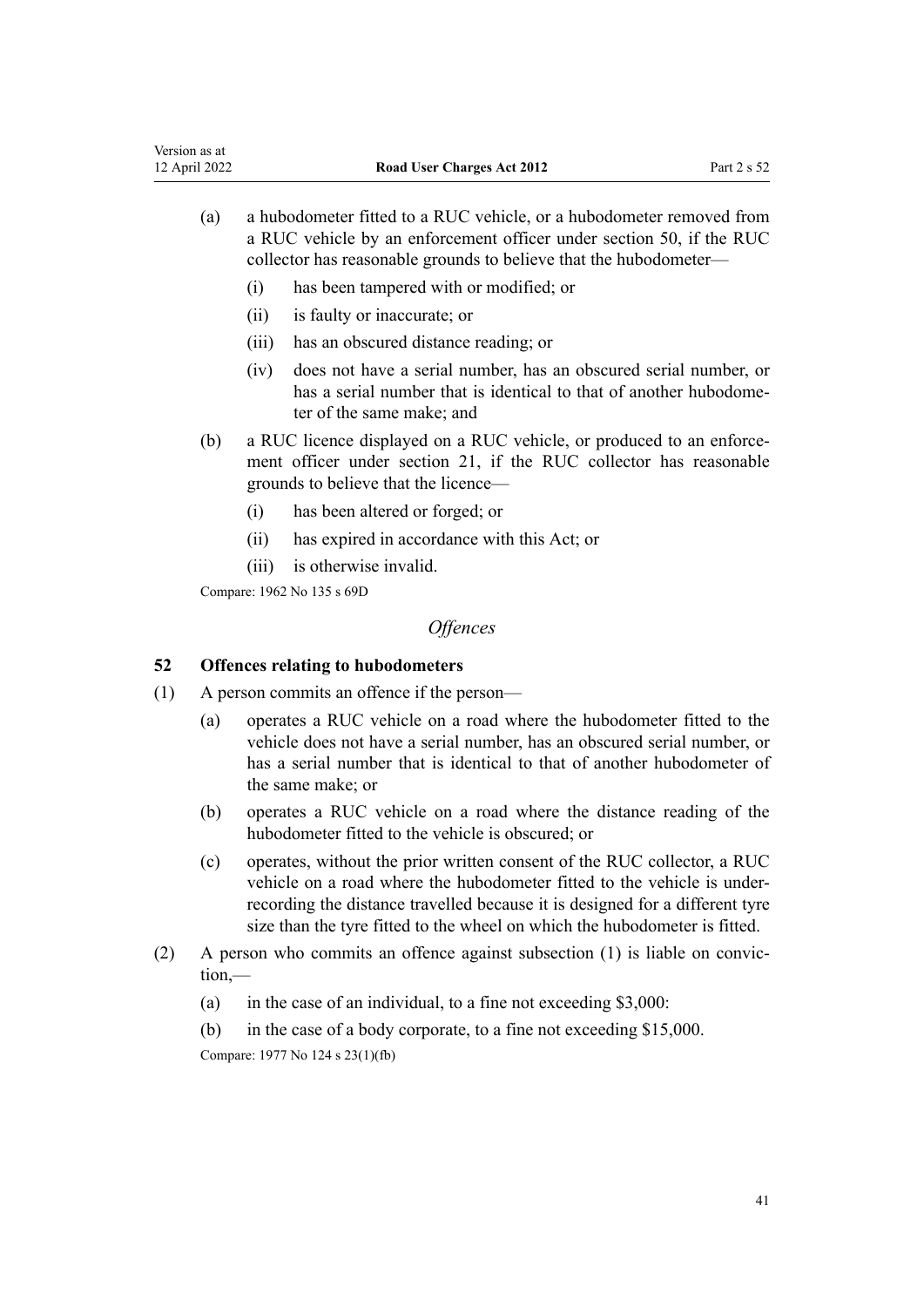(a) a hubodometer fitted to a RUC vehicle, or a hubodometer removed from a RUC vehicle by an enforcement officer under section 50, if the RUC collector has reasonable grounds to believe that the hubodometer—

   (i) has been tampered with or modified; or

   (ii) is faulty or inaccurate; or

   (iii) has an obscured distance reading; or

   (iv) does not have a serial number, has an obscured serial number, or has a serial number that is identical to that of another hubodometer of the same make; and

(b) a RUC licence displayed on a RUC vehicle, or produced to an enforcement officer under section 21, if the RUC collector has reasonable grounds to believe that the licence—

   (i) has been altered or forged; or

   (ii) has expired in accordance with this Act; or

   (iii) is otherwise invalid.

Compare: 1962 No 135 s 69D

*Offences*

### 52 Offences relating to hubodometers

(1) A person commits an offence if the person—

   (a) operates a RUC vehicle on a road where the hubodometer fitted to the vehicle does not have a serial number, has an obscured serial number, or has a serial number that is identical to that of another hubodometer of the same make; or

   (b) operates a RUC vehicle on a road where the distance reading of the hubodometer fitted to the vehicle is obscured; or

   (c) operates, without the prior written consent of the RUC collector, a RUC vehicle on a road where the hubodometer fitted to the vehicle is under-recording the distance travelled because it is designed for a different tyre size than the tyre fitted to the wheel on which the hubodometer is fitted.

(2) A person who commits an offence against subsection (1) is liable on conviction,—

   (a) in the case of an individual, to a fine not exceeding $3,000:

   (b) in the case of a body corporate, to a fine not exceeding $15,000.

Compare: 1977 No 124 s 23(1)(fb)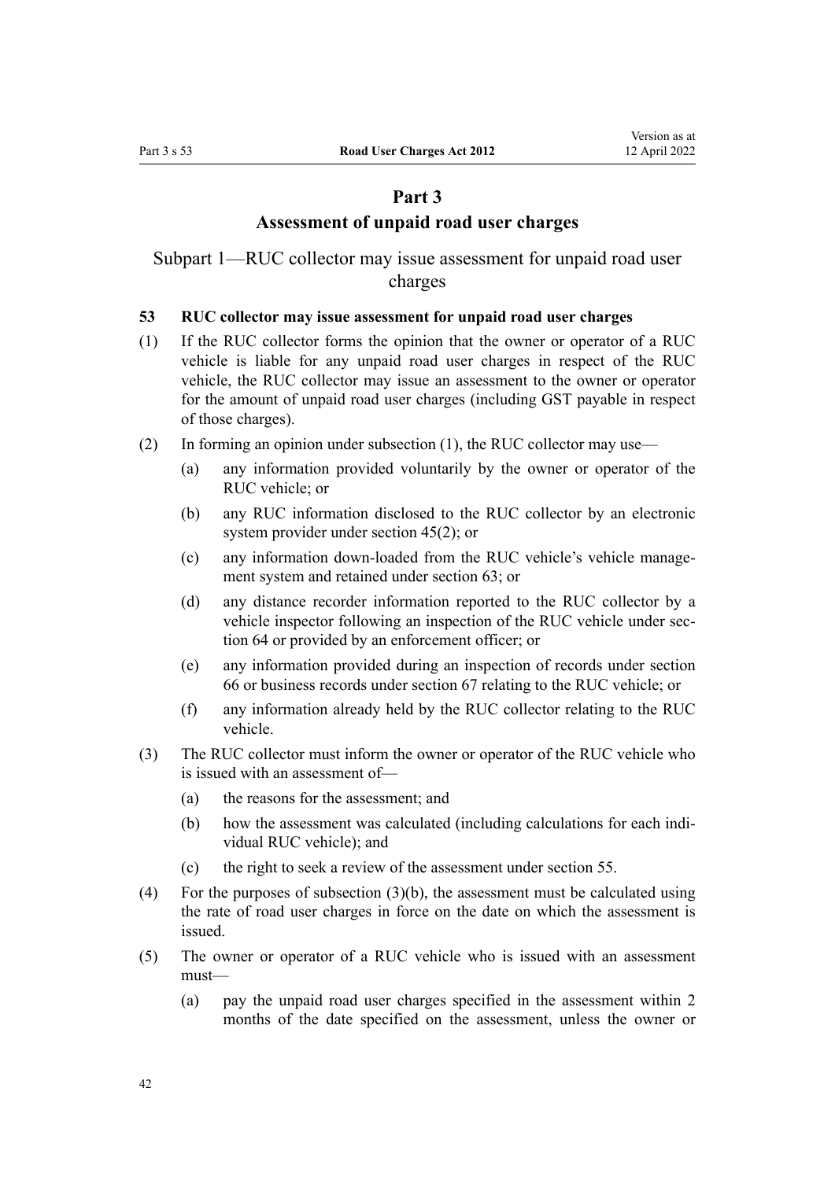# Part 3
# Assessment of unpaid road user charges

## Subpart 1—RUC collector may issue assessment for unpaid road user charges

### 53 RUC collector may issue assessment for unpaid road user charges

(1) If the RUC collector forms the opinion that the owner or operator of a RUC vehicle is liable for any unpaid road user charges in respect of the RUC vehicle, the RUC collector may issue an assessment to the owner or operator for the amount of unpaid road user charges (including GST payable in respect of those charges).

(2) In forming an opinion under subsection (1), the RUC collector may use—

- (a) any information provided voluntarily by the owner or operator of the RUC vehicle; or
- (b) any RUC information disclosed to the RUC collector by an electronic system provider under section 45(2); or
- (c) any information down-loaded from the RUC vehicle's vehicle management system and retained under section 63; or
- (d) any distance recorder information reported to the RUC collector by a vehicle inspector following an inspection of the RUC vehicle under section 64 or provided by an enforcement officer; or
- (e) any information provided during an inspection of records under section 66 or business records under section 67 relating to the RUC vehicle; or
- (f) any information already held by the RUC collector relating to the RUC vehicle.

(3) The RUC collector must inform the owner or operator of the RUC vehicle who is issued with an assessment of—

- (a) the reasons for the assessment; and
- (b) how the assessment was calculated (including calculations for each individual RUC vehicle); and
- (c) the right to seek a review of the assessment under section 55.

(4) For the purposes of subsection (3)(b), the assessment must be calculated using the rate of road user charges in force on the date on which the assessment is issued.

(5) The owner or operator of a RUC vehicle who is issued with an assessment must—

- (a) pay the unpaid road user charges specified in the assessment within 2 months of the date specified on the assessment, unless the owner or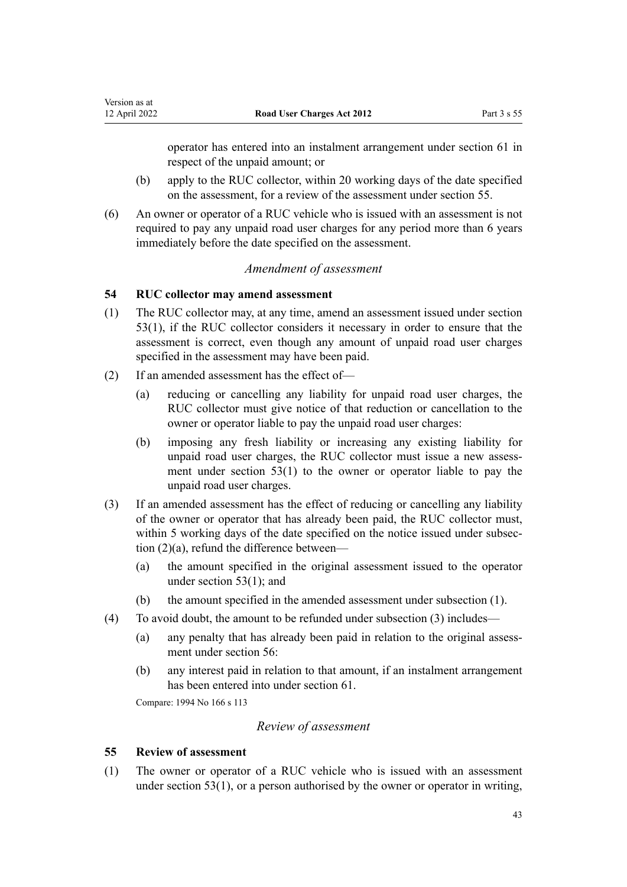operator has entered into an instalment arrangement under section 61 in respect of the unpaid amount; or

(b) apply to the RUC collector, within 20 working days of the date specified on the assessment, for a review of the assessment under section 55.

(6) An owner or operator of a RUC vehicle who is issued with an assessment is not required to pay any unpaid road user charges for any period more than 6 years immediately before the date specified on the assessment.

*Amendment of assessment*

### 54 RUC collector may amend assessment

(1) The RUC collector may, at any time, amend an assessment issued under section 53(1), if the RUC collector considers it necessary in order to ensure that the assessment is correct, even though any amount of unpaid road user charges specified in the assessment may have been paid.

(2) If an amended assessment has the effect of—

(a) reducing or cancelling any liability for unpaid road user charges, the RUC collector must give notice of that reduction or cancellation to the owner or operator liable to pay the unpaid road user charges:

(b) imposing any fresh liability or increasing any existing liability for unpaid road user charges, the RUC collector must issue a new assessment under section 53(1) to the owner or operator liable to pay the unpaid road user charges.

(3) If an amended assessment has the effect of reducing or cancelling any liability of the owner or operator that has already been paid, the RUC collector must, within 5 working days of the date specified on the notice issued under subsection (2)(a), refund the difference between—

(a) the amount specified in the original assessment issued to the operator under section 53(1); and

(b) the amount specified in the amended assessment under subsection (1).

(4) To avoid doubt, the amount to be refunded under subsection (3) includes—

(a) any penalty that has already been paid in relation to the original assessment under section 56:

(b) any interest paid in relation to that amount, if an instalment arrangement has been entered into under section 61.

Compare: 1994 No 166 s 113

*Review of assessment*

### 55 Review of assessment

(1) The owner or operator of a RUC vehicle who is issued with an assessment under section 53(1), or a person authorised by the owner or operator in writing,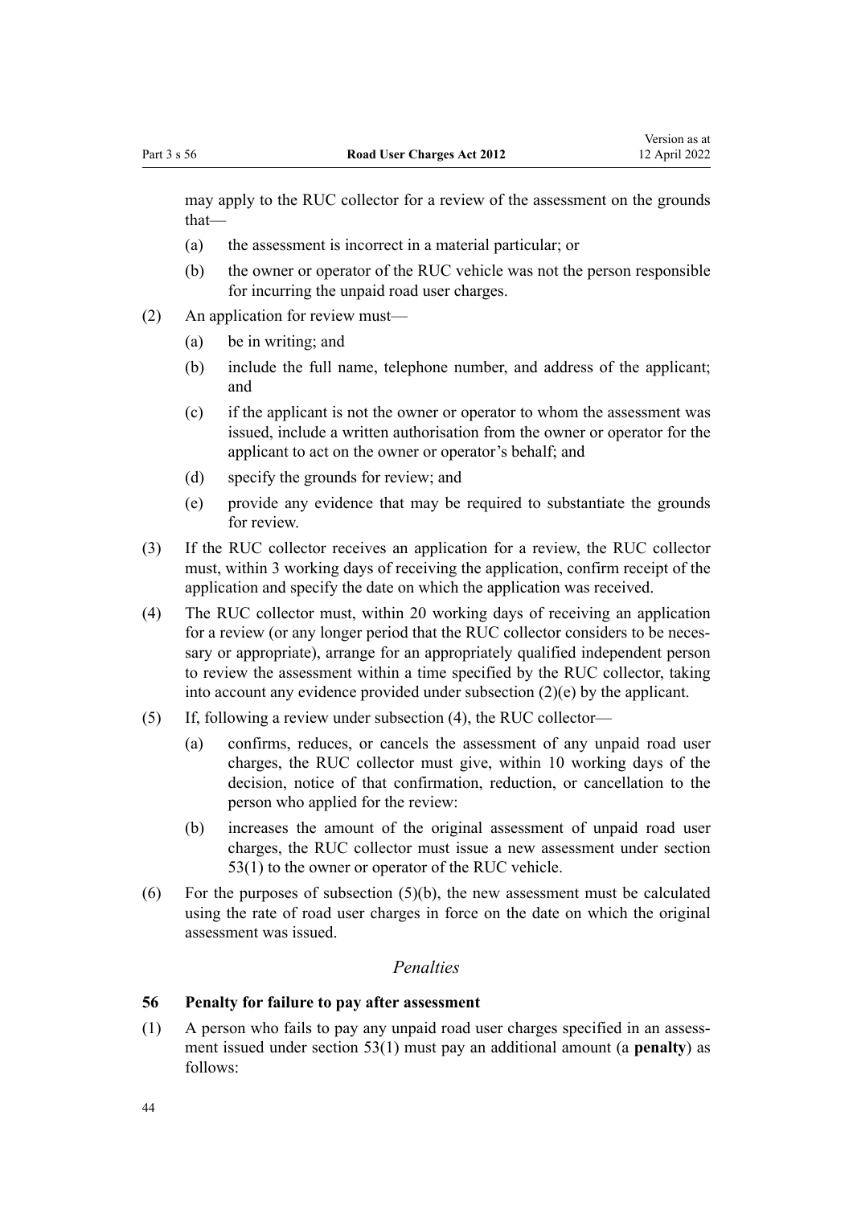may apply to the RUC collector for a review of the assessment on the grounds that—

(a) the assessment is incorrect in a material particular; or

(b) the owner or operator of the RUC vehicle was not the person responsible for incurring the unpaid road user charges.

(2) An application for review must—

(a) be in writing; and

(b) include the full name, telephone number, and address of the applicant; and

(c) if the applicant is not the owner or operator to whom the assessment was issued, include a written authorisation from the owner or operator for the applicant to act on the owner or operator's behalf; and

(d) specify the grounds for review; and

(e) provide any evidence that may be required to substantiate the grounds for review.

(3) If the RUC collector receives an application for a review, the RUC collector must, within 3 working days of receiving the application, confirm receipt of the application and specify the date on which the application was received.

(4) The RUC collector must, within 20 working days of receiving an application for a review (or any longer period that the RUC collector considers to be necessary or appropriate), arrange for an appropriately qualified independent person to review the assessment within a time specified by the RUC collector, taking into account any evidence provided under subsection (2)(e) by the applicant.

(5) If, following a review under subsection (4), the RUC collector—

(a) confirms, reduces, or cancels the assessment of any unpaid road user charges, the RUC collector must give, within 10 working days of the decision, notice of that confirmation, reduction, or cancellation to the person who applied for the review:

(b) increases the amount of the original assessment of unpaid road user charges, the RUC collector must issue a new assessment under section 53(1) to the owner or operator of the RUC vehicle.

(6) For the purposes of subsection (5)(b), the new assessment must be calculated using the rate of road user charges in force on the date on which the original assessment was issued.

*Penalties*

### 56 Penalty for failure to pay after assessment

(1) A person who fails to pay any unpaid road user charges specified in an assessment issued under section 53(1) must pay an additional amount (a **penalty**) as follows: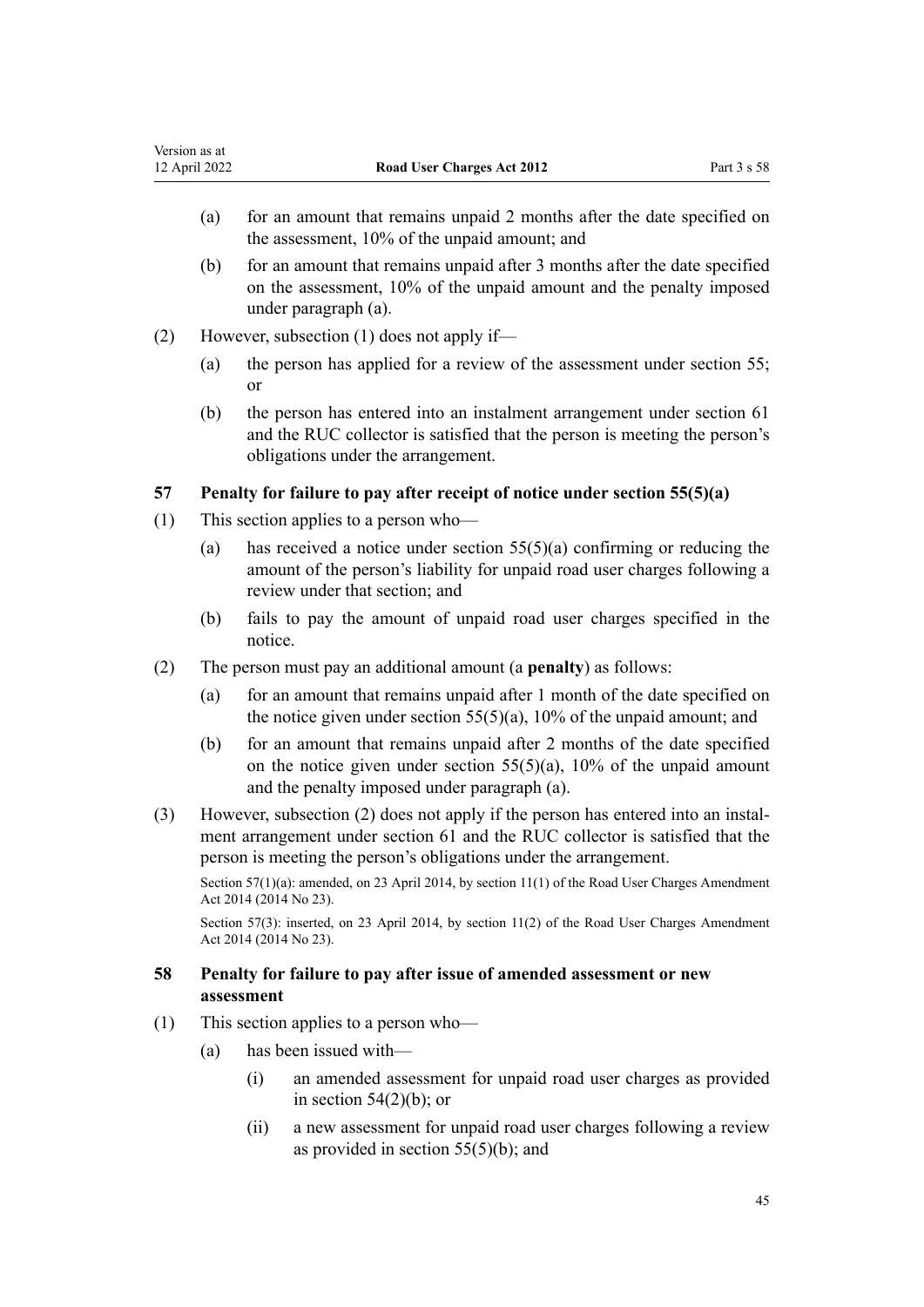(a) for an amount that remains unpaid 2 months after the date specified on the assessment, 10% of the unpaid amount; and

(b) for an amount that remains unpaid after 3 months after the date specified on the assessment, 10% of the unpaid amount and the penalty imposed under paragraph (a).

(2) However, subsection (1) does not apply if—

(a) the person has applied for a review of the assessment under section 55; or

(b) the person has entered into an instalment arrangement under section 61 and the RUC collector is satisfied that the person is meeting the person's obligations under the arrangement.

### 57 Penalty for failure to pay after receipt of notice under section 55(5)(a)

(1) This section applies to a person who—

(a) has received a notice under section 55(5)(a) confirming or reducing the amount of the person's liability for unpaid road user charges following a review under that section; and

(b) fails to pay the amount of unpaid road user charges specified in the notice.

(2) The person must pay an additional amount (a **penalty**) as follows:

(a) for an amount that remains unpaid after 1 month of the date specified on the notice given under section 55(5)(a), 10% of the unpaid amount; and

(b) for an amount that remains unpaid after 2 months of the date specified on the notice given under section 55(5)(a), 10% of the unpaid amount and the penalty imposed under paragraph (a).

(3) However, subsection (2) does not apply if the person has entered into an instalment arrangement under section 61 and the RUC collector is satisfied that the person is meeting the person's obligations under the arrangement.

Section 57(1)(a): amended, on 23 April 2014, by section 11(1) of the Road User Charges Amendment Act 2014 (2014 No 23).

Section 57(3): inserted, on 23 April 2014, by section 11(2) of the Road User Charges Amendment Act 2014 (2014 No 23).

### 58 Penalty for failure to pay after issue of amended assessment or new assessment

(1) This section applies to a person who—

(a) has been issued with—

(i) an amended assessment for unpaid road user charges as provided in section 54(2)(b); or

(ii) a new assessment for unpaid road user charges following a review as provided in section 55(5)(b); and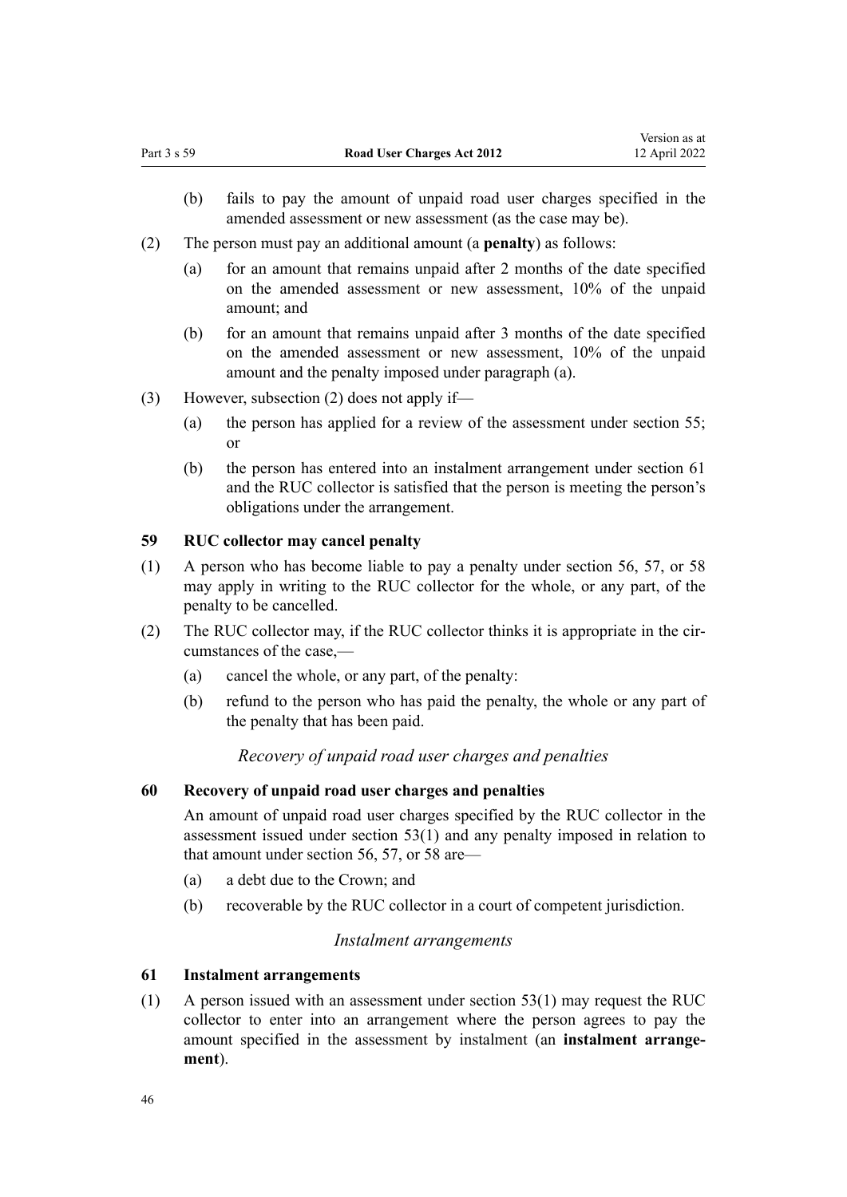(b) fails to pay the amount of unpaid road user charges specified in the amended assessment or new assessment (as the case may be).

(2) The person must pay an additional amount (a **penalty**) as follows:

(a) for an amount that remains unpaid after 2 months of the date specified on the amended assessment or new assessment, 10% of the unpaid amount; and

(b) for an amount that remains unpaid after 3 months of the date specified on the amended assessment or new assessment, 10% of the unpaid amount and the penalty imposed under paragraph (a).

(3) However, subsection (2) does not apply if—

(a) the person has applied for a review of the assessment under section 55; or

(b) the person has entered into an instalment arrangement under section 61 and the RUC collector is satisfied that the person is meeting the person's obligations under the arrangement.

### 59 RUC collector may cancel penalty

(1) A person who has become liable to pay a penalty under section 56, 57, or 58 may apply in writing to the RUC collector for the whole, or any part, of the penalty to be cancelled.

(2) The RUC collector may, if the RUC collector thinks it is appropriate in the circumstances of the case,—

(a) cancel the whole, or any part, of the penalty:

(b) refund to the person who has paid the penalty, the whole or any part of the penalty that has been paid.

*Recovery of unpaid road user charges and penalties*

### 60 Recovery of unpaid road user charges and penalties

An amount of unpaid road user charges specified by the RUC collector in the assessment issued under section 53(1) and any penalty imposed in relation to that amount under section 56, 57, or 58 are—

(a) a debt due to the Crown; and

(b) recoverable by the RUC collector in a court of competent jurisdiction.

*Instalment arrangements*

### 61 Instalment arrangements

(1) A person issued with an assessment under section 53(1) may request the RUC collector to enter into an arrangement where the person agrees to pay the amount specified in the assessment by instalment (an **instalment arrangement**).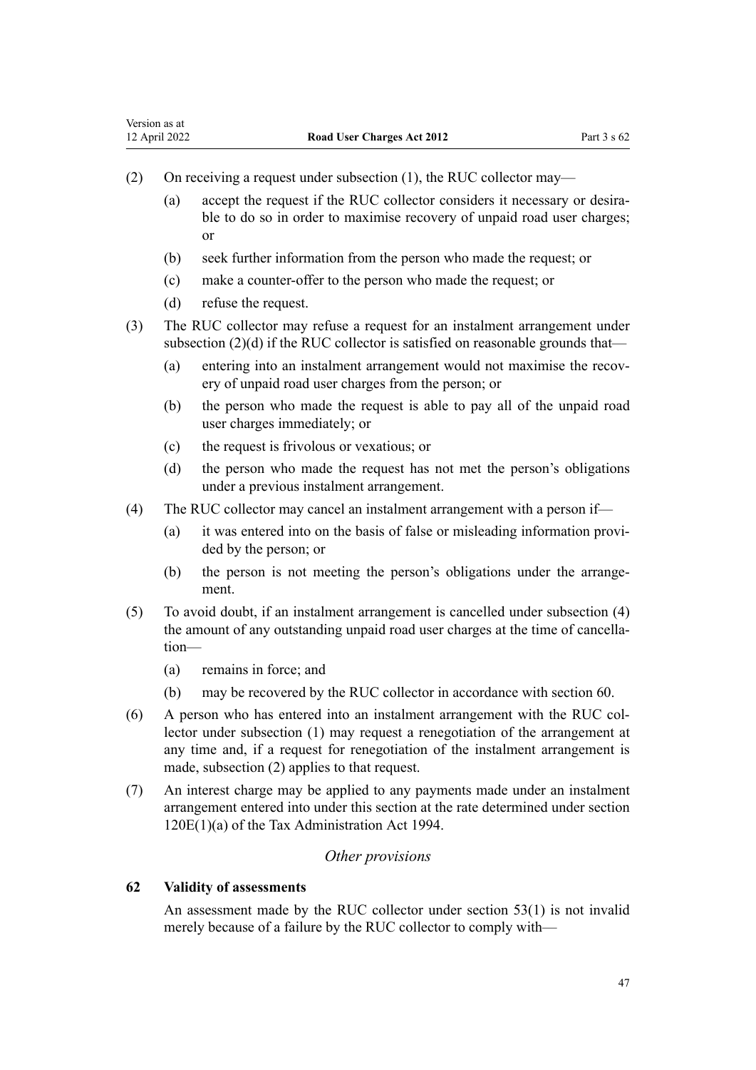(2) On receiving a request under subsection (1), the RUC collector may—

(a) accept the request if the RUC collector considers it necessary or desirable to do so in order to maximise recovery of unpaid road user charges; or

(b) seek further information from the person who made the request; or

(c) make a counter-offer to the person who made the request; or

(d) refuse the request.

(3) The RUC collector may refuse a request for an instalment arrangement under subsection (2)(d) if the RUC collector is satisfied on reasonable grounds that—

(a) entering into an instalment arrangement would not maximise the recovery of unpaid road user charges from the person; or

(b) the person who made the request is able to pay all of the unpaid road user charges immediately; or

(c) the request is frivolous or vexatious; or

(d) the person who made the request has not met the person's obligations under a previous instalment arrangement.

(4) The RUC collector may cancel an instalment arrangement with a person if—

(a) it was entered into on the basis of false or misleading information provided by the person; or

(b) the person is not meeting the person's obligations under the arrangement.

(5) To avoid doubt, if an instalment arrangement is cancelled under subsection (4) the amount of any outstanding unpaid road user charges at the time of cancellation—

(a) remains in force; and

(b) may be recovered by the RUC collector in accordance with section 60.

(6) A person who has entered into an instalment arrangement with the RUC collector under subsection (1) may request a renegotiation of the arrangement at any time and, if a request for renegotiation of the instalment arrangement is made, subsection (2) applies to that request.

(7) An interest charge may be applied to any payments made under an instalment arrangement entered into under this section at the rate determined under section 120E(1)(a) of the Tax Administration Act 1994.

*Other provisions*

### 62 Validity of assessments

An assessment made by the RUC collector under section 53(1) is not invalid merely because of a failure by the RUC collector to comply with—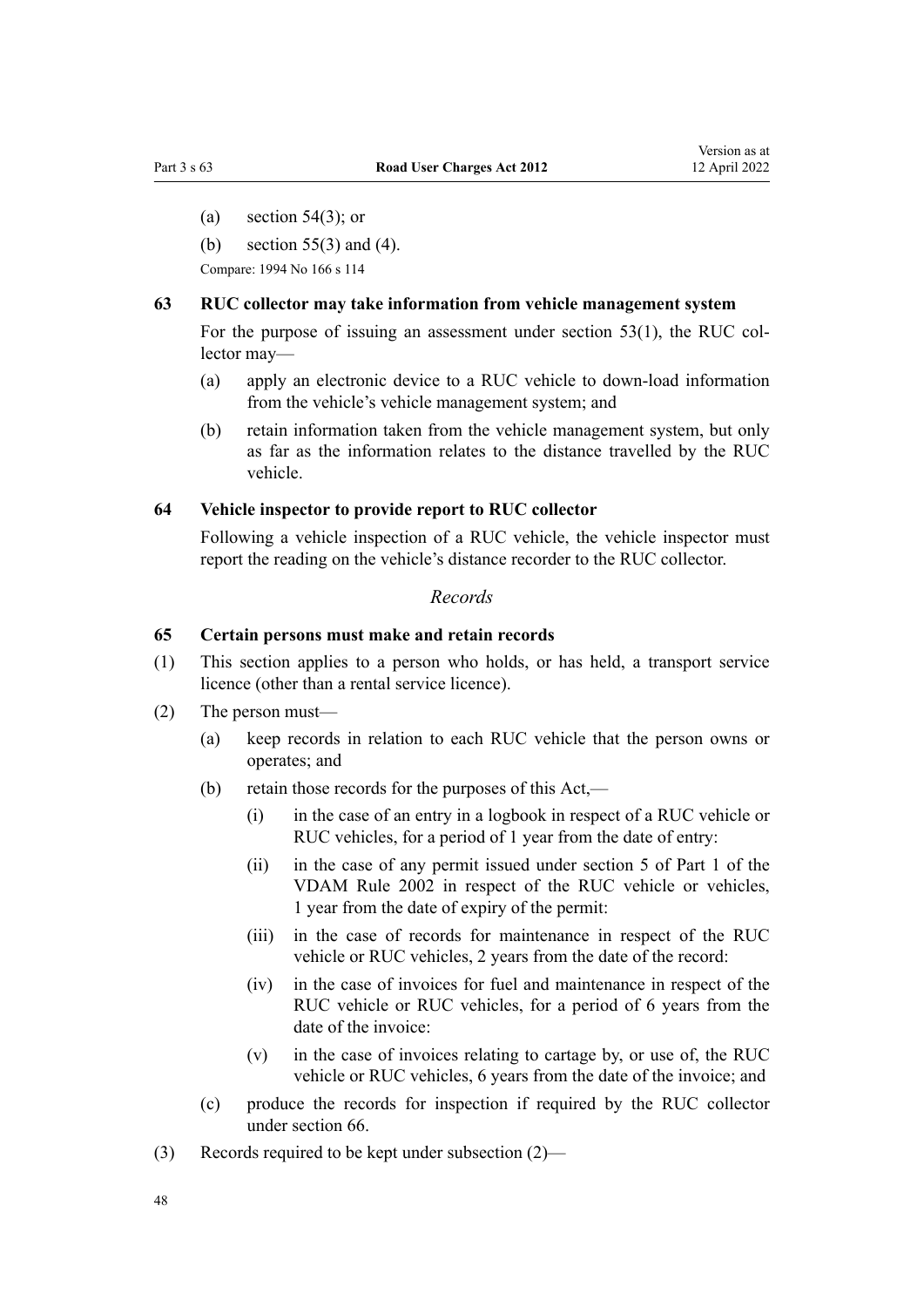(a) section 54(3); or

(b) section 55(3) and (4).

Compare: 1994 No 166 s 114

### 63 RUC collector may take information from vehicle management system

For the purpose of issuing an assessment under section 53(1), the RUC collector may—

(a) apply an electronic device to a RUC vehicle to down-load information from the vehicle's vehicle management system; and

(b) retain information taken from the vehicle management system, but only as far as the information relates to the distance travelled by the RUC vehicle.

### 64 Vehicle inspector to provide report to RUC collector

Following a vehicle inspection of a RUC vehicle, the vehicle inspector must report the reading on the vehicle's distance recorder to the RUC collector.

*Records*

### 65 Certain persons must make and retain records

(1) This section applies to a person who holds, or has held, a transport service licence (other than a rental service licence).

(2) The person must—

(a) keep records in relation to each RUC vehicle that the person owns or operates; and

(b) retain those records for the purposes of this Act,—

(i) in the case of an entry in a logbook in respect of a RUC vehicle or RUC vehicles, for a period of 1 year from the date of entry:

(ii) in the case of any permit issued under section 5 of Part 1 of the VDAM Rule 2002 in respect of the RUC vehicle or vehicles, 1 year from the date of expiry of the permit:

(iii) in the case of records for maintenance in respect of the RUC vehicle or RUC vehicles, 2 years from the date of the record:

(iv) in the case of invoices for fuel and maintenance in respect of the RUC vehicle or RUC vehicles, for a period of 6 years from the date of the invoice:

(v) in the case of invoices relating to cartage by, or use of, the RUC vehicle or RUC vehicles, 6 years from the date of the invoice; and

(c) produce the records for inspection if required by the RUC collector under section 66.

(3) Records required to be kept under subsection (2)—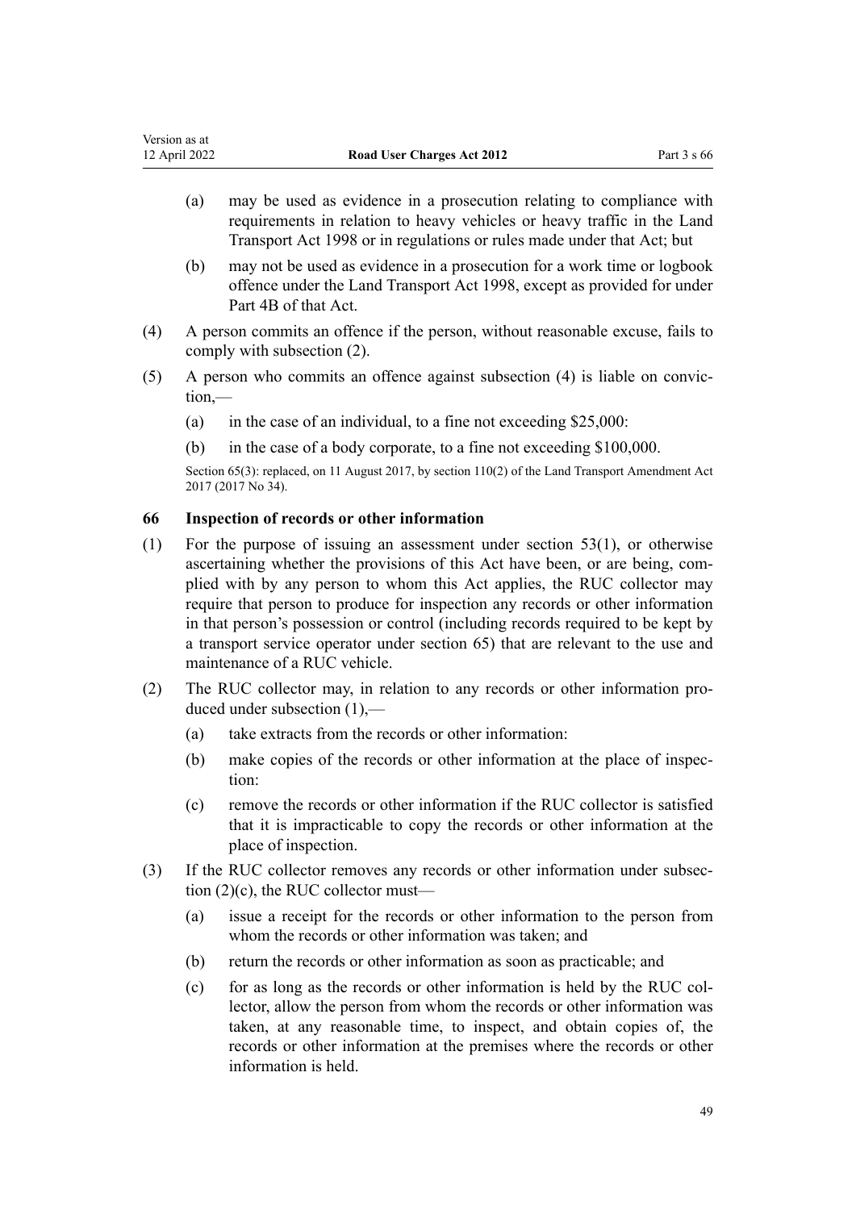(a) may be used as evidence in a prosecution relating to compliance with requirements in relation to heavy vehicles or heavy traffic in the Land Transport Act 1998 or in regulations or rules made under that Act; but

(b) may not be used as evidence in a prosecution for a work time or logbook offence under the Land Transport Act 1998, except as provided for under Part 4B of that Act.

(4) A person commits an offence if the person, without reasonable excuse, fails to comply with subsection (2).

(5) A person who commits an offence against subsection (4) is liable on conviction,—

(a) in the case of an individual, to a fine not exceeding $25,000:

(b) in the case of a body corporate, to a fine not exceeding $100,000.

Section 65(3): replaced, on 11 August 2017, by section 110(2) of the Land Transport Amendment Act 2017 (2017 No 34).

### 66 Inspection of records or other information

(1) For the purpose of issuing an assessment under section 53(1), or otherwise ascertaining whether the provisions of this Act have been, or are being, complied with by any person to whom this Act applies, the RUC collector may require that person to produce for inspection any records or other information in that person's possession or control (including records required to be kept by a transport service operator under section 65) that are relevant to the use and maintenance of a RUC vehicle.

(2) The RUC collector may, in relation to any records or other information produced under subsection (1),—

(a) take extracts from the records or other information:

(b) make copies of the records or other information at the place of inspection:

(c) remove the records or other information if the RUC collector is satisfied that it is impracticable to copy the records or other information at the place of inspection.

(3) If the RUC collector removes any records or other information under subsection (2)(c), the RUC collector must—

(a) issue a receipt for the records or other information to the person from whom the records or other information was taken; and

(b) return the records or other information as soon as practicable; and

(c) for as long as the records or other information is held by the RUC collector, allow the person from whom the records or other information was taken, at any reasonable time, to inspect, and obtain copies of, the records or other information at the premises where the records or other information is held.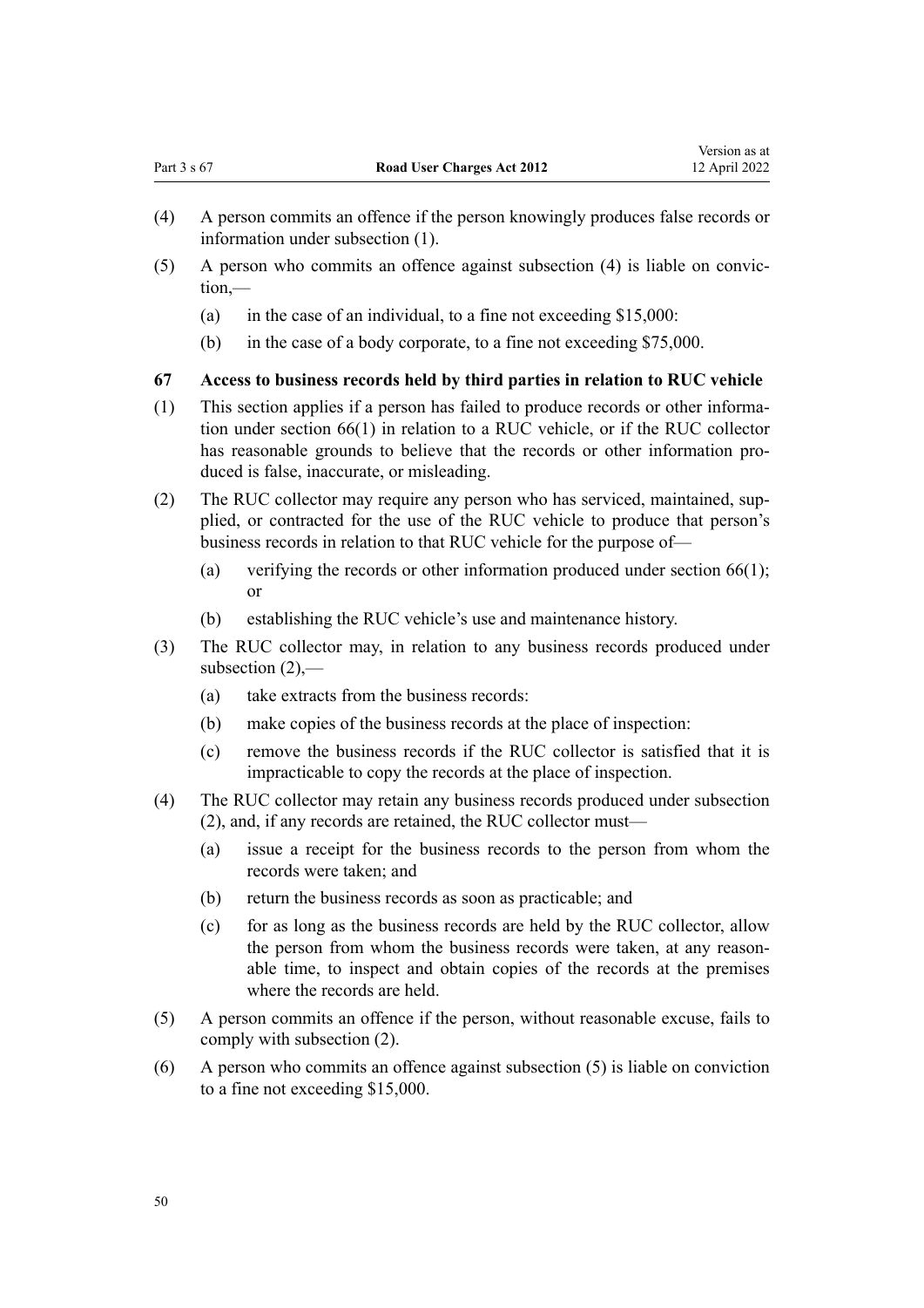(4) A person commits an offence if the person knowingly produces false records or information under subsection (1).

(5) A person who commits an offence against subsection (4) is liable on conviction,—

  (a) in the case of an individual, to a fine not exceeding $15,000:

  (b) in the case of a body corporate, to a fine not exceeding $75,000.

### 67 Access to business records held by third parties in relation to RUC vehicle

(1) This section applies if a person has failed to produce records or other information under section 66(1) in relation to a RUC vehicle, or if the RUC collector has reasonable grounds to believe that the records or other information produced is false, inaccurate, or misleading.

(2) The RUC collector may require any person who has serviced, maintained, supplied, or contracted for the use of the RUC vehicle to produce that person's business records in relation to that RUC vehicle for the purpose of—

  (a) verifying the records or other information produced under section 66(1); or

  (b) establishing the RUC vehicle's use and maintenance history.

(3) The RUC collector may, in relation to any business records produced under subsection (2),—

  (a) take extracts from the business records:

  (b) make copies of the business records at the place of inspection:

  (c) remove the business records if the RUC collector is satisfied that it is impracticable to copy the records at the place of inspection.

(4) The RUC collector may retain any business records produced under subsection (2), and, if any records are retained, the RUC collector must—

  (a) issue a receipt for the business records to the person from whom the records were taken; and

  (b) return the business records as soon as practicable; and

  (c) for as long as the business records are held by the RUC collector, allow the person from whom the business records were taken, at any reasonable time, to inspect and obtain copies of the records at the premises where the records are held.

(5) A person commits an offence if the person, without reasonable excuse, fails to comply with subsection (2).

(6) A person who commits an offence against subsection (5) is liable on conviction to a fine not exceeding $15,000.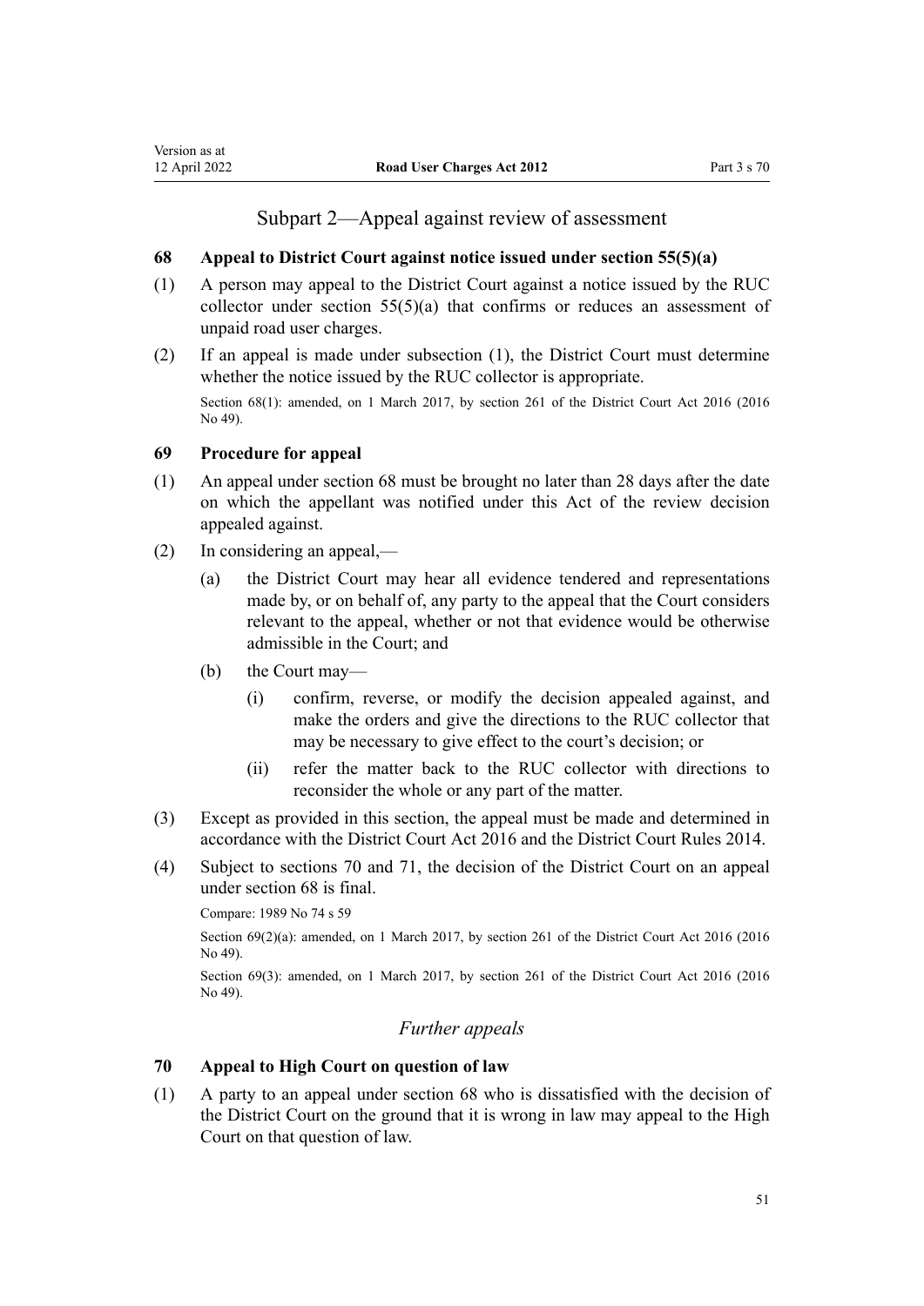## Subpart 2—Appeal against review of assessment

### 68 Appeal to District Court against notice issued under section 55(5)(a)

(1) A person may appeal to the District Court against a notice issued by the RUC collector under section 55(5)(a) that confirms or reduces an assessment of unpaid road user charges.

(2) If an appeal is made under subsection (1), the District Court must determine whether the notice issued by the RUC collector is appropriate.

Section 68(1): amended, on 1 March 2017, by section 261 of the District Court Act 2016 (2016 No 49).

### 69 Procedure for appeal

(1) An appeal under section 68 must be brought no later than 28 days after the date on which the appellant was notified under this Act of the review decision appealed against.

(2) In considering an appeal,—

(a) the District Court may hear all evidence tendered and representations made by, or on behalf of, any party to the appeal that the Court considers relevant to the appeal, whether or not that evidence would be otherwise admissible in the Court; and

(b) the Court may—

(i) confirm, reverse, or modify the decision appealed against, and make the orders and give the directions to the RUC collector that may be necessary to give effect to the court's decision; or

(ii) refer the matter back to the RUC collector with directions to reconsider the whole or any part of the matter.

(3) Except as provided in this section, the appeal must be made and determined in accordance with the District Court Act 2016 and the District Court Rules 2014.

(4) Subject to sections 70 and 71, the decision of the District Court on an appeal under section 68 is final.

Compare: 1989 No 74 s 59

Section 69(2)(a): amended, on 1 March 2017, by section 261 of the District Court Act 2016 (2016 No 49).

Section 69(3): amended, on 1 March 2017, by section 261 of the District Court Act 2016 (2016 No 49).

*Further appeals*

### 70 Appeal to High Court on question of law

(1) A party to an appeal under section 68 who is dissatisfied with the decision of the District Court on the ground that it is wrong in law may appeal to the High Court on that question of law.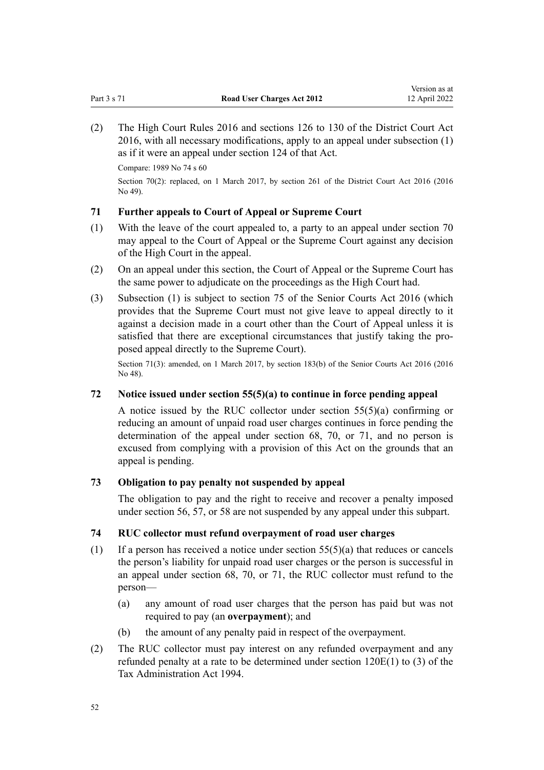(2) The High Court Rules 2016 and sections 126 to 130 of the District Court Act 2016, with all necessary modifications, apply to an appeal under subsection (1) as if it were an appeal under section 124 of that Act.

Compare: 1989 No 74 s 60

Section 70(2): replaced, on 1 March 2017, by section 261 of the District Court Act 2016 (2016 No 49).

### 71 Further appeals to Court of Appeal or Supreme Court

(1) With the leave of the court appealed to, a party to an appeal under section 70 may appeal to the Court of Appeal or the Supreme Court against any decision of the High Court in the appeal.

(2) On an appeal under this section, the Court of Appeal or the Supreme Court has the same power to adjudicate on the proceedings as the High Court had.

(3) Subsection (1) is subject to section 75 of the Senior Courts Act 2016 (which provides that the Supreme Court must not give leave to appeal directly to it against a decision made in a court other than the Court of Appeal unless it is satisfied that there are exceptional circumstances that justify taking the proposed appeal directly to the Supreme Court).

Section 71(3): amended, on 1 March 2017, by section 183(b) of the Senior Courts Act 2016 (2016 No 48).

### 72 Notice issued under section 55(5)(a) to continue in force pending appeal

A notice issued by the RUC collector under section 55(5)(a) confirming or reducing an amount of unpaid road user charges continues in force pending the determination of the appeal under section 68, 70, or 71, and no person is excused from complying with a provision of this Act on the grounds that an appeal is pending.

### 73 Obligation to pay penalty not suspended by appeal

The obligation to pay and the right to receive and recover a penalty imposed under section 56, 57, or 58 are not suspended by any appeal under this subpart.

### 74 RUC collector must refund overpayment of road user charges

(1) If a person has received a notice under section 55(5)(a) that reduces or cancels the person's liability for unpaid road user charges or the person is successful in an appeal under section 68, 70, or 71, the RUC collector must refund to the person—

(a) any amount of road user charges that the person has paid but was not required to pay (an **overpayment**); and

(b) the amount of any penalty paid in respect of the overpayment.

(2) The RUC collector must pay interest on any refunded overpayment and any refunded penalty at a rate to be determined under section 120E(1) to (3) of the Tax Administration Act 1994.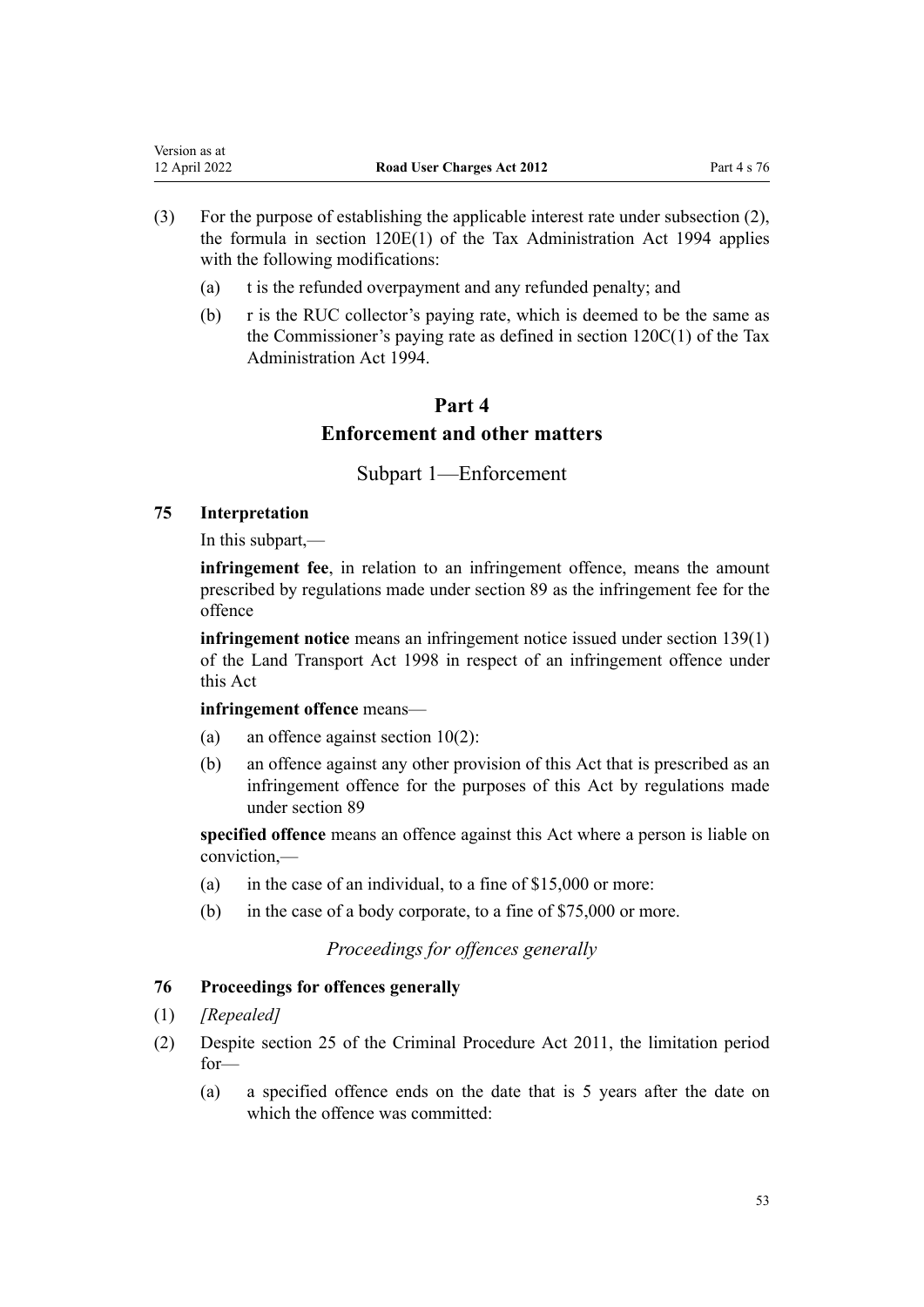(3) For the purpose of establishing the applicable interest rate under subsection (2), the formula in section 120E(1) of the Tax Administration Act 1994 applies with the following modifications:

  (a) t is the refunded overpayment and any refunded penalty; and

  (b) r is the RUC collector's paying rate, which is deemed to be the same as the Commissioner's paying rate as defined in section 120C(1) of the Tax Administration Act 1994.

# Part 4
# Enforcement and other matters

## Subpart 1—Enforcement

### 75 Interpretation

In this subpart,—

**infringement fee**, in relation to an infringement offence, means the amount prescribed by regulations made under section 89 as the infringement fee for the offence

**infringement notice** means an infringement notice issued under section 139(1) of the Land Transport Act 1998 in respect of an infringement offence under this Act

**infringement offence** means—

  (a) an offence against section 10(2):

  (b) an offence against any other provision of this Act that is prescribed as an infringement offence for the purposes of this Act by regulations made under section 89

**specified offence** means an offence against this Act where a person is liable on conviction,—

  (a) in the case of an individual, to a fine of $15,000 or more:

  (b) in the case of a body corporate, to a fine of $75,000 or more.

*Proceedings for offences generally*

### 76 Proceedings for offences generally

(1) *[Repealed]*

(2) Despite section 25 of the Criminal Procedure Act 2011, the limitation period for—

  (a) a specified offence ends on the date that is 5 years after the date on which the offence was committed: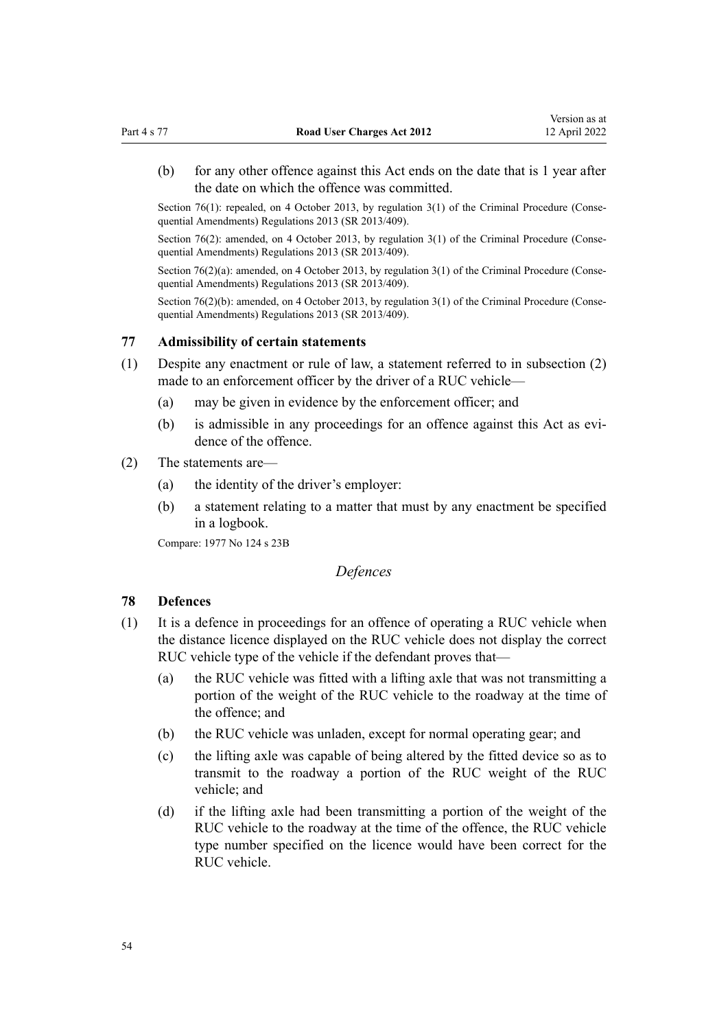(b) for any other offence against this Act ends on the date that is 1 year after the date on which the offence was committed.

Section 76(1): repealed, on 4 October 2013, by regulation 3(1) of the Criminal Procedure (Consequential Amendments) Regulations 2013 (SR 2013/409).

Section 76(2): amended, on 4 October 2013, by regulation 3(1) of the Criminal Procedure (Consequential Amendments) Regulations 2013 (SR 2013/409).

Section 76(2)(a): amended, on 4 October 2013, by regulation 3(1) of the Criminal Procedure (Consequential Amendments) Regulations 2013 (SR 2013/409).

Section 76(2)(b): amended, on 4 October 2013, by regulation 3(1) of the Criminal Procedure (Consequential Amendments) Regulations 2013 (SR 2013/409).

### 77 Admissibility of certain statements

(1) Despite any enactment or rule of law, a statement referred to in subsection (2) made to an enforcement officer by the driver of a RUC vehicle—

(a) may be given in evidence by the enforcement officer; and

(b) is admissible in any proceedings for an offence against this Act as evidence of the offence.

(2) The statements are—

(a) the identity of the driver's employer:

(b) a statement relating to a matter that must by any enactment be specified in a logbook.

Compare: 1977 No 124 s 23B

## *Defences*

### 78 Defences

(1) It is a defence in proceedings for an offence of operating a RUC vehicle when the distance licence displayed on the RUC vehicle does not display the correct RUC vehicle type of the vehicle if the defendant proves that—

(a) the RUC vehicle was fitted with a lifting axle that was not transmitting a portion of the weight of the RUC vehicle to the roadway at the time of the offence; and

(b) the RUC vehicle was unladen, except for normal operating gear; and

(c) the lifting axle was capable of being altered by the fitted device so as to transmit to the roadway a portion of the RUC weight of the RUC vehicle; and

(d) if the lifting axle had been transmitting a portion of the weight of the RUC vehicle to the roadway at the time of the offence, the RUC vehicle type number specified on the licence would have been correct for the RUC vehicle.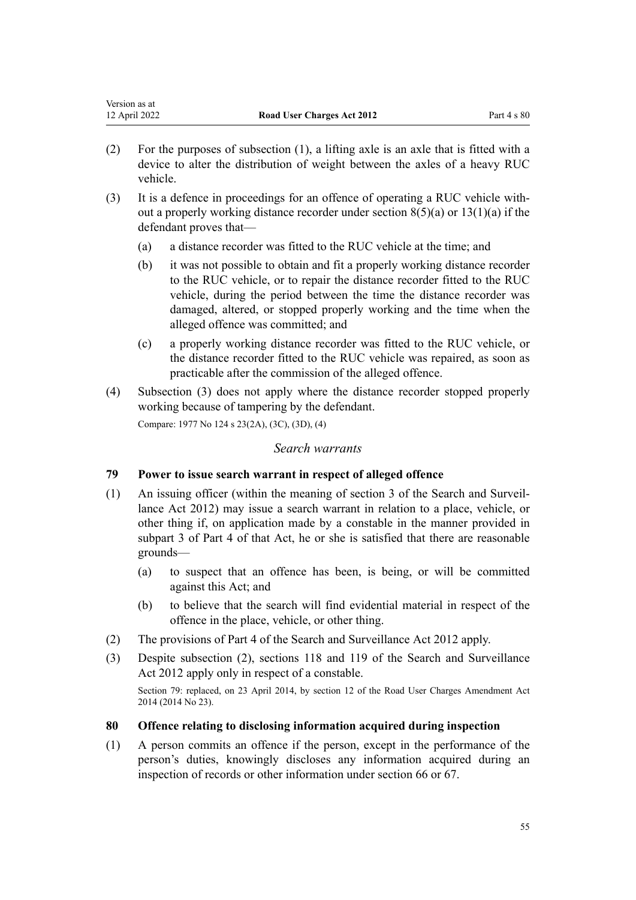(2) For the purposes of subsection (1), a lifting axle is an axle that is fitted with a device to alter the distribution of weight between the axles of a heavy RUC vehicle.

(3) It is a defence in proceedings for an offence of operating a RUC vehicle without a properly working distance recorder under section 8(5)(a) or 13(1)(a) if the defendant proves that—

(a) a distance recorder was fitted to the RUC vehicle at the time; and

(b) it was not possible to obtain and fit a properly working distance recorder to the RUC vehicle, or to repair the distance recorder fitted to the RUC vehicle, during the period between the time the distance recorder was damaged, altered, or stopped properly working and the time when the alleged offence was committed; and

(c) a properly working distance recorder was fitted to the RUC vehicle, or the distance recorder fitted to the RUC vehicle was repaired, as soon as practicable after the commission of the alleged offence.

(4) Subsection (3) does not apply where the distance recorder stopped properly working because of tampering by the defendant.

Compare: 1977 No 124 s 23(2A), (3C), (3D), (4)

*Search warrants*

### 79 Power to issue search warrant in respect of alleged offence

(1) An issuing officer (within the meaning of section 3 of the Search and Surveillance Act 2012) may issue a search warrant in relation to a place, vehicle, or other thing if, on application made by a constable in the manner provided in subpart 3 of Part 4 of that Act, he or she is satisfied that there are reasonable grounds—

(a) to suspect that an offence has been, is being, or will be committed against this Act; and

(b) to believe that the search will find evidential material in respect of the offence in the place, vehicle, or other thing.

(2) The provisions of Part 4 of the Search and Surveillance Act 2012 apply.

(3) Despite subsection (2), sections 118 and 119 of the Search and Surveillance Act 2012 apply only in respect of a constable.

Section 79: replaced, on 23 April 2014, by section 12 of the Road User Charges Amendment Act 2014 (2014 No 23).

### 80 Offence relating to disclosing information acquired during inspection

(1) A person commits an offence if the person, except in the performance of the person's duties, knowingly discloses any information acquired during an inspection of records or other information under section 66 or 67.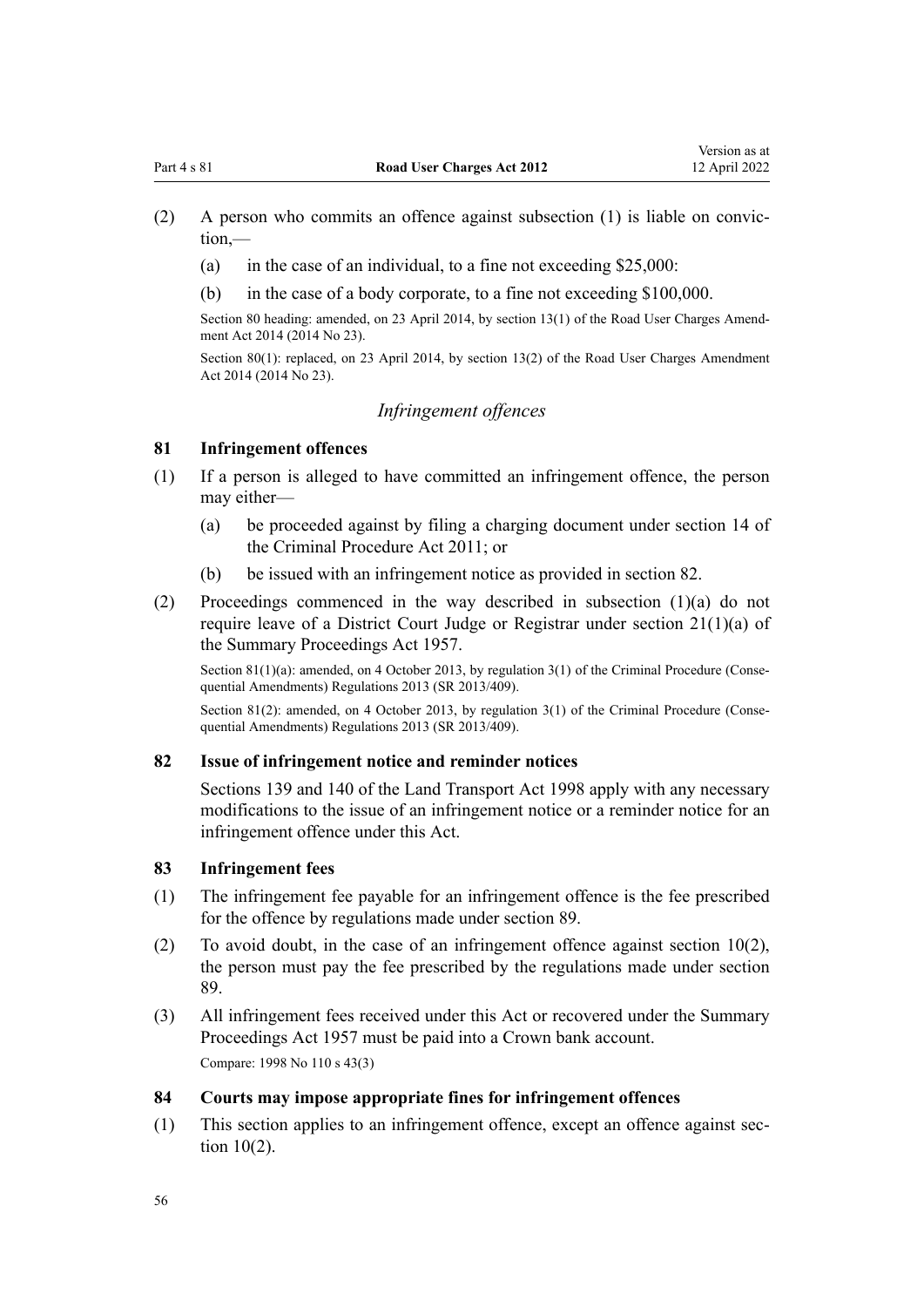(2) A person who commits an offence against subsection (1) is liable on conviction,—

(a) in the case of an individual, to a fine not exceeding $25,000:

(b) in the case of a body corporate, to a fine not exceeding $100,000.

Section 80 heading: amended, on 23 April 2014, by section 13(1) of the Road User Charges Amendment Act 2014 (2014 No 23).

Section 80(1): replaced, on 23 April 2014, by section 13(2) of the Road User Charges Amendment Act 2014 (2014 No 23).

*Infringement offences*

**81 Infringement offences**

(1) If a person is alleged to have committed an infringement offence, the person may either—

(a) be proceeded against by filing a charging document under section 14 of the Criminal Procedure Act 2011; or

(b) be issued with an infringement notice as provided in section 82.

(2) Proceedings commenced in the way described in subsection (1)(a) do not require leave of a District Court Judge or Registrar under section 21(1)(a) of the Summary Proceedings Act 1957.

Section 81(1)(a): amended, on 4 October 2013, by regulation 3(1) of the Criminal Procedure (Consequential Amendments) Regulations 2013 (SR 2013/409).

Section 81(2): amended, on 4 October 2013, by regulation 3(1) of the Criminal Procedure (Consequential Amendments) Regulations 2013 (SR 2013/409).

**82 Issue of infringement notice and reminder notices**

Sections 139 and 140 of the Land Transport Act 1998 apply with any necessary modifications to the issue of an infringement notice or a reminder notice for an infringement offence under this Act.

**83 Infringement fees**

(1) The infringement fee payable for an infringement offence is the fee prescribed for the offence by regulations made under section 89.

(2) To avoid doubt, in the case of an infringement offence against section 10(2), the person must pay the fee prescribed by the regulations made under section 89.

(3) All infringement fees received under this Act or recovered under the Summary Proceedings Act 1957 must be paid into a Crown bank account.

Compare: 1998 No 110 s 43(3)

**84 Courts may impose appropriate fines for infringement offences**

(1) This section applies to an infringement offence, except an offence against section 10(2).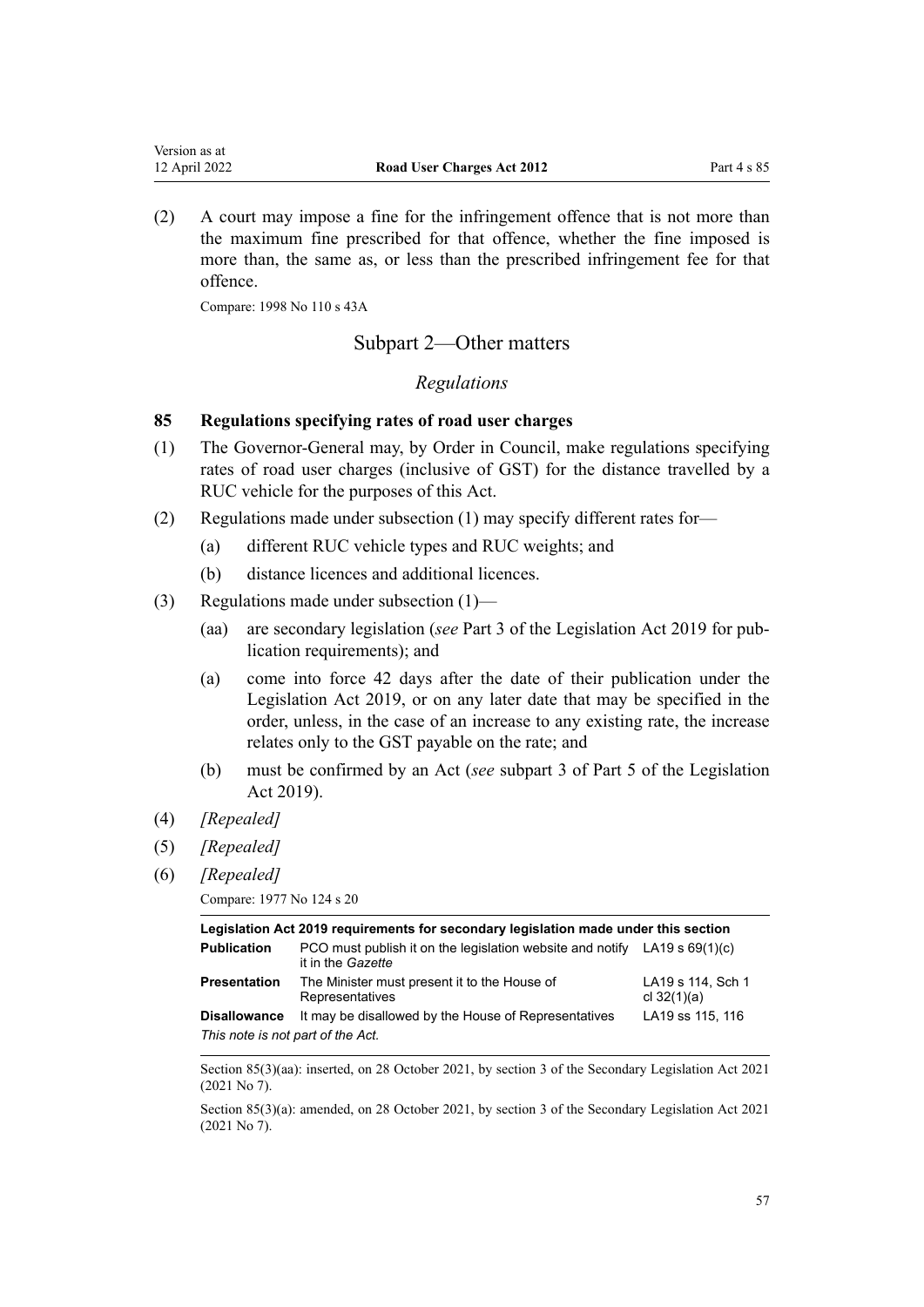(2) A court may impose a fine for the infringement offence that is not more than the maximum fine prescribed for that offence, whether the fine imposed is more than, the same as, or less than the prescribed infringement fee for that offence.

Compare: 1998 No 110 s 43A

## Subpart 2—Other matters

### *Regulations*

### 85 Regulations specifying rates of road user charges

(1) The Governor-General may, by Order in Council, make regulations specifying rates of road user charges (inclusive of GST) for the distance travelled by a RUC vehicle for the purposes of this Act.

(2) Regulations made under subsection (1) may specify different rates for—

  (a) different RUC vehicle types and RUC weights; and

  (b) distance licences and additional licences.

(3) Regulations made under subsection (1)—

  (aa) are secondary legislation (*see* Part 3 of the Legislation Act 2019 for publication requirements); and

  (a) come into force 42 days after the date of their publication under the Legislation Act 2019, or on any later date that may be specified in the order, unless, in the case of an increase to any existing rate, the increase relates only to the GST payable on the rate; and

  (b) must be confirmed by an Act (*see* subpart 3 of Part 5 of the Legislation Act 2019).

(4) *[Repealed]*

(5) *[Repealed]*

(6) *[Repealed]*

Compare: 1977 No 124 s 20

| Legislation Act 2019 requirements for secondary legislation made under this section | | |
|---|---|---|
| **Publication** | PCO must publish it on the legislation website and notify it in the *Gazette* | LA19 s 69(1)(c) |
| **Presentation** | The Minister must present it to the House of Representatives | LA19 s 114, Sch 1 cl 32(1)(a) |
| **Disallowance** | It may be disallowed by the House of Representatives | LA19 ss 115, 116 |

*This note is not part of the Act.*

Section 85(3)(aa): inserted, on 28 October 2021, by section 3 of the Secondary Legislation Act 2021 (2021 No 7).

Section 85(3)(a): amended, on 28 October 2021, by section 3 of the Secondary Legislation Act 2021 (2021 No 7).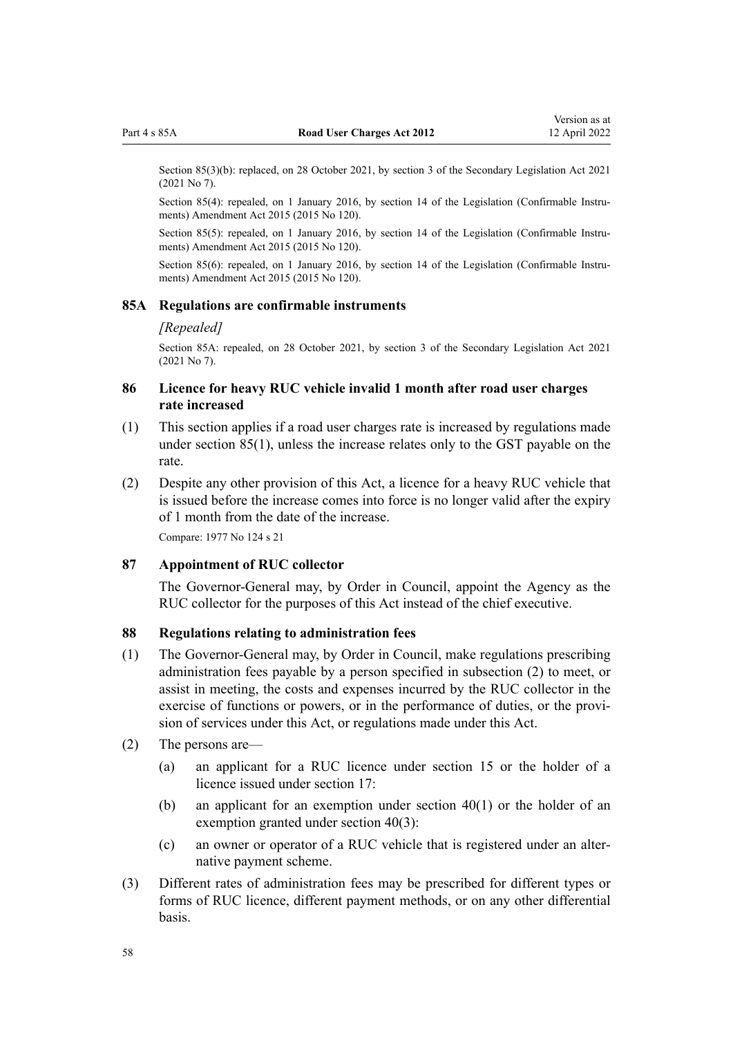Section 85(3)(b): replaced, on 28 October 2021, by section 3 of the Secondary Legislation Act 2021 (2021 No 7).

Section 85(4): repealed, on 1 January 2016, by section 14 of the Legislation (Confirmable Instruments) Amendment Act 2015 (2015 No 120).

Section 85(5): repealed, on 1 January 2016, by section 14 of the Legislation (Confirmable Instruments) Amendment Act 2015 (2015 No 120).

Section 85(6): repealed, on 1 January 2016, by section 14 of the Legislation (Confirmable Instruments) Amendment Act 2015 (2015 No 120).

### 85A Regulations are confirmable instruments

*[Repealed]*

Section 85A: repealed, on 28 October 2021, by section 3 of the Secondary Legislation Act 2021 (2021 No 7).

### 86 Licence for heavy RUC vehicle invalid 1 month after road user charges rate increased

(1) This section applies if a road user charges rate is increased by regulations made under section 85(1), unless the increase relates only to the GST payable on the rate.

(2) Despite any other provision of this Act, a licence for a heavy RUC vehicle that is issued before the increase comes into force is no longer valid after the expiry of 1 month from the date of the increase.

Compare: 1977 No 124 s 21

### 87 Appointment of RUC collector

The Governor-General may, by Order in Council, appoint the Agency as the RUC collector for the purposes of this Act instead of the chief executive.

### 88 Regulations relating to administration fees

(1) The Governor-General may, by Order in Council, make regulations prescribing administration fees payable by a person specified in subsection (2) to meet, or assist in meeting, the costs and expenses incurred by the RUC collector in the exercise of functions or powers, or in the performance of duties, or the provision of services under this Act, or regulations made under this Act.

(2) The persons are—

  (a) an applicant for a RUC licence under section 15 or the holder of a licence issued under section 17:

  (b) an applicant for an exemption under section 40(1) or the holder of an exemption granted under section 40(3):

  (c) an owner or operator of a RUC vehicle that is registered under an alternative payment scheme.

(3) Different rates of administration fees may be prescribed for different types or forms of RUC licence, different payment methods, or on any other differential basis.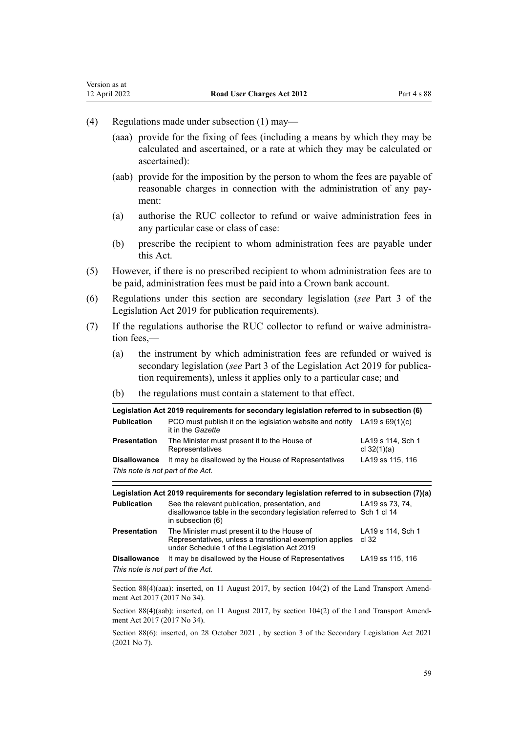(4) Regulations made under subsection (1) may—

(aaa) provide for the fixing of fees (including a means by which they may be calculated and ascertained, or a rate at which they may be calculated or ascertained):

(aab) provide for the imposition by the person to whom the fees are payable of reasonable charges in connection with the administration of any payment:

(a) authorise the RUC collector to refund or waive administration fees in any particular case or class of case:

(b) prescribe the recipient to whom administration fees are payable under this Act.

(5) However, if there is no prescribed recipient to whom administration fees are to be paid, administration fees must be paid into a Crown bank account.

(6) Regulations under this section are secondary legislation (*see* Part 3 of the Legislation Act 2019 for publication requirements).

(7) If the regulations authorise the RUC collector to refund or waive administration fees,—

(a) the instrument by which administration fees are refunded or waived is secondary legislation (*see* Part 3 of the Legislation Act 2019 for publication requirements), unless it applies only to a particular case; and

(b) the regulations must contain a statement to that effect.

| **Legislation Act 2019 requirements for secondary legislation referred to in subsection (6)** | | |
|---|---|---|
| **Publication** | PCO must publish it on the legislation website and notify it in the *Gazette* | LA19 s 69(1)(c) |
| **Presentation** | The Minister must present it to the House of Representatives | LA19 s 114, Sch 1 cl 32(1)(a) |
| **Disallowance** | It may be disallowed by the House of Representatives | LA19 ss 115, 116 |
| *This note is not part of the Act.* | | |

| **Legislation Act 2019 requirements for secondary legislation referred to in subsection (7)(a)** | | |
|---|---|---|
| **Publication** | See the relevant publication, presentation, and disallowance table in the secondary legislation referred to in subsection (6) | LA19 ss 73, 74, Sch 1 cl 14 |
| **Presentation** | The Minister must present it to the House of Representatives, unless a transitional exemption applies under Schedule 1 of the Legislation Act 2019 | LA19 s 114, Sch 1 cl 32 |
| **Disallowance** | It may be disallowed by the House of Representatives | LA19 ss 115, 116 |
| *This note is not part of the Act.* | | |

Section 88(4)(aaa): inserted, on 11 August 2017, by section 104(2) of the Land Transport Amendment Act 2017 (2017 No 34).

Section 88(4)(aab): inserted, on 11 August 2017, by section 104(2) of the Land Transport Amendment Act 2017 (2017 No 34).

Section 88(6): inserted, on 28 October 2021 , by section 3 of the Secondary Legislation Act 2021 (2021 No 7).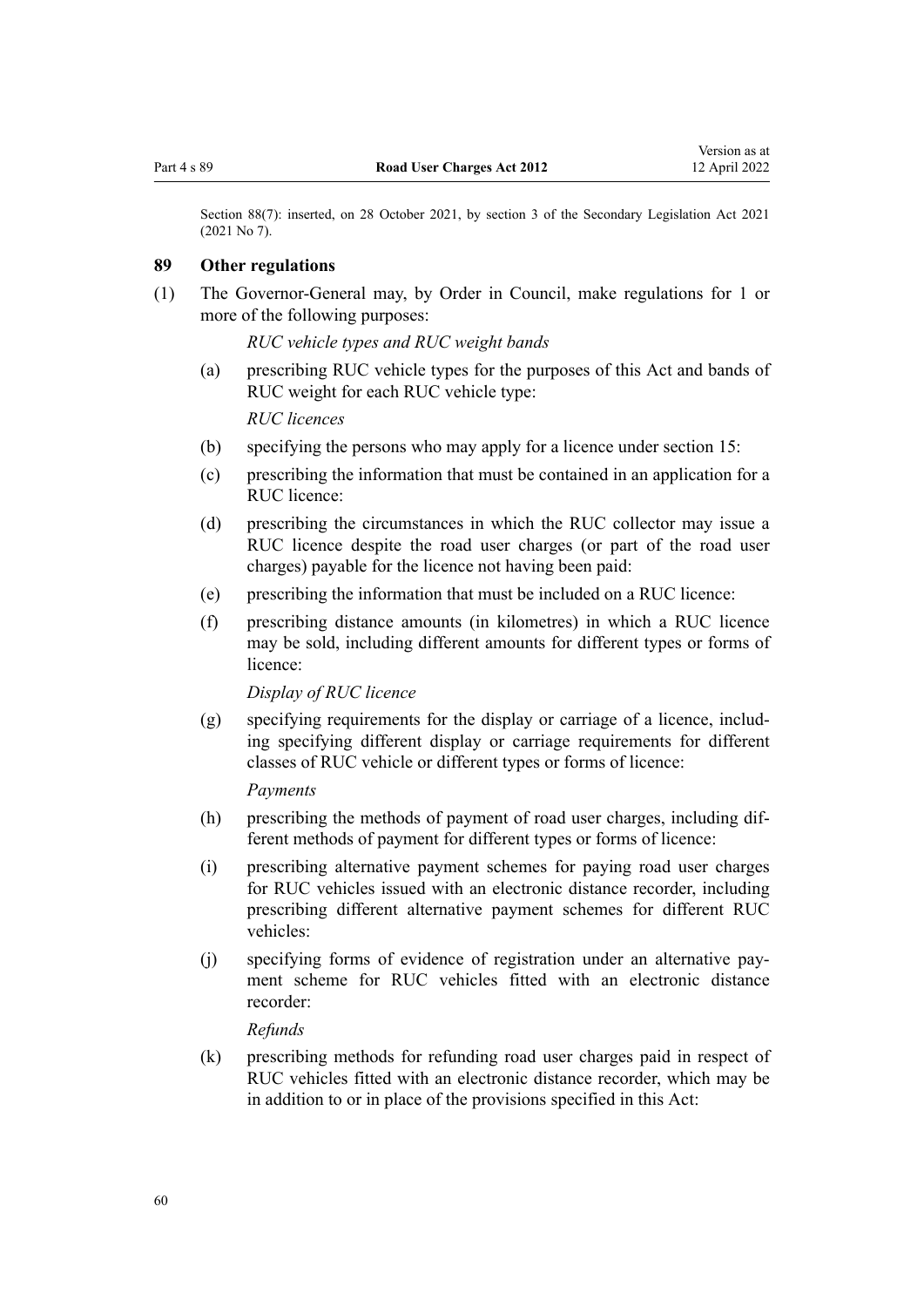Section 88(7): inserted, on 28 October 2021, by section 3 of the Secondary Legislation Act 2021 (2021 No 7).

### 89 Other regulations

(1) The Governor-General may, by Order in Council, make regulations for 1 or more of the following purposes:

*RUC vehicle types and RUC weight bands*

(a) prescribing RUC vehicle types for the purposes of this Act and bands of RUC weight for each RUC vehicle type:

*RUC licences*

(b) specifying the persons who may apply for a licence under section 15:

(c) prescribing the information that must be contained in an application for a RUC licence:

(d) prescribing the circumstances in which the RUC collector may issue a RUC licence despite the road user charges (or part of the road user charges) payable for the licence not having been paid:

(e) prescribing the information that must be included on a RUC licence:

(f) prescribing distance amounts (in kilometres) in which a RUC licence may be sold, including different amounts for different types or forms of licence:

*Display of RUC licence*

(g) specifying requirements for the display or carriage of a licence, including specifying different display or carriage requirements for different classes of RUC vehicle or different types or forms of licence:

*Payments*

(h) prescribing the methods of payment of road user charges, including different methods of payment for different types or forms of licence:

(i) prescribing alternative payment schemes for paying road user charges for RUC vehicles issued with an electronic distance recorder, including prescribing different alternative payment schemes for different RUC vehicles:

(j) specifying forms of evidence of registration under an alternative payment scheme for RUC vehicles fitted with an electronic distance recorder:

*Refunds*

(k) prescribing methods for refunding road user charges paid in respect of RUC vehicles fitted with an electronic distance recorder, which may be in addition to or in place of the provisions specified in this Act: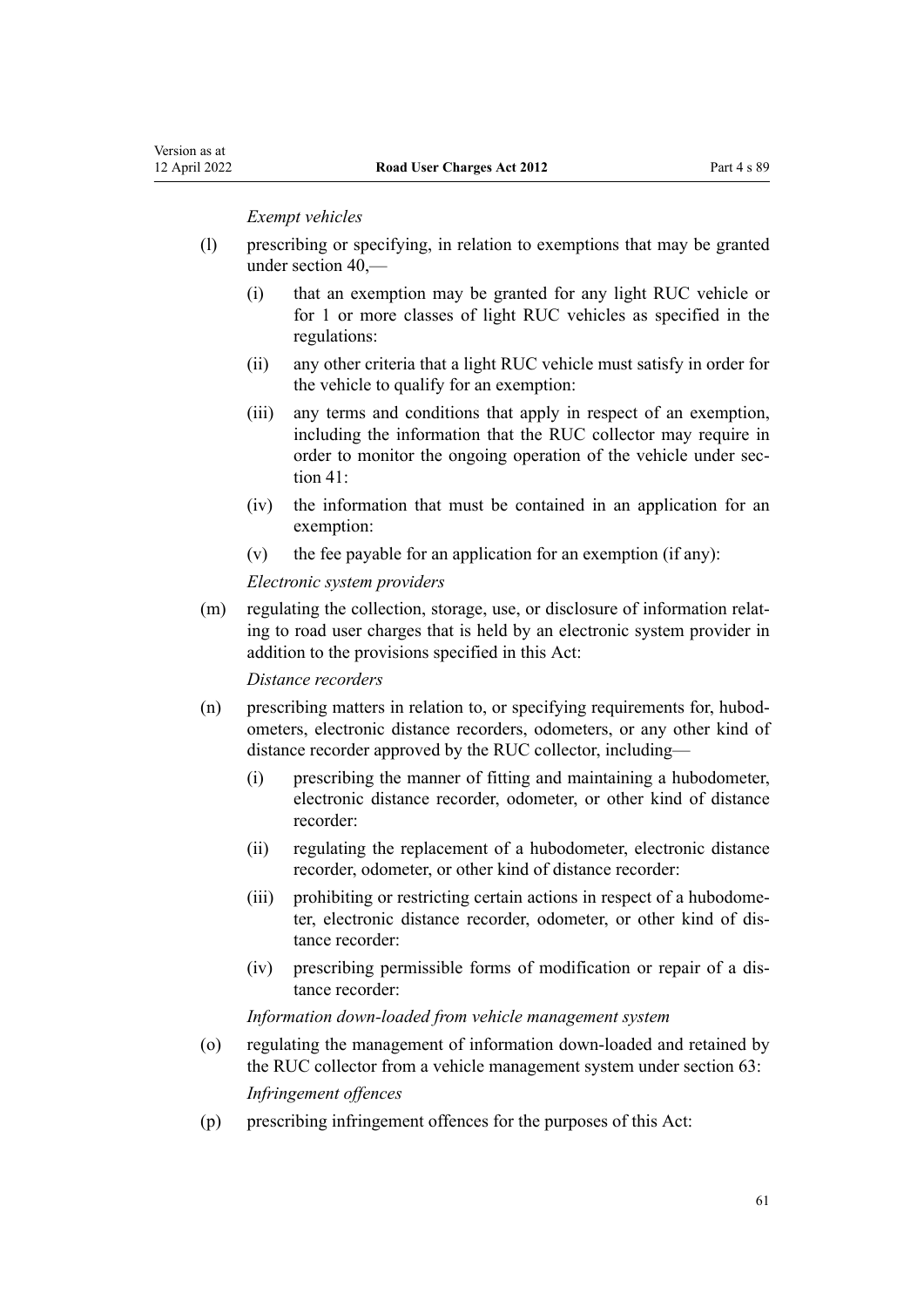*Exempt vehicles*

(l) prescribing or specifying, in relation to exemptions that may be granted under section 40,—

  (i) that an exemption may be granted for any light RUC vehicle or for 1 or more classes of light RUC vehicles as specified in the regulations:

  (ii) any other criteria that a light RUC vehicle must satisfy in order for the vehicle to qualify for an exemption:

  (iii) any terms and conditions that apply in respect of an exemption, including the information that the RUC collector may require in order to monitor the ongoing operation of the vehicle under section 41:

  (iv) the information that must be contained in an application for an exemption:

  (v) the fee payable for an application for an exemption (if any):

*Electronic system providers*

(m) regulating the collection, storage, use, or disclosure of information relating to road user charges that is held by an electronic system provider in addition to the provisions specified in this Act:

*Distance recorders*

(n) prescribing matters in relation to, or specifying requirements for, hubodometers, electronic distance recorders, odometers, or any other kind of distance recorder approved by the RUC collector, including—

  (i) prescribing the manner of fitting and maintaining a hubodometer, electronic distance recorder, odometer, or other kind of distance recorder:

  (ii) regulating the replacement of a hubodometer, electronic distance recorder, odometer, or other kind of distance recorder:

  (iii) prohibiting or restricting certain actions in respect of a hubodometer, electronic distance recorder, odometer, or other kind of distance recorder:

  (iv) prescribing permissible forms of modification or repair of a distance recorder:

*Information down-loaded from vehicle management system*

(o) regulating the management of information down-loaded and retained by the RUC collector from a vehicle management system under section 63:

*Infringement offences*

(p) prescribing infringement offences for the purposes of this Act: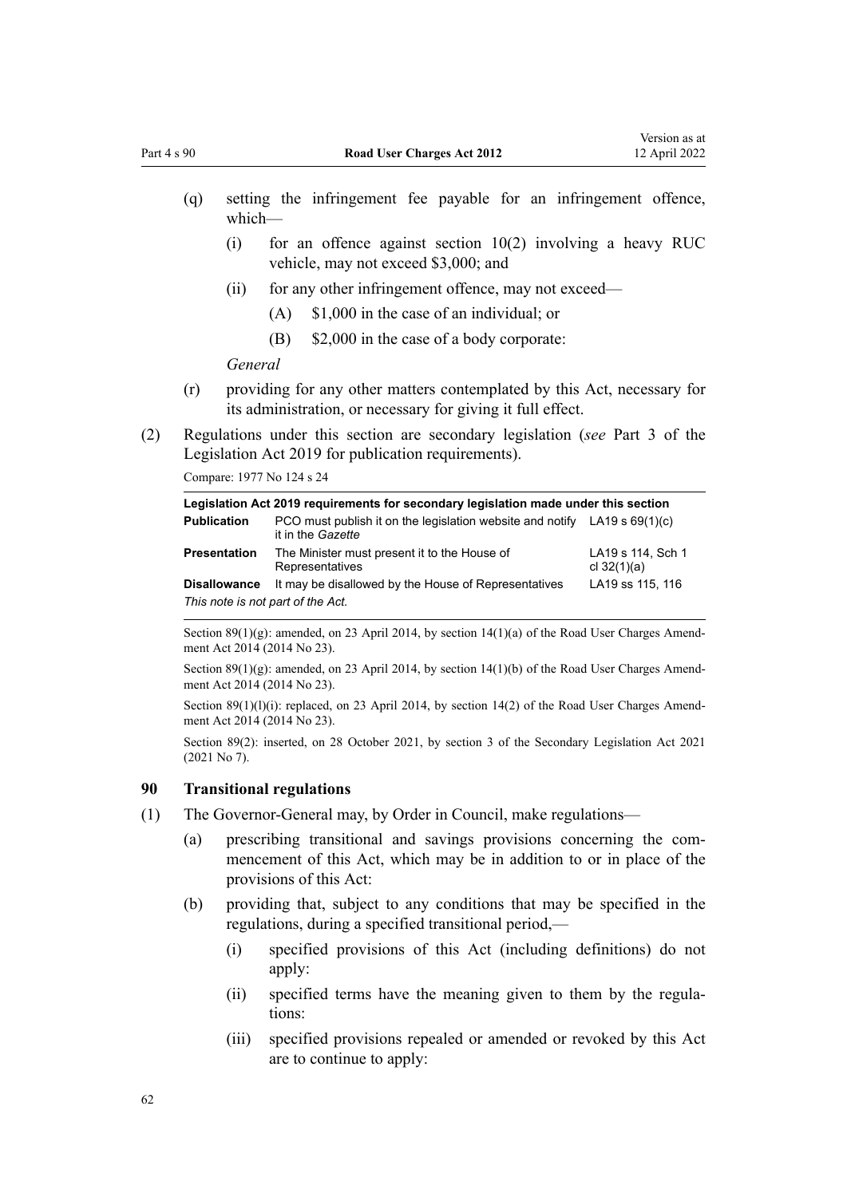(q) setting the infringement fee payable for an infringement offence, which—

  (i) for an offence against section 10(2) involving a heavy RUC vehicle, may not exceed $3,000; and

  (ii) for any other infringement offence, may not exceed—

    (A) $1,000 in the case of an individual; or

    (B) $2,000 in the case of a body corporate:

*General*

(r) providing for any other matters contemplated by this Act, necessary for its administration, or necessary for giving it full effect.

(2) Regulations under this section are secondary legislation (*see* Part 3 of the Legislation Act 2019 for publication requirements).

Compare: 1977 No 124 s 24

| Legislation Act 2019 requirements for secondary legislation made under this section | | |
|---|---|---|
| **Publication** | PCO must publish it on the legislation website and notify it in the *Gazette* | LA19 s 69(1)(c) |
| **Presentation** | The Minister must present it to the House of Representatives | LA19 s 114, Sch 1 cl 32(1)(a) |
| **Disallowance** | It may be disallowed by the House of Representatives | LA19 ss 115, 116 |
| *This note is not part of the Act.* | | |

Section 89(1)(g): amended, on 23 April 2014, by section 14(1)(a) of the Road User Charges Amendment Act 2014 (2014 No 23).

Section 89(1)(g): amended, on 23 April 2014, by section 14(1)(b) of the Road User Charges Amendment Act 2014 (2014 No 23).

Section 89(1)(l)(i): replaced, on 23 April 2014, by section 14(2) of the Road User Charges Amendment Act 2014 (2014 No 23).

Section 89(2): inserted, on 28 October 2021, by section 3 of the Secondary Legislation Act 2021 (2021 No 7).

### 90 Transitional regulations

(1) The Governor-General may, by Order in Council, make regulations—

(a) prescribing transitional and savings provisions concerning the commencement of this Act, which may be in addition to or in place of the provisions of this Act:

(b) providing that, subject to any conditions that may be specified in the regulations, during a specified transitional period,—

  (i) specified provisions of this Act (including definitions) do not apply:

  (ii) specified terms have the meaning given to them by the regulations:

  (iii) specified provisions repealed or amended or revoked by this Act are to continue to apply: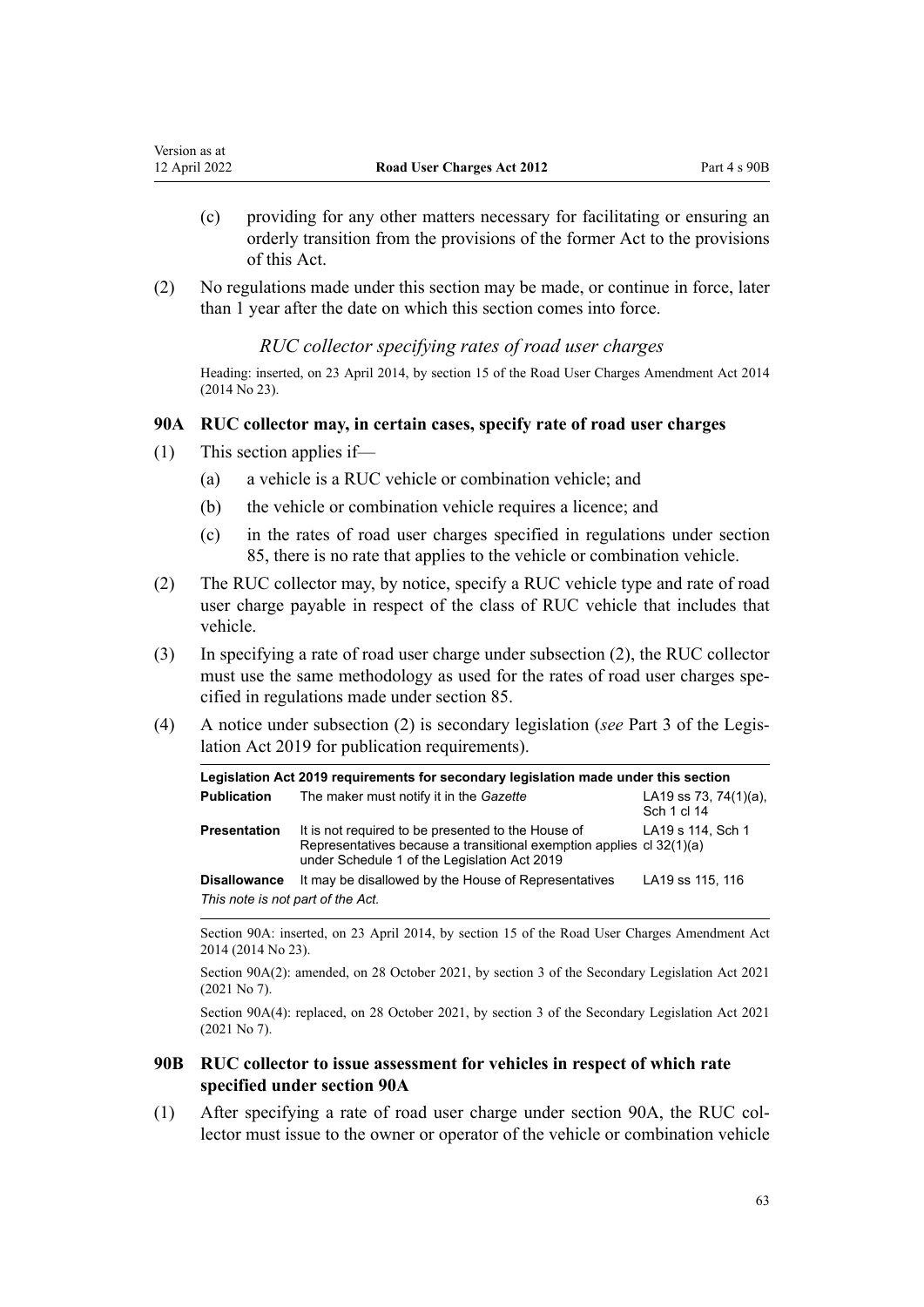(c) providing for any other matters necessary for facilitating or ensuring an orderly transition from the provisions of the former Act to the provisions of this Act.

(2) No regulations made under this section may be made, or continue in force, later than 1 year after the date on which this section comes into force.

### *RUC collector specifying rates of road user charges*

Heading: inserted, on 23 April 2014, by section 15 of the Road User Charges Amendment Act 2014 (2014 No 23).

### 90A RUC collector may, in certain cases, specify rate of road user charges

(1) This section applies if—

(a) a vehicle is a RUC vehicle or combination vehicle; and

(b) the vehicle or combination vehicle requires a licence; and

(c) in the rates of road user charges specified in regulations under section 85, there is no rate that applies to the vehicle or combination vehicle.

(2) The RUC collector may, by notice, specify a RUC vehicle type and rate of road user charge payable in respect of the class of RUC vehicle that includes that vehicle.

(3) In specifying a rate of road user charge under subsection (2), the RUC collector must use the same methodology as used for the rates of road user charges specified in regulations made under section 85.

(4) A notice under subsection (2) is secondary legislation (*see* Part 3 of the Legislation Act 2019 for publication requirements).

| Legislation Act 2019 requirements for secondary legislation made under this section | | |
|---|---|---|
| **Publication** | The maker must notify it in the *Gazette* | LA19 ss 73, 74(1)(a), Sch 1 cl 14 |
| **Presentation** | It is not required to be presented to the House of Representatives because a transitional exemption applies under Schedule 1 of the Legislation Act 2019 | LA19 s 114, Sch 1 cl 32(1)(a) |
| **Disallowance** | It may be disallowed by the House of Representatives | LA19 ss 115, 116 |

*This note is not part of the Act.*

Section 90A: inserted, on 23 April 2014, by section 15 of the Road User Charges Amendment Act 2014 (2014 No 23).

Section 90A(2): amended, on 28 October 2021, by section 3 of the Secondary Legislation Act 2021 (2021 No 7).

Section 90A(4): replaced, on 28 October 2021, by section 3 of the Secondary Legislation Act 2021 (2021 No 7).

### 90B RUC collector to issue assessment for vehicles in respect of which rate specified under section 90A

(1) After specifying a rate of road user charge under section 90A, the RUC collector must issue to the owner or operator of the vehicle or combination vehicle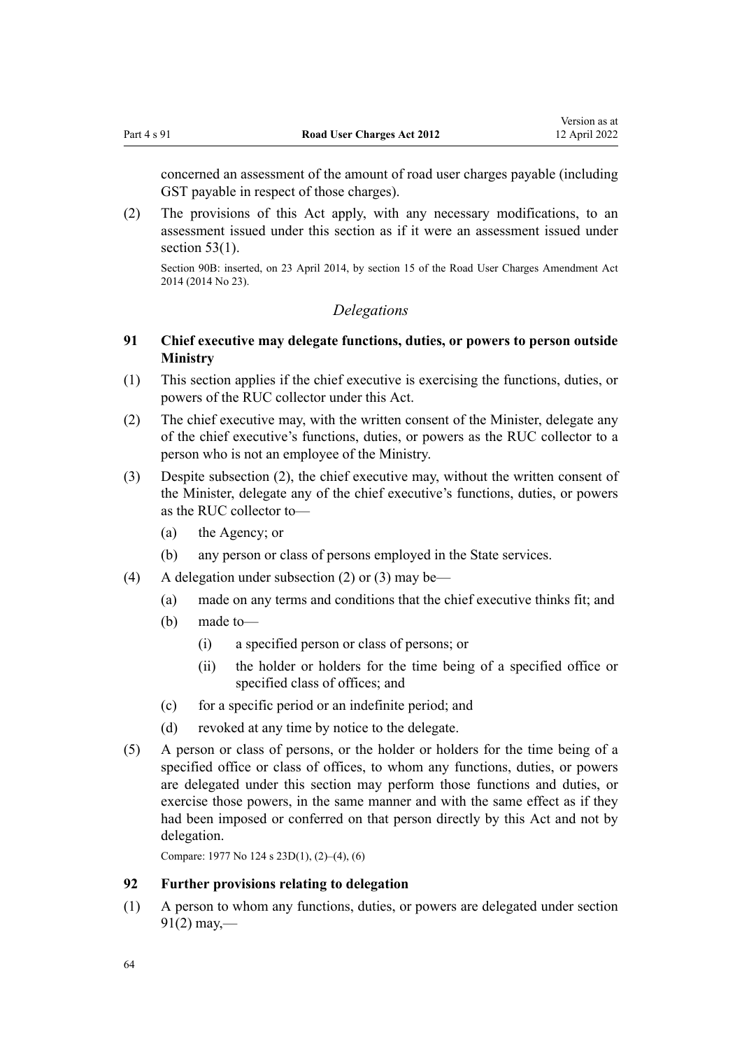concerned an assessment of the amount of road user charges payable (including GST payable in respect of those charges).

(2) The provisions of this Act apply, with any necessary modifications, to an assessment issued under this section as if it were an assessment issued under section 53(1).

Section 90B: inserted, on 23 April 2014, by section 15 of the Road User Charges Amendment Act 2014 (2014 No 23).

*Delegations*

### 91 Chief executive may delegate functions, duties, or powers to person outside Ministry

(1) This section applies if the chief executive is exercising the functions, duties, or powers of the RUC collector under this Act.

(2) The chief executive may, with the written consent of the Minister, delegate any of the chief executive's functions, duties, or powers as the RUC collector to a person who is not an employee of the Ministry.

(3) Despite subsection (2), the chief executive may, without the written consent of the Minister, delegate any of the chief executive's functions, duties, or powers as the RUC collector to—

- (a) the Agency; or
- (b) any person or class of persons employed in the State services.

(4) A delegation under subsection (2) or (3) may be—

- (a) made on any terms and conditions that the chief executive thinks fit; and
- (b) made to—
  - (i) a specified person or class of persons; or
  - (ii) the holder or holders for the time being of a specified office or specified class of offices; and
- (c) for a specific period or an indefinite period; and
- (d) revoked at any time by notice to the delegate.

(5) A person or class of persons, or the holder or holders for the time being of a specified office or class of offices, to whom any functions, duties, or powers are delegated under this section may perform those functions and duties, or exercise those powers, in the same manner and with the same effect as if they had been imposed or conferred on that person directly by this Act and not by delegation.

Compare: 1977 No 124 s 23D(1), (2)–(4), (6)

### 92 Further provisions relating to delegation

(1) A person to whom any functions, duties, or powers are delegated under section 91(2) may,—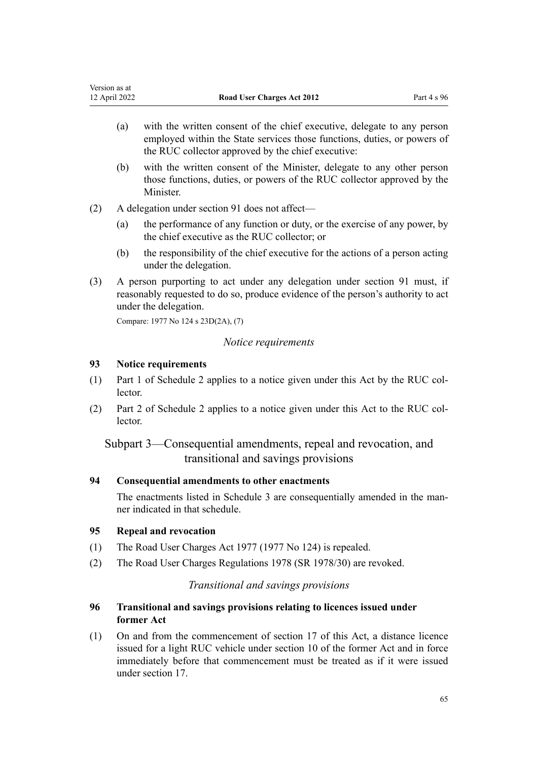(a) with the written consent of the chief executive, delegate to any person employed within the State services those functions, duties, or powers of the RUC collector approved by the chief executive:

(b) with the written consent of the Minister, delegate to any other person those functions, duties, or powers of the RUC collector approved by the Minister.

(2) A delegation under section 91 does not affect—

(a) the performance of any function or duty, or the exercise of any power, by the chief executive as the RUC collector; or

(b) the responsibility of the chief executive for the actions of a person acting under the delegation.

(3) A person purporting to act under any delegation under section 91 must, if reasonably requested to do so, produce evidence of the person's authority to act under the delegation.

Compare: 1977 No 124 s 23D(2A), (7)

*Notice requirements*

**93 Notice requirements**

(1) Part 1 of Schedule 2 applies to a notice given under this Act by the RUC collector.

(2) Part 2 of Schedule 2 applies to a notice given under this Act to the RUC collector.

## Subpart 3—Consequential amendments, repeal and revocation, and transitional and savings provisions

**94 Consequential amendments to other enactments**

The enactments listed in Schedule 3 are consequentially amended in the manner indicated in that schedule.

**95 Repeal and revocation**

(1) The Road User Charges Act 1977 (1977 No 124) is repealed.

(2) The Road User Charges Regulations 1978 (SR 1978/30) are revoked.

*Transitional and savings provisions*

**96 Transitional and savings provisions relating to licences issued under former Act**

(1) On and from the commencement of section 17 of this Act, a distance licence issued for a light RUC vehicle under section 10 of the former Act and in force immediately before that commencement must be treated as if it were issued under section 17.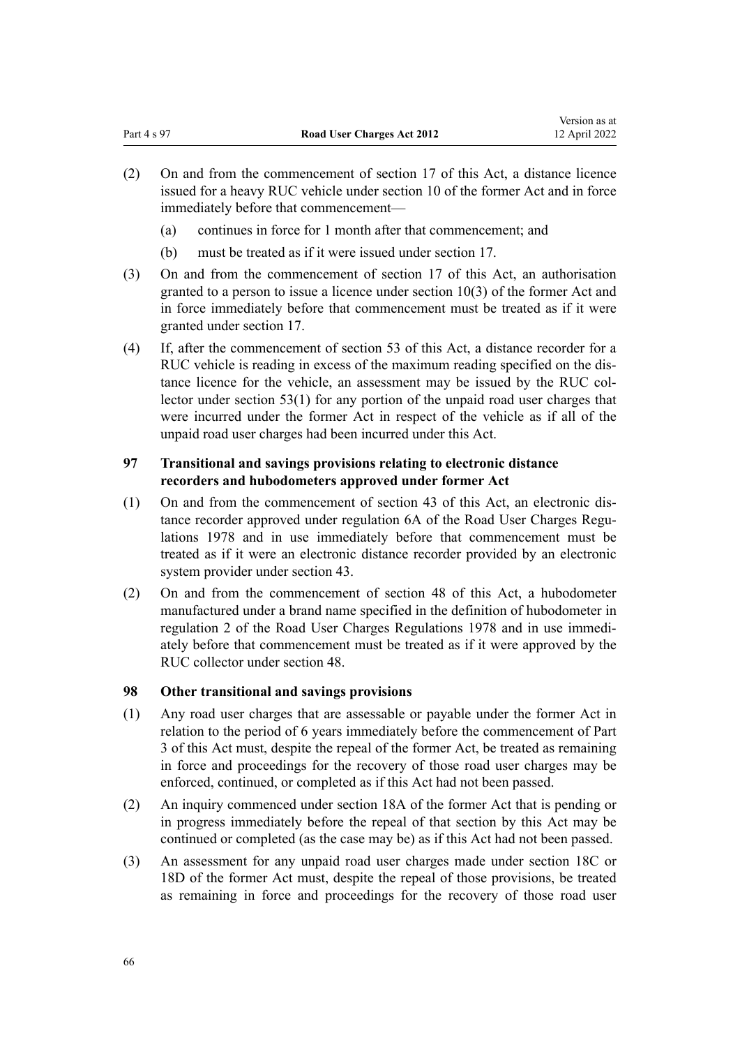(2) On and from the commencement of section 17 of this Act, a distance licence issued for a heavy RUC vehicle under section 10 of the former Act and in force immediately before that commencement—

  (a) continues in force for 1 month after that commencement; and

  (b) must be treated as if it were issued under section 17.

(3) On and from the commencement of section 17 of this Act, an authorisation granted to a person to issue a licence under section 10(3) of the former Act and in force immediately before that commencement must be treated as if it were granted under section 17.

(4) If, after the commencement of section 53 of this Act, a distance recorder for a RUC vehicle is reading in excess of the maximum reading specified on the distance licence for the vehicle, an assessment may be issued by the RUC collector under section 53(1) for any portion of the unpaid road user charges that were incurred under the former Act in respect of the vehicle as if all of the unpaid road user charges had been incurred under this Act.

### 97 Transitional and savings provisions relating to electronic distance recorders and hubodometers approved under former Act

(1) On and from the commencement of section 43 of this Act, an electronic distance recorder approved under regulation 6A of the Road User Charges Regulations 1978 and in use immediately before that commencement must be treated as if it were an electronic distance recorder provided by an electronic system provider under section 43.

(2) On and from the commencement of section 48 of this Act, a hubodometer manufactured under a brand name specified in the definition of hubodometer in regulation 2 of the Road User Charges Regulations 1978 and in use immediately before that commencement must be treated as if it were approved by the RUC collector under section 48.

### 98 Other transitional and savings provisions

(1) Any road user charges that are assessable or payable under the former Act in relation to the period of 6 years immediately before the commencement of Part 3 of this Act must, despite the repeal of the former Act, be treated as remaining in force and proceedings for the recovery of those road user charges may be enforced, continued, or completed as if this Act had not been passed.

(2) An inquiry commenced under section 18A of the former Act that is pending or in progress immediately before the repeal of that section by this Act may be continued or completed (as the case may be) as if this Act had not been passed.

(3) An assessment for any unpaid road user charges made under section 18C or 18D of the former Act must, despite the repeal of those provisions, be treated as remaining in force and proceedings for the recovery of those road user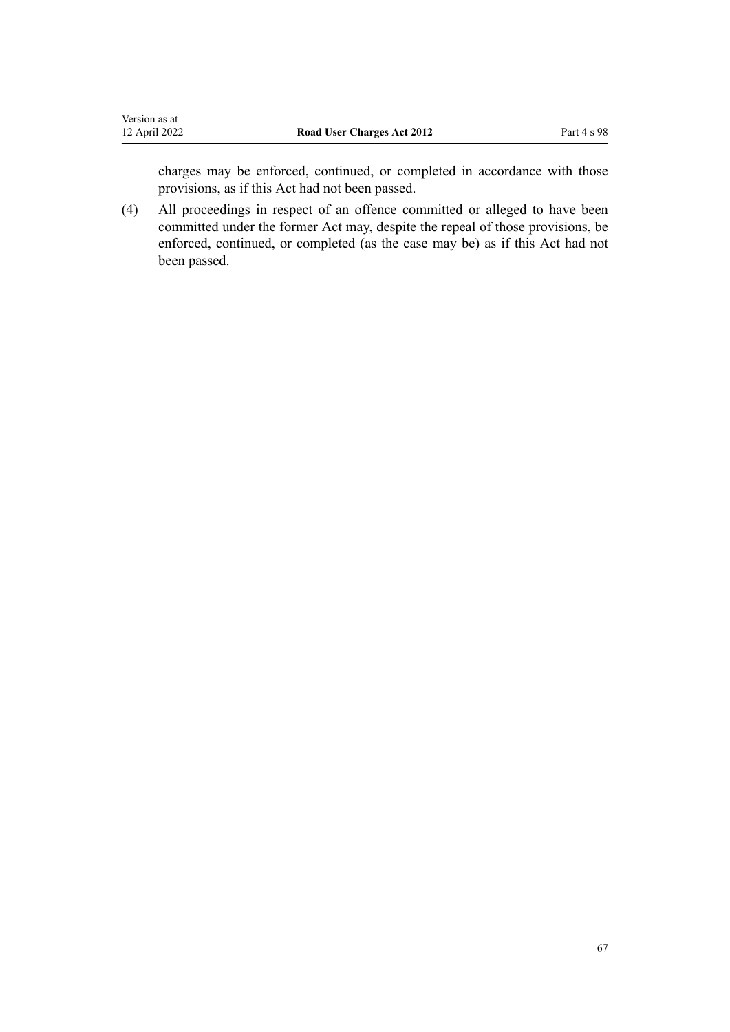charges may be enforced, continued, or completed in accordance with those provisions, as if this Act had not been passed.

(4) All proceedings in respect of an offence committed or alleged to have been committed under the former Act may, despite the repeal of those provisions, be enforced, continued, or completed (as the case may be) as if this Act had not been passed.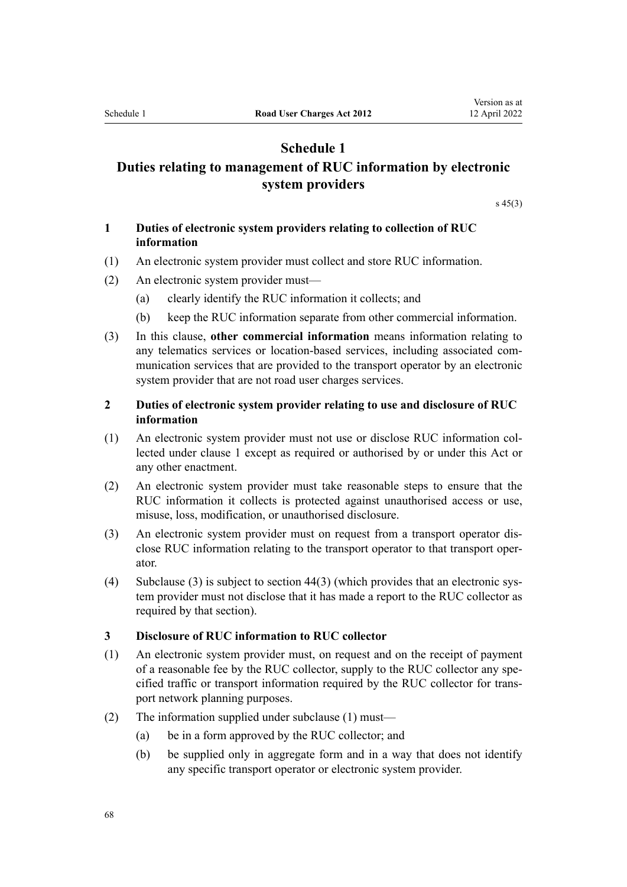# Schedule 1
## Duties relating to management of RUC information by electronic system providers

s 45(3)

### 1 Duties of electronic system providers relating to collection of RUC information

(1) An electronic system provider must collect and store RUC information.

(2) An electronic system provider must—

- (a) clearly identify the RUC information it collects; and
- (b) keep the RUC information separate from other commercial information.

(3) In this clause, **other commercial information** means information relating to any telematics services or location-based services, including associated communication services that are provided to the transport operator by an electronic system provider that are not road user charges services.

### 2 Duties of electronic system provider relating to use and disclosure of RUC information

(1) An electronic system provider must not use or disclose RUC information collected under clause 1 except as required or authorised by or under this Act or any other enactment.

(2) An electronic system provider must take reasonable steps to ensure that the RUC information it collects is protected against unauthorised access or use, misuse, loss, modification, or unauthorised disclosure.

(3) An electronic system provider must on request from a transport operator disclose RUC information relating to the transport operator to that transport operator.

(4) Subclause (3) is subject to section 44(3) (which provides that an electronic system provider must not disclose that it has made a report to the RUC collector as required by that section).

### 3 Disclosure of RUC information to RUC collector

(1) An electronic system provider must, on request and on the receipt of payment of a reasonable fee by the RUC collector, supply to the RUC collector any specified traffic or transport information required by the RUC collector for transport network planning purposes.

(2) The information supplied under subclause (1) must—

- (a) be in a form approved by the RUC collector; and
- (b) be supplied only in aggregate form and in a way that does not identify any specific transport operator or electronic system provider.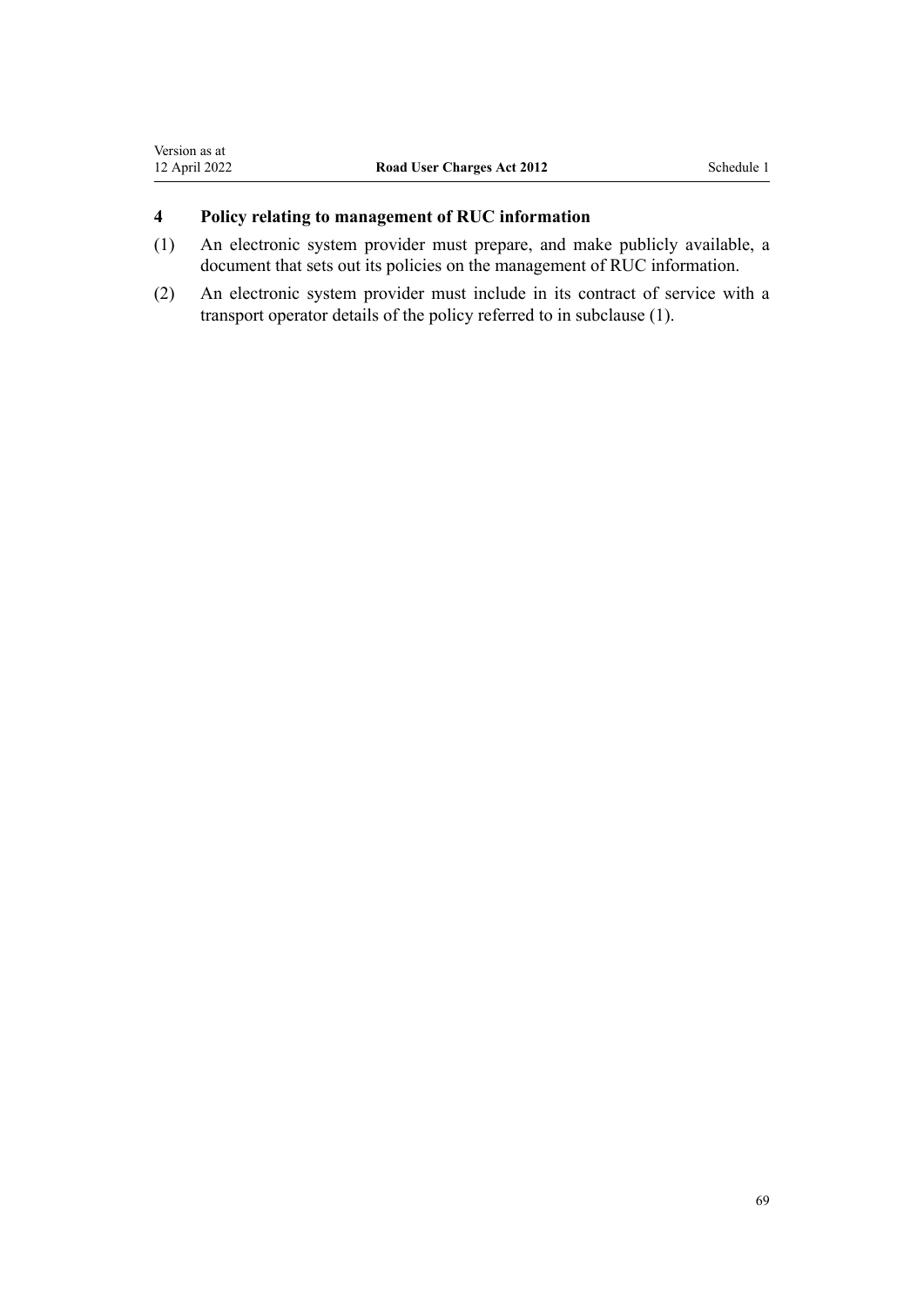### 4 Policy relating to management of RUC information

(1) An electronic system provider must prepare, and make publicly available, a document that sets out its policies on the management of RUC information.

(2) An electronic system provider must include in its contract of service with a transport operator details of the policy referred to in subclause (1).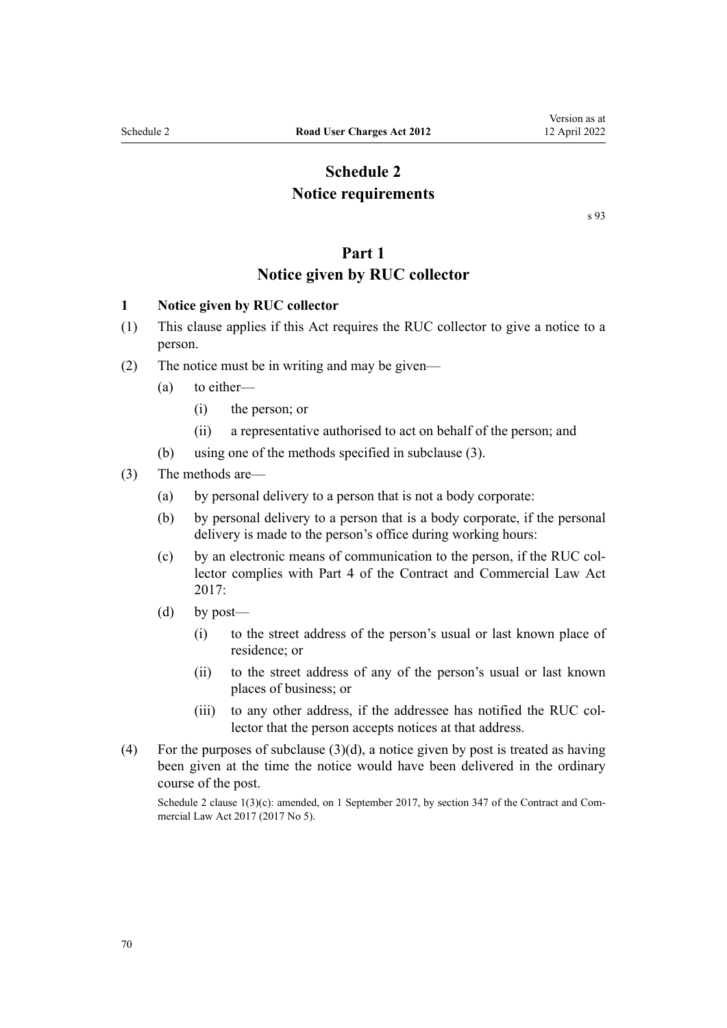# Schedule 2
# Notice requirements

s 93

## Part 1
## Notice given by RUC collector

### 1 Notice given by RUC collector

(1) This clause applies if this Act requires the RUC collector to give a notice to a person.

(2) The notice must be in writing and may be given—

(a) to either—

(i) the person; or

(ii) a representative authorised to act on behalf of the person; and

(b) using one of the methods specified in subclause (3).

(3) The methods are—

(a) by personal delivery to a person that is not a body corporate:

(b) by personal delivery to a person that is a body corporate, if the personal delivery is made to the person's office during working hours:

(c) by an electronic means of communication to the person, if the RUC collector complies with Part 4 of the Contract and Commercial Law Act 2017:

(d) by post—

(i) to the street address of the person's usual or last known place of residence; or

(ii) to the street address of any of the person's usual or last known places of business; or

(iii) to any other address, if the addressee has notified the RUC collector that the person accepts notices at that address.

(4) For the purposes of subclause (3)(d), a notice given by post is treated as having been given at the time the notice would have been delivered in the ordinary course of the post.

Schedule 2 clause 1(3)(c): amended, on 1 September 2017, by section 347 of the Contract and Commercial Law Act 2017 (2017 No 5).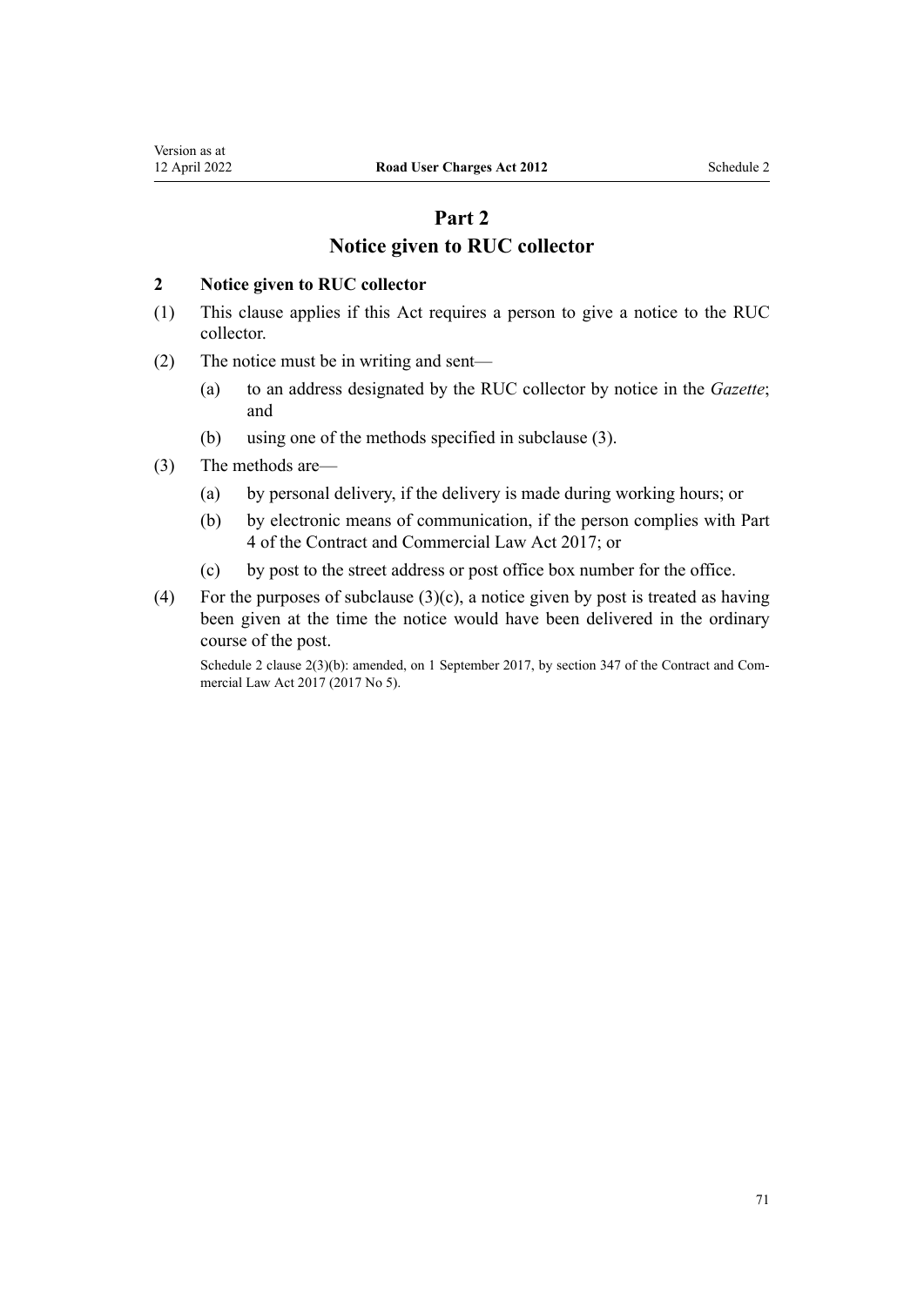# Part 2
# Notice given to RUC collector

### 2 Notice given to RUC collector

(1) This clause applies if this Act requires a person to give a notice to the RUC collector.

(2) The notice must be in writing and sent—

- (a) to an address designated by the RUC collector by notice in the *Gazette*; and
- (b) using one of the methods specified in subclause (3).

(3) The methods are—

- (a) by personal delivery, if the delivery is made during working hours; or
- (b) by electronic means of communication, if the person complies with Part 4 of the Contract and Commercial Law Act 2017; or
- (c) by post to the street address or post office box number for the office.

(4) For the purposes of subclause (3)(c), a notice given by post is treated as having been given at the time the notice would have been delivered in the ordinary course of the post.

Schedule 2 clause 2(3)(b): amended, on 1 September 2017, by section 347 of the Contract and Commercial Law Act 2017 (2017 No 5).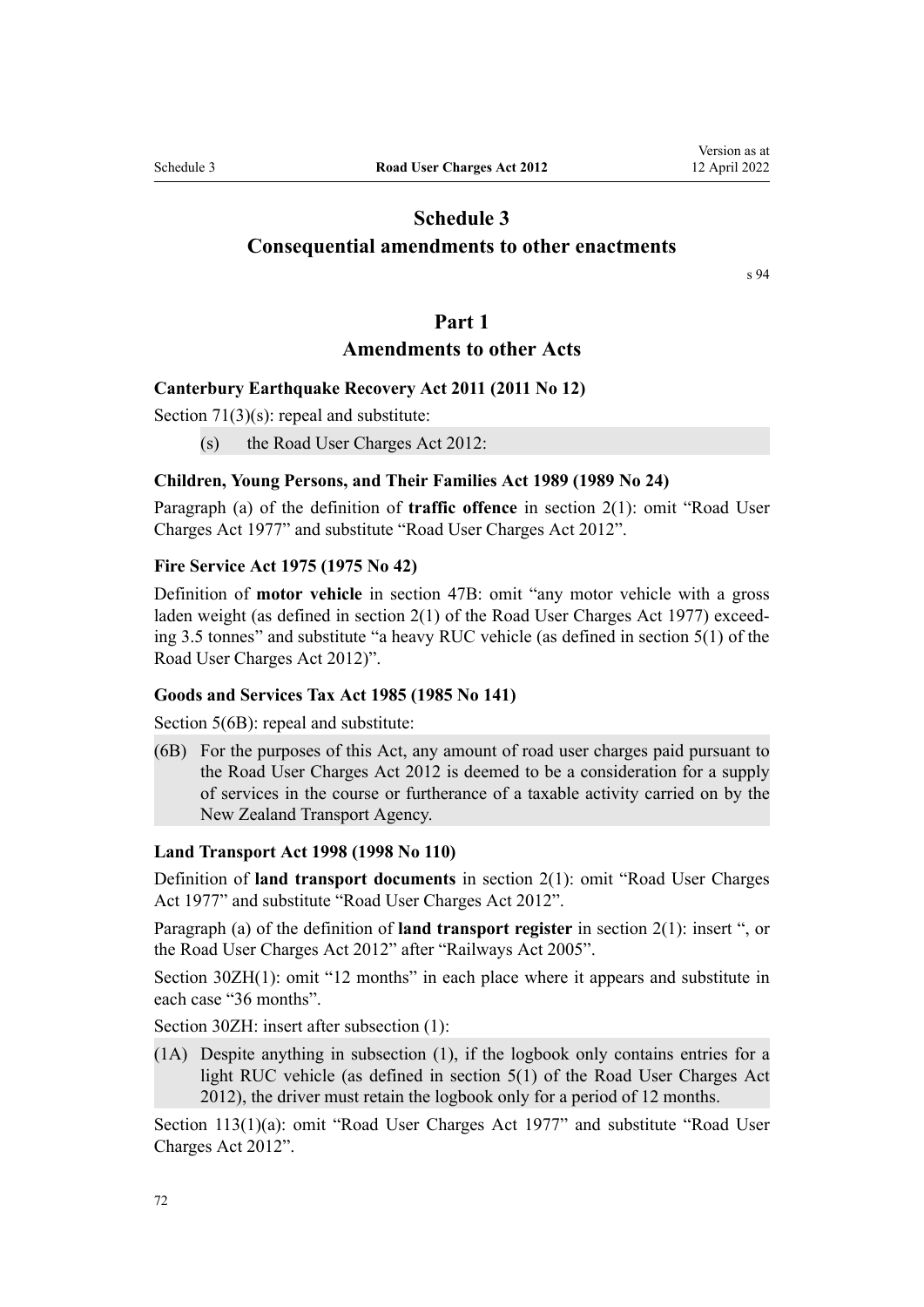# Schedule 3
# Consequential amendments to other enactments

s 94

## Part 1
## Amendments to other Acts

### Canterbury Earthquake Recovery Act 2011 (2011 No 12)

Section 71(3)(s): repeal and substitute:

> (s) the Road User Charges Act 2012:

### Children, Young Persons, and Their Families Act 1989 (1989 No 24)

Paragraph (a) of the definition of **traffic offence** in section 2(1): omit "Road User Charges Act 1977" and substitute "Road User Charges Act 2012".

### Fire Service Act 1975 (1975 No 42)

Definition of **motor vehicle** in section 47B: omit "any motor vehicle with a gross laden weight (as defined in section 2(1) of the Road User Charges Act 1977) exceeding 3.5 tonnes" and substitute "a heavy RUC vehicle (as defined in section 5(1) of the Road User Charges Act 2012)".

### Goods and Services Tax Act 1985 (1985 No 141)

Section 5(6B): repeal and substitute:

> (6B) For the purposes of this Act, any amount of road user charges paid pursuant to the Road User Charges Act 2012 is deemed to be a consideration for a supply of services in the course or furtherance of a taxable activity carried on by the New Zealand Transport Agency.

### Land Transport Act 1998 (1998 No 110)

Definition of **land transport documents** in section 2(1): omit "Road User Charges Act 1977" and substitute "Road User Charges Act 2012".

Paragraph (a) of the definition of **land transport register** in section 2(1): insert ", or the Road User Charges Act 2012" after "Railways Act 2005".

Section 30ZH(1): omit "12 months" in each place where it appears and substitute in each case "36 months".

Section 30ZH: insert after subsection (1):

> (1A) Despite anything in subsection (1), if the logbook only contains entries for a light RUC vehicle (as defined in section 5(1) of the Road User Charges Act 2012), the driver must retain the logbook only for a period of 12 months.

Section 113(1)(a): omit "Road User Charges Act 1977" and substitute "Road User Charges Act 2012".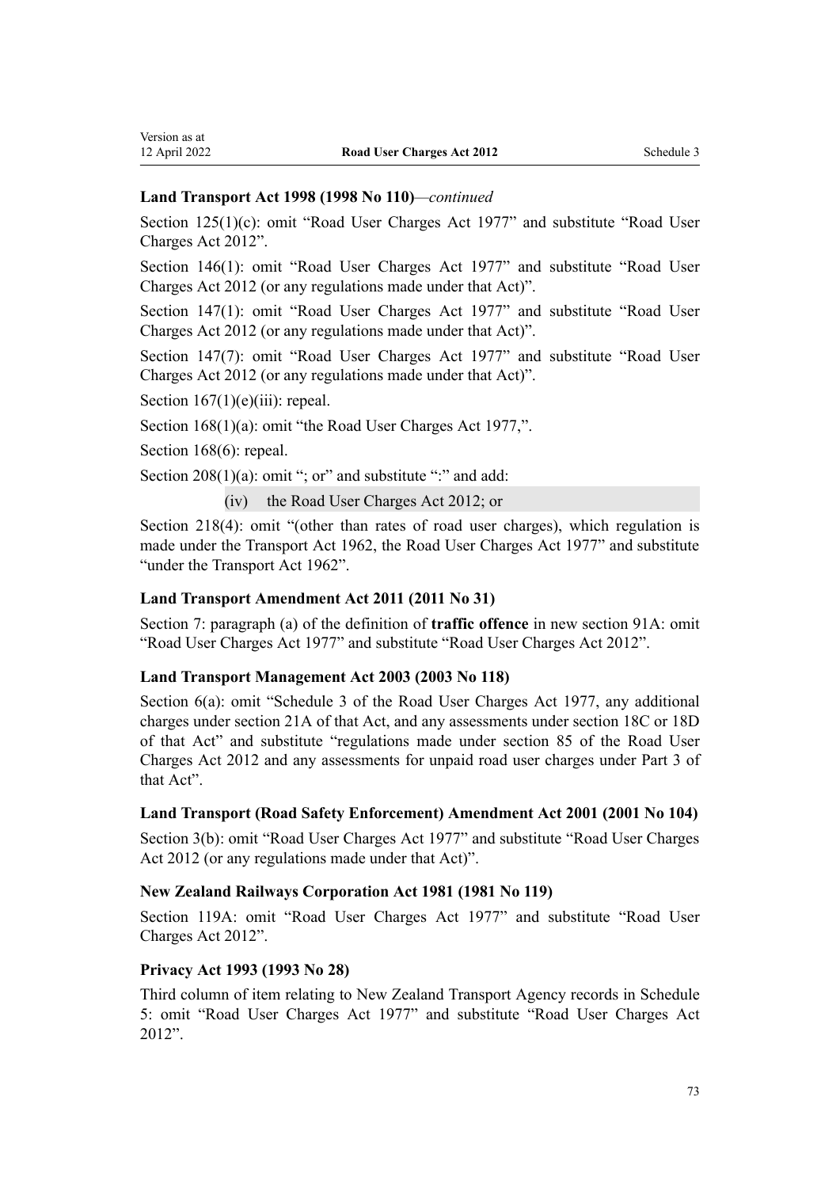### Land Transport Act 1998 (1998 No 110)—*continued*

Section 125(1)(c): omit "Road User Charges Act 1977" and substitute "Road User Charges Act 2012".

Section 146(1): omit "Road User Charges Act 1977" and substitute "Road User Charges Act 2012 (or any regulations made under that Act)".

Section 147(1): omit "Road User Charges Act 1977" and substitute "Road User Charges Act 2012 (or any regulations made under that Act)".

Section 147(7): omit "Road User Charges Act 1977" and substitute "Road User Charges Act 2012 (or any regulations made under that Act)".

Section 167(1)(e)(iii): repeal.

Section 168(1)(a): omit "the Road User Charges Act 1977,".

Section 168(6): repeal.

Section 208(1)(a): omit "; or" and substitute ":" and add:

(iv) the Road User Charges Act 2012; or

Section 218(4): omit "(other than rates of road user charges), which regulation is made under the Transport Act 1962, the Road User Charges Act 1977" and substitute "under the Transport Act 1962".

### Land Transport Amendment Act 2011 (2011 No 31)

Section 7: paragraph (a) of the definition of **traffic offence** in new section 91A: omit "Road User Charges Act 1977" and substitute "Road User Charges Act 2012".

### Land Transport Management Act 2003 (2003 No 118)

Section 6(a): omit "Schedule 3 of the Road User Charges Act 1977, any additional charges under section 21A of that Act, and any assessments under section 18C or 18D of that Act" and substitute "regulations made under section 85 of the Road User Charges Act 2012 and any assessments for unpaid road user charges under Part 3 of that Act".

### Land Transport (Road Safety Enforcement) Amendment Act 2001 (2001 No 104)

Section 3(b): omit "Road User Charges Act 1977" and substitute "Road User Charges Act 2012 (or any regulations made under that Act)".

### New Zealand Railways Corporation Act 1981 (1981 No 119)

Section 119A: omit "Road User Charges Act 1977" and substitute "Road User Charges Act 2012".

### Privacy Act 1993 (1993 No 28)

Third column of item relating to New Zealand Transport Agency records in Schedule 5: omit "Road User Charges Act 1977" and substitute "Road User Charges Act 2012".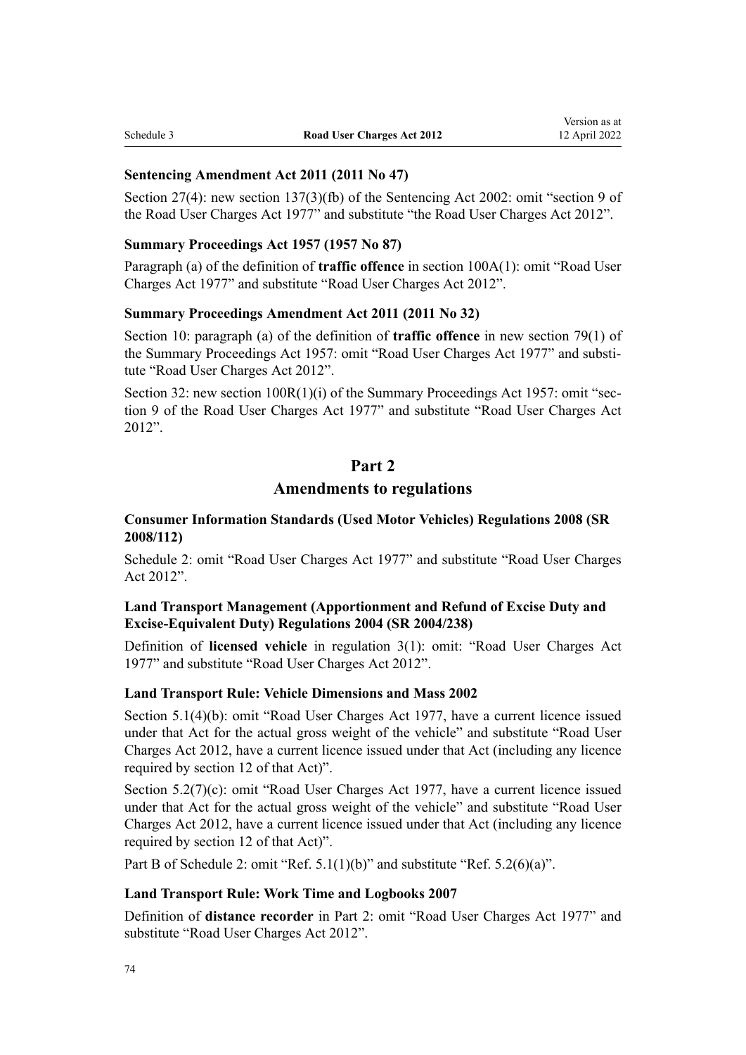**Sentencing Amendment Act 2011 (2011 No 47)**

Section 27(4): new section 137(3)(fb) of the Sentencing Act 2002: omit "section 9 of the Road User Charges Act 1977" and substitute "the Road User Charges Act 2012".

**Summary Proceedings Act 1957 (1957 No 87)**

Paragraph (a) of the definition of **traffic offence** in section 100A(1): omit "Road User Charges Act 1977" and substitute "Road User Charges Act 2012".

**Summary Proceedings Amendment Act 2011 (2011 No 32)**

Section 10: paragraph (a) of the definition of **traffic offence** in new section 79(1) of the Summary Proceedings Act 1957: omit "Road User Charges Act 1977" and substitute "Road User Charges Act 2012".

Section 32: new section 100R(1)(i) of the Summary Proceedings Act 1957: omit "section 9 of the Road User Charges Act 1977" and substitute "Road User Charges Act 2012".

## Part 2
## Amendments to regulations

**Consumer Information Standards (Used Motor Vehicles) Regulations 2008 (SR 2008/112)**

Schedule 2: omit "Road User Charges Act 1977" and substitute "Road User Charges Act 2012".

**Land Transport Management (Apportionment and Refund of Excise Duty and Excise-Equivalent Duty) Regulations 2004 (SR 2004/238)**

Definition of **licensed vehicle** in regulation 3(1): omit: "Road User Charges Act 1977" and substitute "Road User Charges Act 2012".

**Land Transport Rule: Vehicle Dimensions and Mass 2002**

Section 5.1(4)(b): omit "Road User Charges Act 1977, have a current licence issued under that Act for the actual gross weight of the vehicle" and substitute "Road User Charges Act 2012, have a current licence issued under that Act (including any licence required by section 12 of that Act)".

Section 5.2(7)(c): omit "Road User Charges Act 1977, have a current licence issued under that Act for the actual gross weight of the vehicle" and substitute "Road User Charges Act 2012, have a current licence issued under that Act (including any licence required by section 12 of that Act)".

Part B of Schedule 2: omit "Ref. 5.1(1)(b)" and substitute "Ref. 5.2(6)(a)".

**Land Transport Rule: Work Time and Logbooks 2007**

Definition of **distance recorder** in Part 2: omit "Road User Charges Act 1977" and substitute "Road User Charges Act 2012".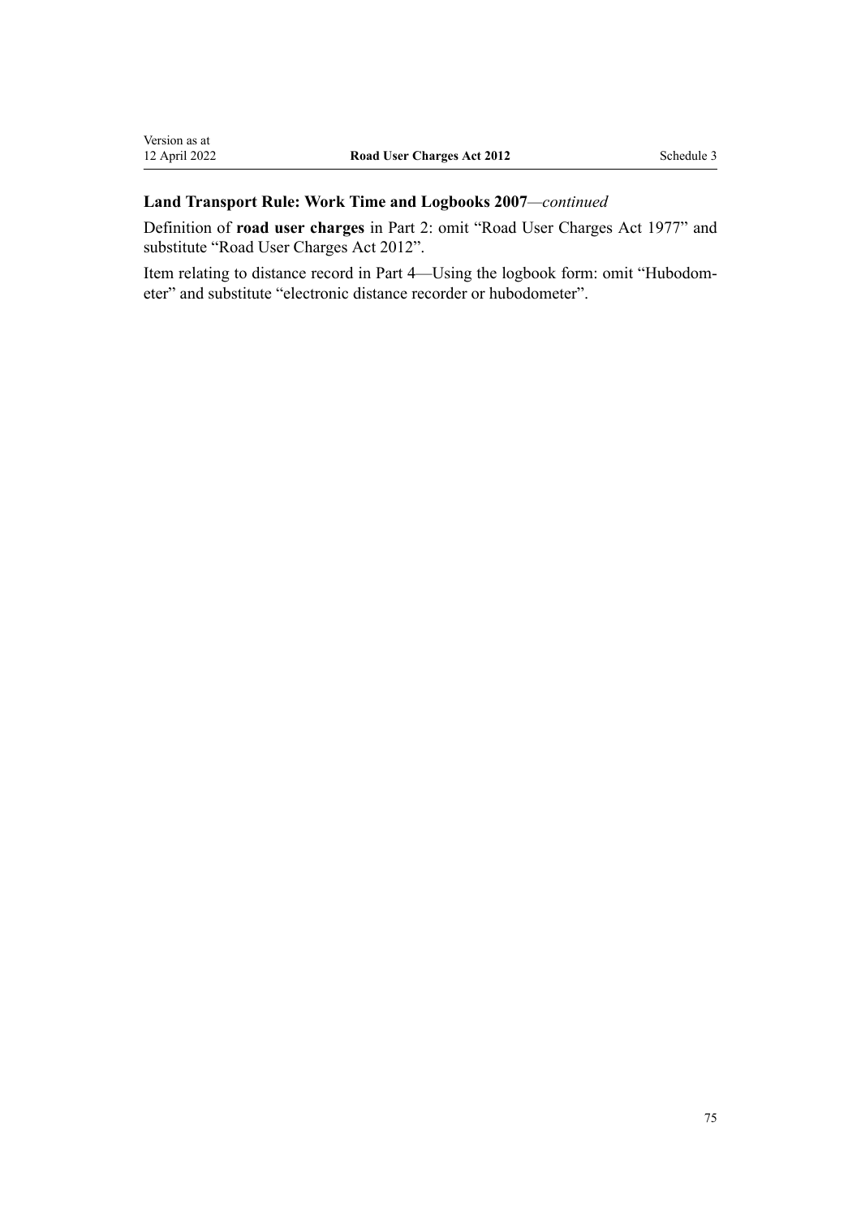**Land Transport Rule: Work Time and Logbooks 2007**—*continued*

Definition of **road user charges** in Part 2: omit "Road User Charges Act 1977" and substitute "Road User Charges Act 2012".

Item relating to distance record in Part 4—Using the logbook form: omit "Hubodometer" and substitute "electronic distance recorder or hubodometer".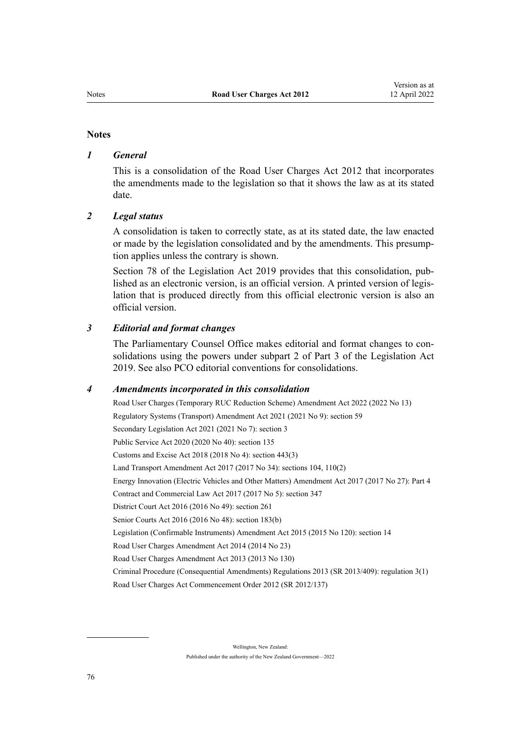## Notes

### *1 General*

This is a consolidation of the Road User Charges Act 2012 that incorporates the amendments made to the legislation so that it shows the law as at its stated date.

### *2 Legal status*

A consolidation is taken to correctly state, as at its stated date, the law enacted or made by the legislation consolidated and by the amendments. This presumption applies unless the contrary is shown.

Section 78 of the Legislation Act 2019 provides that this consolidation, published as an electronic version, is an official version. A printed version of legislation that is produced directly from this official electronic version is also an official version.

### *3 Editorial and format changes*

The Parliamentary Counsel Office makes editorial and format changes to consolidations using the powers under subpart 2 of Part 3 of the Legislation Act 2019. See also PCO editorial conventions for consolidations.

### *4 Amendments incorporated in this consolidation*

Road User Charges (Temporary RUC Reduction Scheme) Amendment Act 2022 (2022 No 13)

Regulatory Systems (Transport) Amendment Act 2021 (2021 No 9): section 59

Secondary Legislation Act 2021 (2021 No 7): section 3

Public Service Act 2020 (2020 No 40): section 135

Customs and Excise Act 2018 (2018 No 4): section 443(3)

Land Transport Amendment Act 2017 (2017 No 34): sections 104, 110(2)

Energy Innovation (Electric Vehicles and Other Matters) Amendment Act 2017 (2017 No 27): Part 4

Contract and Commercial Law Act 2017 (2017 No 5): section 347

District Court Act 2016 (2016 No 49): section 261

Senior Courts Act 2016 (2016 No 48): section 183(b)

Legislation (Confirmable Instruments) Amendment Act 2015 (2015 No 120): section 14

Road User Charges Amendment Act 2014 (2014 No 23)

Road User Charges Amendment Act 2013 (2013 No 130)

Criminal Procedure (Consequential Amendments) Regulations 2013 (SR 2013/409): regulation 3(1)

Road User Charges Act Commencement Order 2012 (SR 2012/137)

Wellington, New Zealand:

Published under the authority of the New Zealand Government—2022